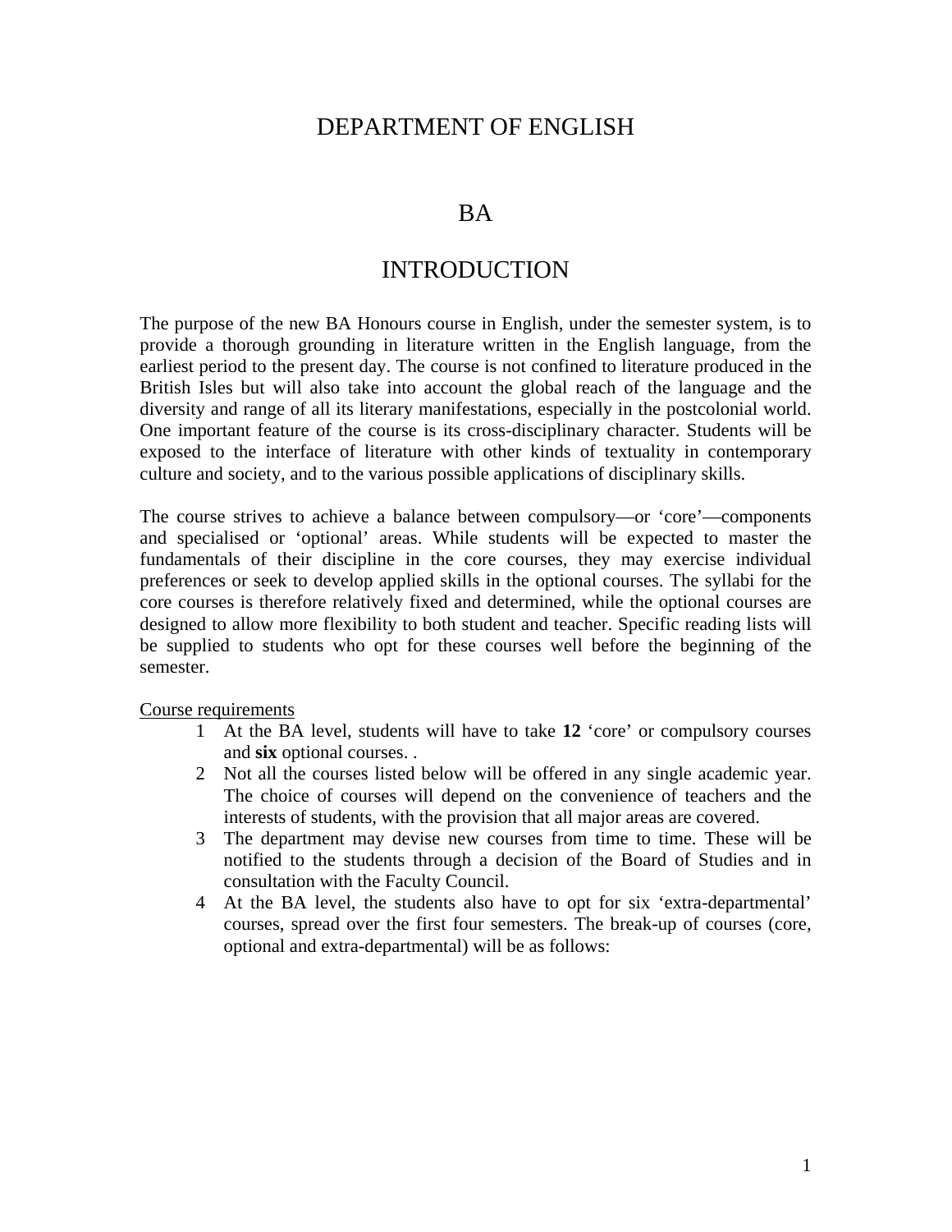# DEPARTMENT OF ENGLISH

## BA

## INTRODUCTION

The purpose of the new BA Honours course in English, under the semester system, is to provide a thorough grounding in literature written in the English language, from the earliest period to the present day. The course is not confined to literature produced in the British Isles but will also take into account the global reach of the language and the diversity and range of all its literary manifestations, especially in the postcolonial world. One important feature of the course is its cross-disciplinary character. Students will be exposed to the interface of literature with other kinds of textuality in contemporary culture and society, and to the various possible applications of disciplinary skills.

The course strives to achieve a balance between compulsory—or 'core'—components and specialised or 'optional' areas. While students will be expected to master the fundamentals of their discipline in the core courses, they may exercise individual preferences or seek to develop applied skills in the optional courses. The syllabi for the core courses is therefore relatively fixed and determined, while the optional courses are designed to allow more flexibility to both student and teacher. Specific reading lists will be supplied to students who opt for these courses well before the beginning of the semester.

Course requirements

1. At the BA level, students will have to take **12** 'core' or compulsory courses and **six** optional courses. .
2. Not all the courses listed below will be offered in any single academic year. The choice of courses will depend on the convenience of teachers and the interests of students, with the provision that all major areas are covered.
3. The department may devise new courses from time to time. These will be notified to the students through a decision of the Board of Studies and in consultation with the Faculty Council.
4. At the BA level, the students also have to opt for six 'extra-departmental' courses, spread over the first four semesters. The break-up of courses (core, optional and extra-departmental) will be as follows: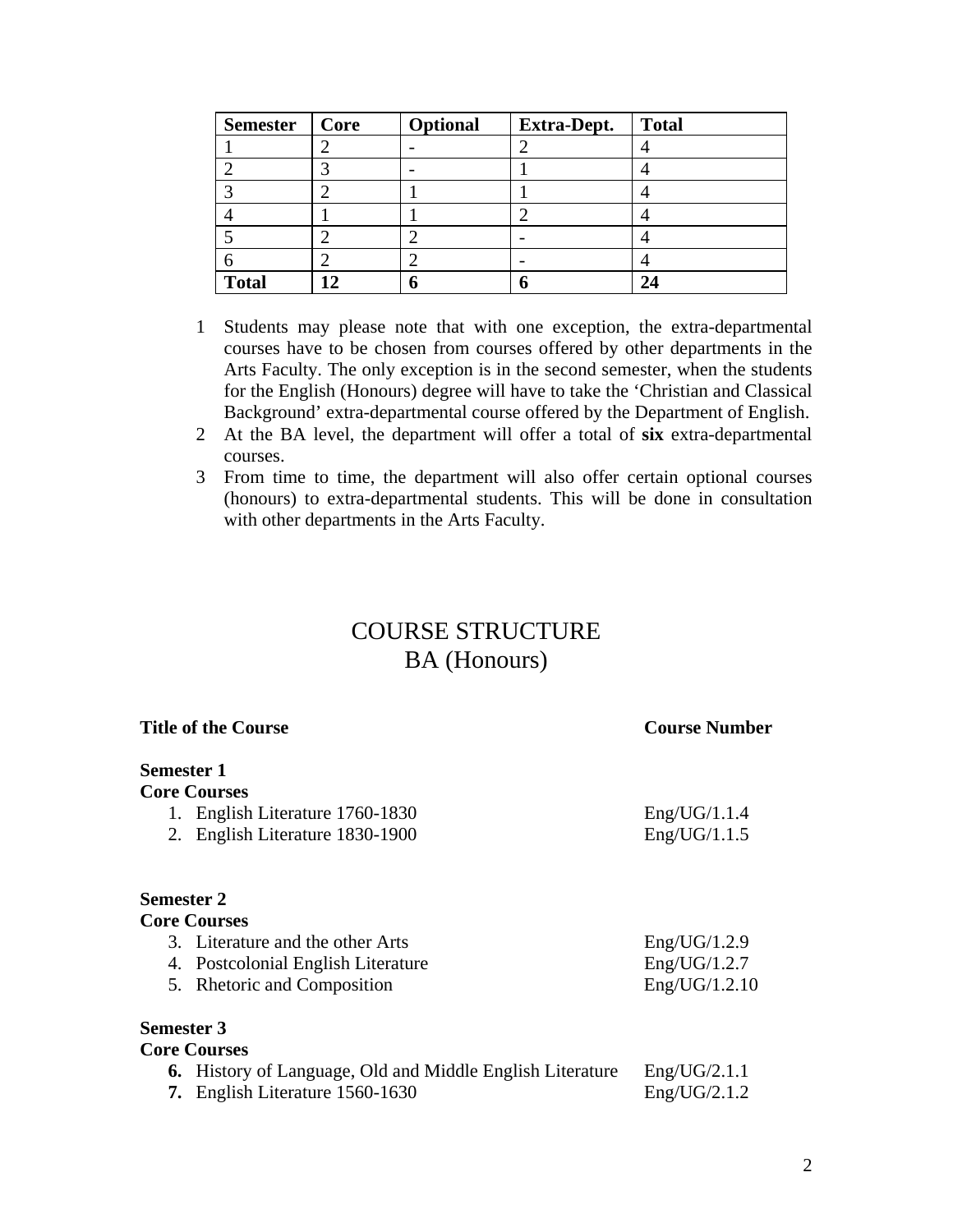| Semester | Core | Optional | Extra-Dept. | Total |
|---|---|---|---|---|
| 1 | 2 | - | 2 | 4 |
| 2 | 3 | - | 1 | 4 |
| 3 | 2 | 1 | 1 | 4 |
| 4 | 1 | 1 | 2 | 4 |
| 5 | 2 | 2 | - | 4 |
| 6 | 2 | 2 | - | 4 |
| **Total** | **12** | **6** | **6** | **24** |

1. Students may please note that with one exception, the extra-departmental courses have to be chosen from courses offered by other departments in the Arts Faculty. The only exception is in the second semester, when the students for the English (Honours) degree will have to take the 'Christian and Classical Background' extra-departmental course offered by the Department of English.
2. At the BA level, the department will offer a total of **six** extra-departmental courses.
3. From time to time, the department will also offer certain optional courses (honours) to extra-departmental students. This will be done in consultation with other departments in the Arts Faculty.

# COURSE STRUCTURE
# BA (Honours)

| **Title of the Course** | **Course Number** |
|---|---|
| **Semester 1** | |
| **Core Courses** | |
| 1. English Literature 1760-1830 | Eng/UG/1.1.4 |
| 2. English Literature 1830-1900 | Eng/UG/1.1.5 |
| **Semester 2** | |
| **Core Courses** | |
| 3. Literature and the other Arts | Eng/UG/1.2.9 |
| 4. Postcolonial English Literature | Eng/UG/1.2.7 |
| 5. Rhetoric and Composition | Eng/UG/1.2.10 |
| **Semester 3** | |
| **Core Courses** | |
| **6.** History of Language, Old and Middle English Literature | Eng/UG/2.1.1 |
| **7.** English Literature 1560-1630 | Eng/UG/2.1.2 |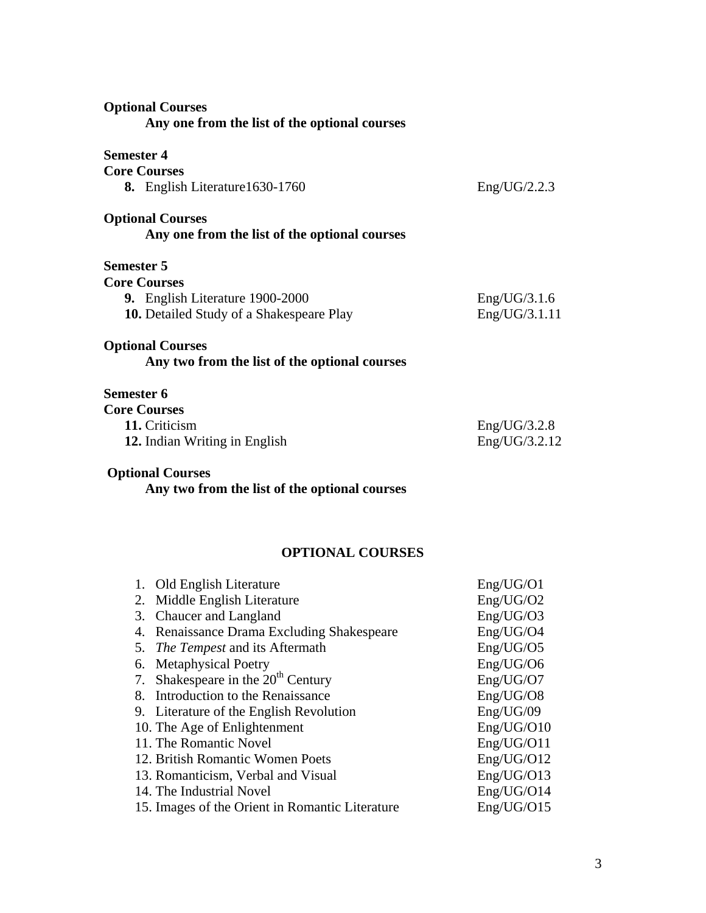**Optional Courses**

**Any one from the list of the optional courses**

**Semester 4**

**Core Courses**

| | |
|---|---|
| **8.** English Literature1630-1760 | Eng/UG/2.2.3 |

**Optional Courses**

**Any one from the list of the optional courses**

**Semester 5**

**Core Courses**

| | |
|---|---|
| **9.** English Literature 1900-2000 | Eng/UG/3.1.6 |
| **10.** Detailed Study of a Shakespeare Play | Eng/UG/3.1.11 |

**Optional Courses**

**Any two from the list of the optional courses**

**Semester 6**

**Core Courses**

| | |
|---|---|
| **11.** Criticism | Eng/UG/3.2.8 |
| **12.** Indian Writing in English | Eng/UG/3.2.12 |

**Optional Courses**

**Any two from the list of the optional courses**

## OPTIONAL COURSES

| | |
|---|---|
| 1. Old English Literature | Eng/UG/O1 |
| 2. Middle English Literature | Eng/UG/O2 |
| 3. Chaucer and Langland | Eng/UG/O3 |
| 4. Renaissance Drama Excluding Shakespeare | Eng/UG/O4 |
| 5. *The Tempest* and its Aftermath | Eng/UG/O5 |
| 6. Metaphysical Poetry | Eng/UG/O6 |
| 7. Shakespeare in the 20th Century | Eng/UG/O7 |
| 8. Introduction to the Renaissance | Eng/UG/O8 |
| 9. Literature of the English Revolution | Eng/UG/09 |
| 10. The Age of Enlightenment | Eng/UG/O10 |
| 11. The Romantic Novel | Eng/UG/O11 |
| 12. British Romantic Women Poets | Eng/UG/O12 |
| 13. Romanticism, Verbal and Visual | Eng/UG/O13 |
| 14. The Industrial Novel | Eng/UG/O14 |
| 15. Images of the Orient in Romantic Literature | Eng/UG/O15 |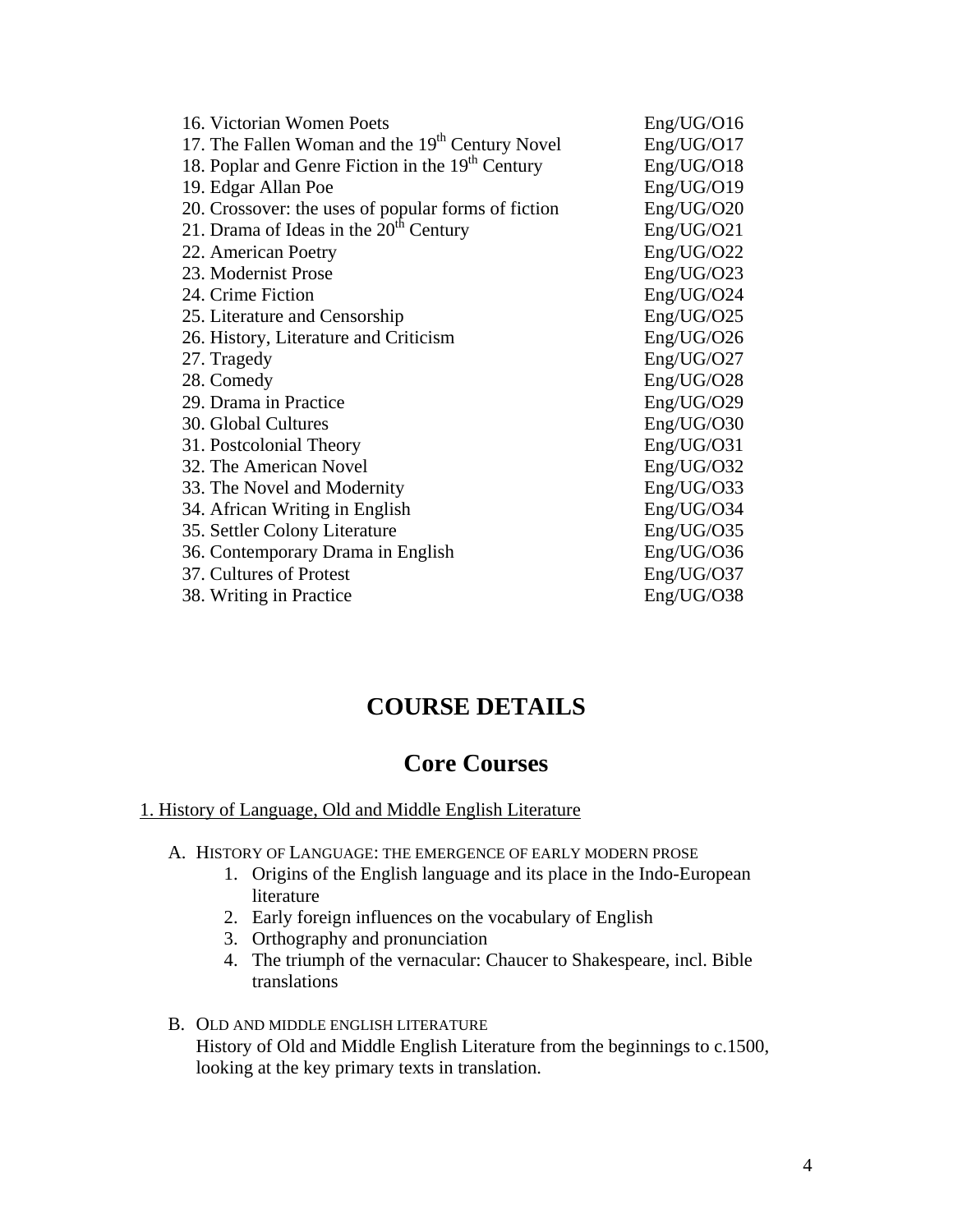| | |
|---|---|
| 16. Victorian Women Poets | Eng/UG/O16 |
| 17. The Fallen Woman and the 19th Century Novel | Eng/UG/O17 |
| 18. Poplar and Genre Fiction in the 19th Century | Eng/UG/O18 |
| 19. Edgar Allan Poe | Eng/UG/O19 |
| 20. Crossover: the uses of popular forms of fiction | Eng/UG/O20 |
| 21. Drama of Ideas in the 20th Century | Eng/UG/O21 |
| 22. American Poetry | Eng/UG/O22 |
| 23. Modernist Prose | Eng/UG/O23 |
| 24. Crime Fiction | Eng/UG/O24 |
| 25. Literature and Censorship | Eng/UG/O25 |
| 26. History, Literature and Criticism | Eng/UG/O26 |
| 27. Tragedy | Eng/UG/O27 |
| 28. Comedy | Eng/UG/O28 |
| 29. Drama in Practice | Eng/UG/O29 |
| 30. Global Cultures | Eng/UG/O30 |
| 31. Postcolonial Theory | Eng/UG/O31 |
| 32. The American Novel | Eng/UG/O32 |
| 33. The Novel and Modernity | Eng/UG/O33 |
| 34. African Writing in English | Eng/UG/O34 |
| 35. Settler Colony Literature | Eng/UG/O35 |
| 36. Contemporary Drama in English | Eng/UG/O36 |
| 37. Cultures of Protest | Eng/UG/O37 |
| 38. Writing in Practice | Eng/UG/O38 |

# COURSE DETAILS

## Core Courses

1. History of Language, Old and Middle English Literature

A. HISTORY OF LANGUAGE: THE EMERGENCE OF EARLY MODERN PROSE
   1. Origins of the English language and its place in the Indo-European literature
   2. Early foreign influences on the vocabulary of English
   3. Orthography and pronunciation
   4. The triumph of the vernacular: Chaucer to Shakespeare, incl. Bible translations

B. OLD AND MIDDLE ENGLISH LITERATURE
   History of Old and Middle English Literature from the beginnings to c.1500, looking at the key primary texts in translation.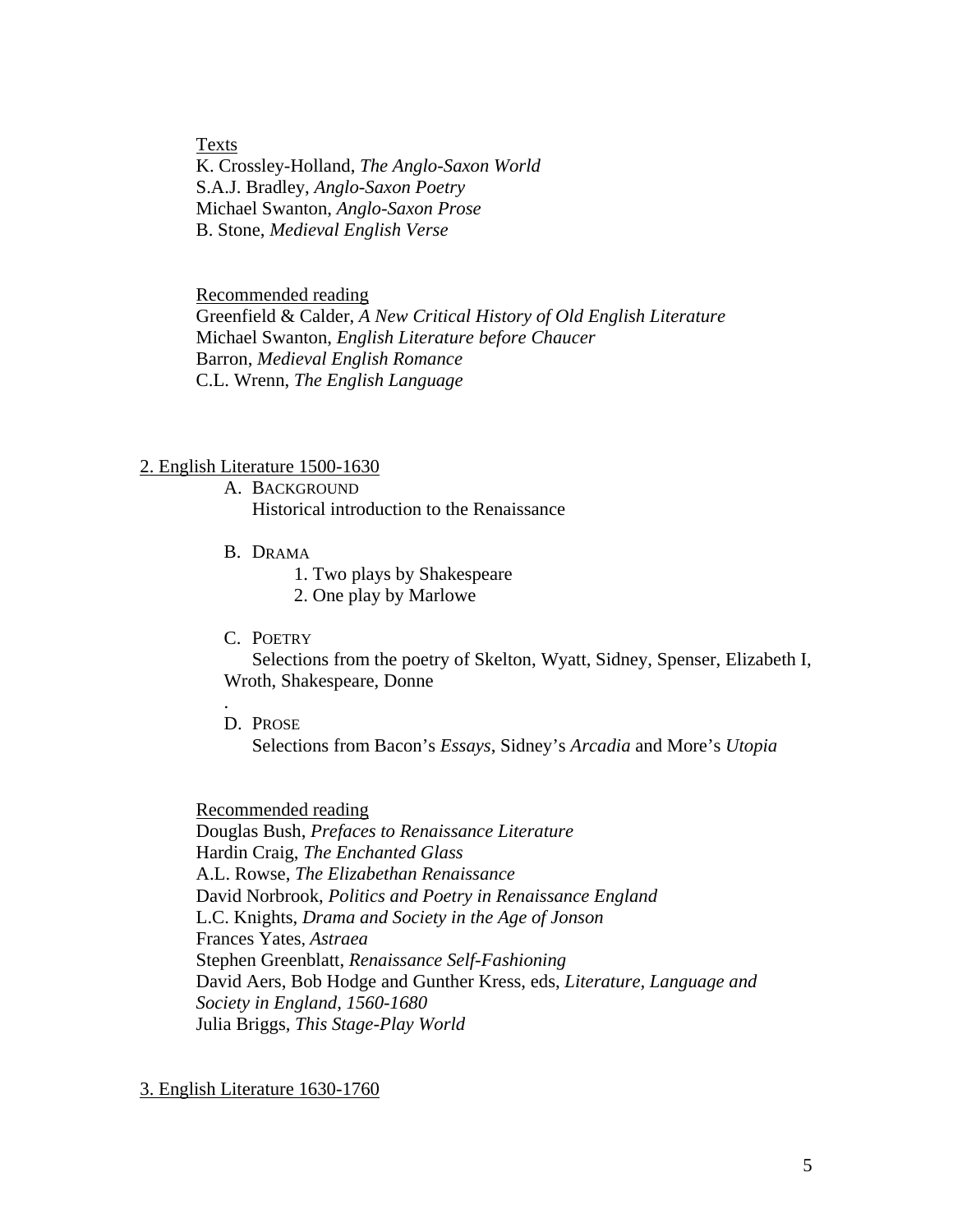Texts

K. Crossley-Holland, *The Anglo-Saxon World*
S.A.J. Bradley, *Anglo-Saxon Poetry*
Michael Swanton, *Anglo-Saxon Prose*
B. Stone, *Medieval English Verse*

Recommended reading

Greenfield & Calder, *A New Critical History of Old English Literature*
Michael Swanton, *English Literature before Chaucer*
Barron, *Medieval English Romance*
C.L. Wrenn, *The English Language*

## 2. English Literature 1500-1630

A. BACKGROUND
Historical introduction to the Renaissance

B. DRAMA
1. Two plays by Shakespeare
2. One play by Marlowe

C. POETRY
Selections from the poetry of Skelton, Wyatt, Sidney, Spenser, Elizabeth I, Wroth, Shakespeare, Donne
.

D. PROSE
Selections from Bacon's *Essays*, Sidney's *Arcadia* and More's *Utopia*

Recommended reading

Douglas Bush, *Prefaces to Renaissance Literature*
Hardin Craig, *The Enchanted Glass*
A.L. Rowse, *The Elizabethan Renaissance*
David Norbrook, *Politics and Poetry in Renaissance England*
L.C. Knights, *Drama and Society in the Age of Jonson*
Frances Yates, *Astraea*
Stephen Greenblatt, *Renaissance Self-Fashioning*
David Aers, Bob Hodge and Gunther Kress, eds, *Literature, Language and Society in England, 1560-1680*
Julia Briggs, *This Stage-Play World*

## 3. English Literature 1630-1760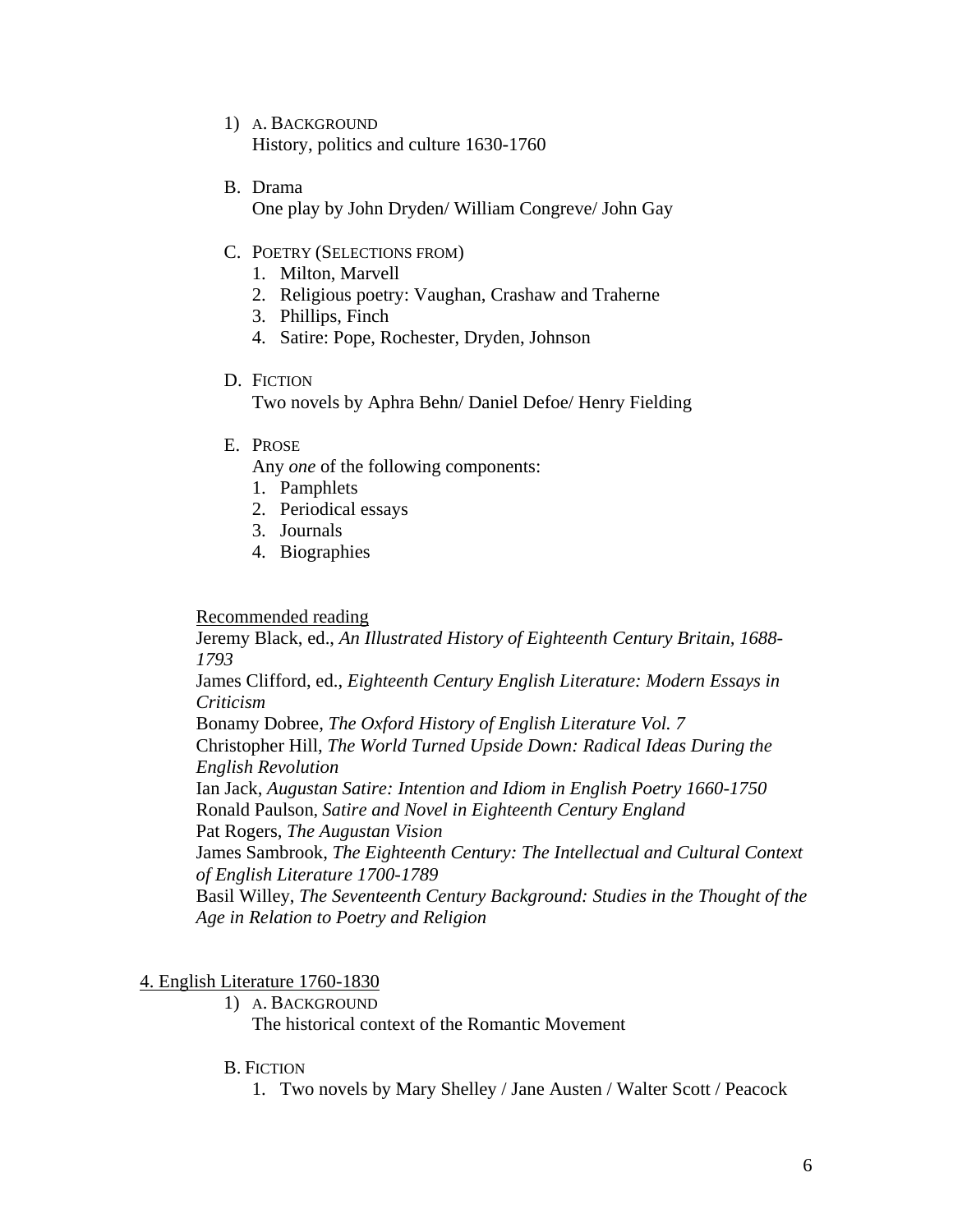1) A. BACKGROUND
   History, politics and culture 1630-1760

B. Drama
   One play by John Dryden/ William Congreve/ John Gay

C. POETRY (SELECTIONS FROM)
   1. Milton, Marvell
   2. Religious poetry: Vaughan, Crashaw and Traherne
   3. Phillips, Finch
   4. Satire: Pope, Rochester, Dryden, Johnson

D. FICTION
   Two novels by Aphra Behn/ Daniel Defoe/ Henry Fielding

E. PROSE
   Any *one* of the following components:
   1. Pamphlets
   2. Periodical essays
   3. Journals
   4. Biographies

Recommended reading

Jeremy Black, ed., *An Illustrated History of Eighteenth Century Britain, 1688-1793*
James Clifford, ed., *Eighteenth Century English Literature: Modern Essays in Criticism*
Bonamy Dobree, *The Oxford History of English Literature Vol. 7*
Christopher Hill, *The World Turned Upside Down: Radical Ideas During the English Revolution*
Ian Jack, *Augustan Satire: Intention and Idiom in English Poetry 1660-1750*
Ronald Paulson, *Satire and Novel in Eighteenth Century England*
Pat Rogers, *The Augustan Vision*
James Sambrook, *The Eighteenth Century: The Intellectual and Cultural Context of English Literature 1700-1789*
Basil Willey, *The Seventeenth Century Background: Studies in the Thought of the Age in Relation to Poetry and Religion*

## 4. English Literature 1760-1830

1) A. BACKGROUND
   The historical context of the Romantic Movement

B. FICTION
   1. Two novels by Mary Shelley / Jane Austen / Walter Scott / Peacock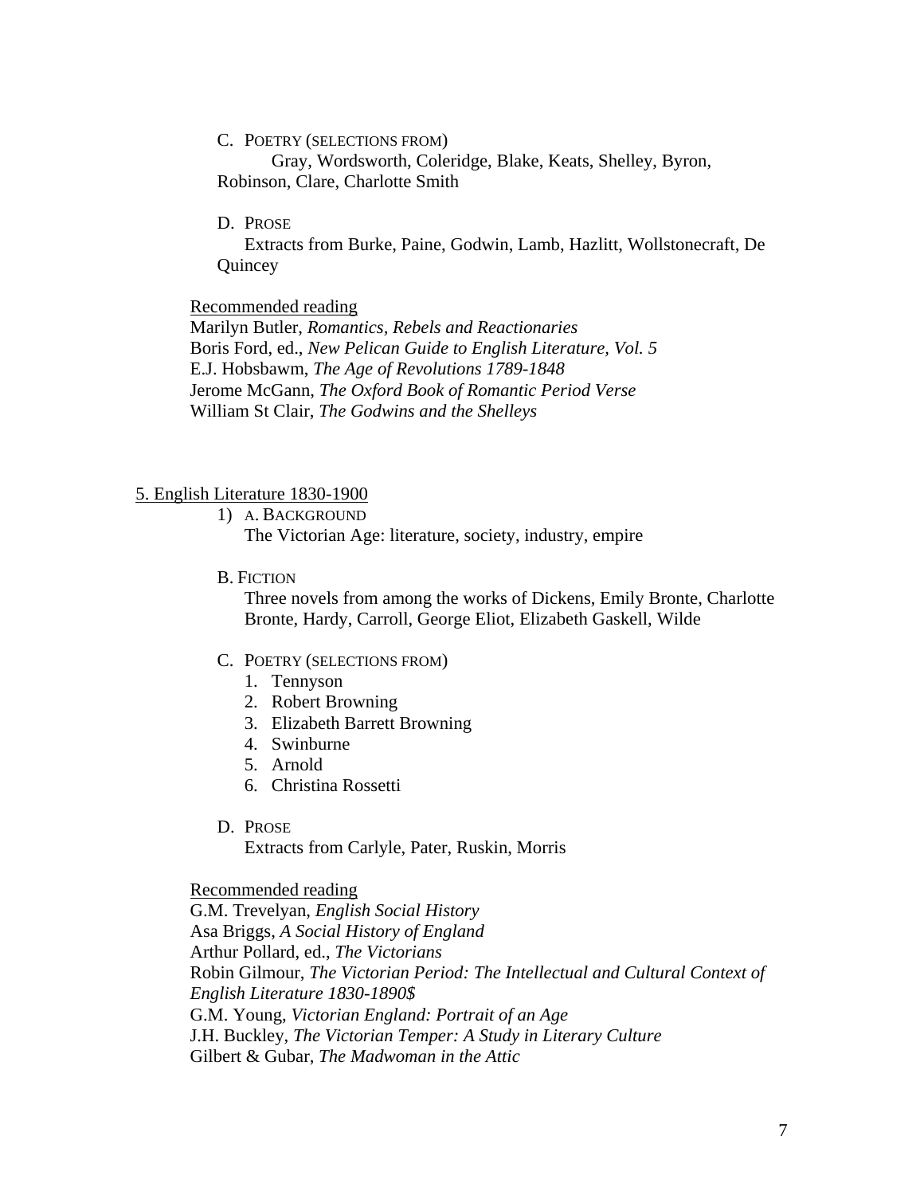C. POETRY (SELECTIONS FROM)

Gray, Wordsworth, Coleridge, Blake, Keats, Shelley, Byron, Robinson, Clare, Charlotte Smith

D. PROSE

Extracts from Burke, Paine, Godwin, Lamb, Hazlitt, Wollstonecraft, De Quincey

Recommended reading

Marilyn Butler, *Romantics, Rebels and Reactionaries*
Boris Ford, ed., *New Pelican Guide to English Literature, Vol. 5*
E.J. Hobsbawm, *The Age of Revolutions 1789-1848*
Jerome McGann, *The Oxford Book of Romantic Period Verse*
William St Clair, *The Godwins and the Shelleys*

5. English Literature 1830-1900

1) A. BACKGROUND

The Victorian Age: literature, society, industry, empire

B. FICTION

Three novels from among the works of Dickens, Emily Bronte, Charlotte Bronte, Hardy, Carroll, George Eliot, Elizabeth Gaskell, Wilde

C. POETRY (SELECTIONS FROM)

1. Tennyson
2. Robert Browning
3. Elizabeth Barrett Browning
4. Swinburne
5. Arnold
6. Christina Rossetti

D. PROSE

Extracts from Carlyle, Pater, Ruskin, Morris

Recommended reading

G.M. Trevelyan, *English Social History*
Asa Briggs, *A Social History of England*
Arthur Pollard, ed., *The Victorians*
Robin Gilmour, *The Victorian Period: The Intellectual and Cultural Context of English Literature 1830-1890$*
G.M. Young, *Victorian England: Portrait of an Age*
J.H. Buckley, *The Victorian Temper: A Study in Literary Culture*
Gilbert & Gubar, *The Madwoman in the Attic*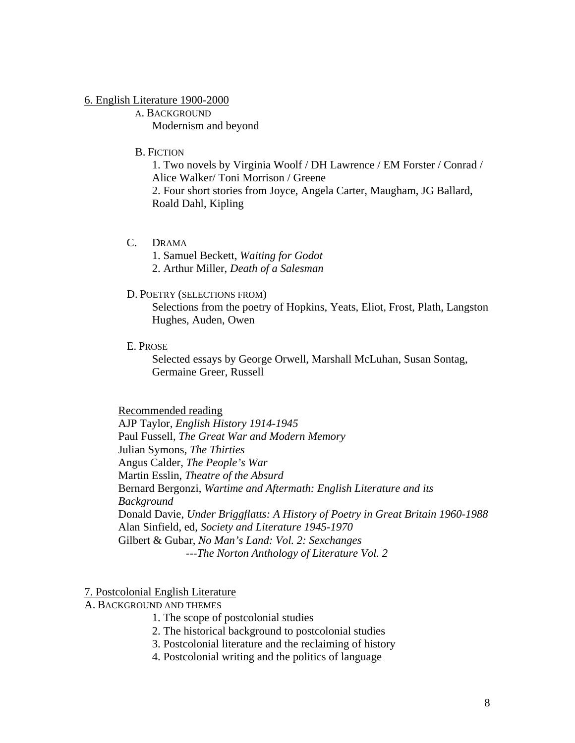## 6. English Literature 1900-2000

### A. Background

Modernism and beyond

### B. Fiction

1. Two novels by Virginia Woolf / DH Lawrence / EM Forster / Conrad / Alice Walker/ Toni Morrison / Greene
2. Four short stories from Joyce, Angela Carter, Maugham, JG Ballard, Roald Dahl, Kipling

### C. Drama

1. Samuel Beckett, *Waiting for Godot*
2. Arthur Miller, *Death of a Salesman*

### D. Poetry (selections from)

Selections from the poetry of Hopkins, Yeats, Eliot, Frost, Plath, Langston Hughes, Auden, Owen

### E. Prose

Selected essays by George Orwell, Marshall McLuhan, Susan Sontag, Germaine Greer, Russell

#### Recommended reading

AJP Taylor, *English History 1914-1945*
Paul Fussell, *The Great War and Modern Memory*
Julian Symons, *The Thirties*
Angus Calder, *The People's War*
Martin Esslin, *Theatre of the Absurd*
Bernard Bergonzi, *Wartime and Aftermath: English Literature and its Background*
Donald Davie, *Under Briggflatts: A History of Poetry in Great Britain 1960-1988*
Alan Sinfield, ed, *Society and Literature 1945-1970*
Gilbert & Gubar, *No Man's Land: Vol. 2: Sexchanges*
---*The Norton Anthology of Literature Vol. 2*

## 7. Postcolonial English Literature

### A. Background and themes

1. The scope of postcolonial studies
2. The historical background to postcolonial studies
3. Postcolonial literature and the reclaiming of history
4. Postcolonial writing and the politics of language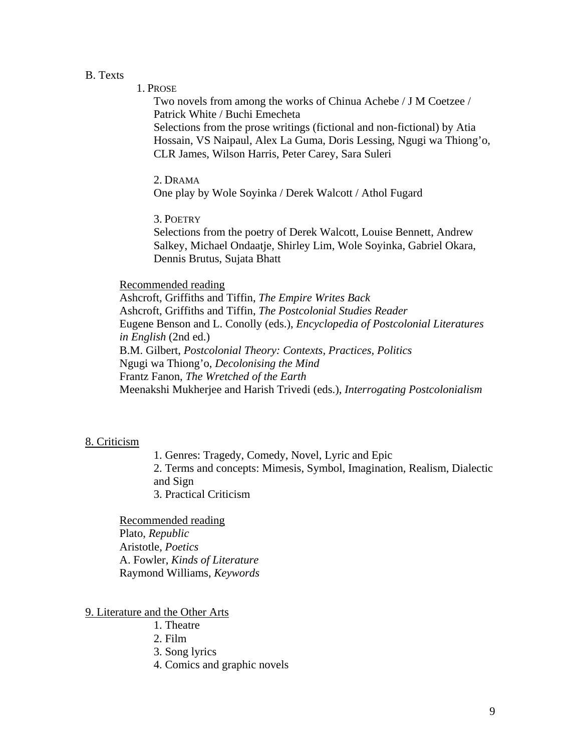B. Texts

1. PROSE

Two novels from among the works of Chinua Achebe / J M Coetzee / Patrick White / Buchi Emecheta

Selections from the prose writings (fictional and non-fictional) by Atia Hossain, VS Naipaul, Alex La Guma, Doris Lessing, Ngugi wa Thiong'o, CLR James, Wilson Harris, Peter Carey, Sara Suleri

2. DRAMA

One play by Wole Soyinka / Derek Walcott / Athol Fugard

3. POETRY

Selections from the poetry of Derek Walcott, Louise Bennett, Andrew Salkey, Michael Ondaatje, Shirley Lim, Wole Soyinka, Gabriel Okara, Dennis Brutus, Sujata Bhatt

Recommended reading

Ashcroft, Griffiths and Tiffin, *The Empire Writes Back*
Ashcroft, Griffiths and Tiffin, *The Postcolonial Studies Reader*
Eugene Benson and L. Conolly (eds.), *Encyclopedia of Postcolonial Literatures in English* (2nd ed.)
B.M. Gilbert, *Postcolonial Theory: Contexts, Practices, Politics*
Ngugi wa Thiong'o, *Decolonising the Mind*
Frantz Fanon, *The Wretched of the Earth*
Meenakshi Mukherjee and Harish Trivedi (eds.), *Interrogating Postcolonialism*

## 8. Criticism

1. Genres: Tragedy, Comedy, Novel, Lyric and Epic
2. Terms and concepts: Mimesis, Symbol, Imagination, Realism, Dialectic and Sign
3. Practical Criticism

Recommended reading

Plato, *Republic*
Aristotle, *Poetics*
A. Fowler, *Kinds of Literature*
Raymond Williams, *Keywords*

## 9. Literature and the Other Arts

1. Theatre
2. Film
3. Song lyrics
4. Comics and graphic novels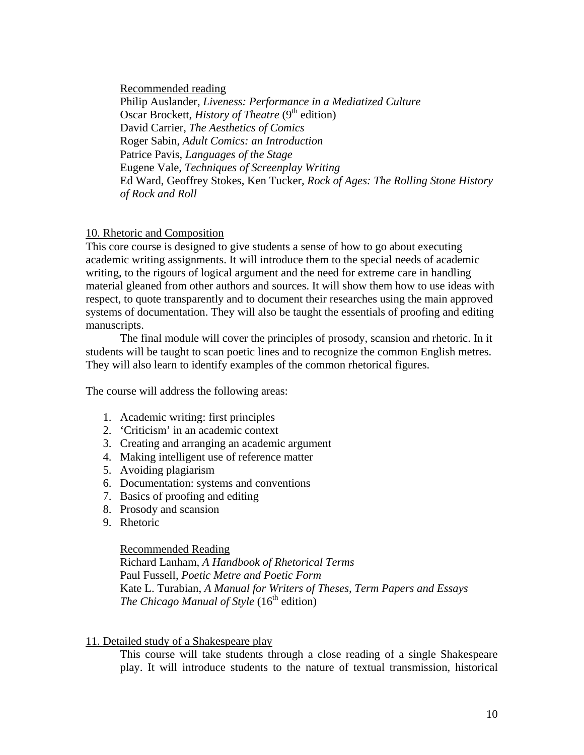Recommended reading

Philip Auslander, *Liveness: Performance in a Mediatized Culture*
Oscar Brockett, *History of Theatre* (9th edition)
David Carrier, *The Aesthetics of Comics*
Roger Sabin, *Adult Comics: an Introduction*
Patrice Pavis, *Languages of the Stage*
Eugene Vale, *Techniques of Screenplay Writing*
Ed Ward, Geoffrey Stokes, Ken Tucker, *Rock of Ages: The Rolling Stone History of Rock and Roll*

## 10. Rhetoric and Composition

This core course is designed to give students a sense of how to go about executing academic writing assignments. It will introduce them to the special needs of academic writing, to the rigours of logical argument and the need for extreme care in handling material gleaned from other authors and sources. It will show them how to use ideas with respect, to quote transparently and to document their researches using the main approved systems of documentation. They will also be taught the essentials of proofing and editing manuscripts.

The final module will cover the principles of prosody, scansion and rhetoric. In it students will be taught to scan poetic lines and to recognize the common English metres. They will also learn to identify examples of the common rhetorical figures.

The course will address the following areas:

1. Academic writing: first principles
2. 'Criticism' in an academic context
3. Creating and arranging an academic argument
4. Making intelligent use of reference matter
5. Avoiding plagiarism
6. Documentation: systems and conventions
7. Basics of proofing and editing
8. Prosody and scansion
9. Rhetoric

Recommended Reading

Richard Lanham, *A Handbook of Rhetorical Terms*
Paul Fussell, *Poetic Metre and Poetic Form*
Kate L. Turabian, *A Manual for Writers of Theses, Term Papers and Essays*
*The Chicago Manual of Style* (16th edition)

## 11. Detailed study of a Shakespeare play

This course will take students through a close reading of a single Shakespeare play. It will introduce students to the nature of textual transmission, historical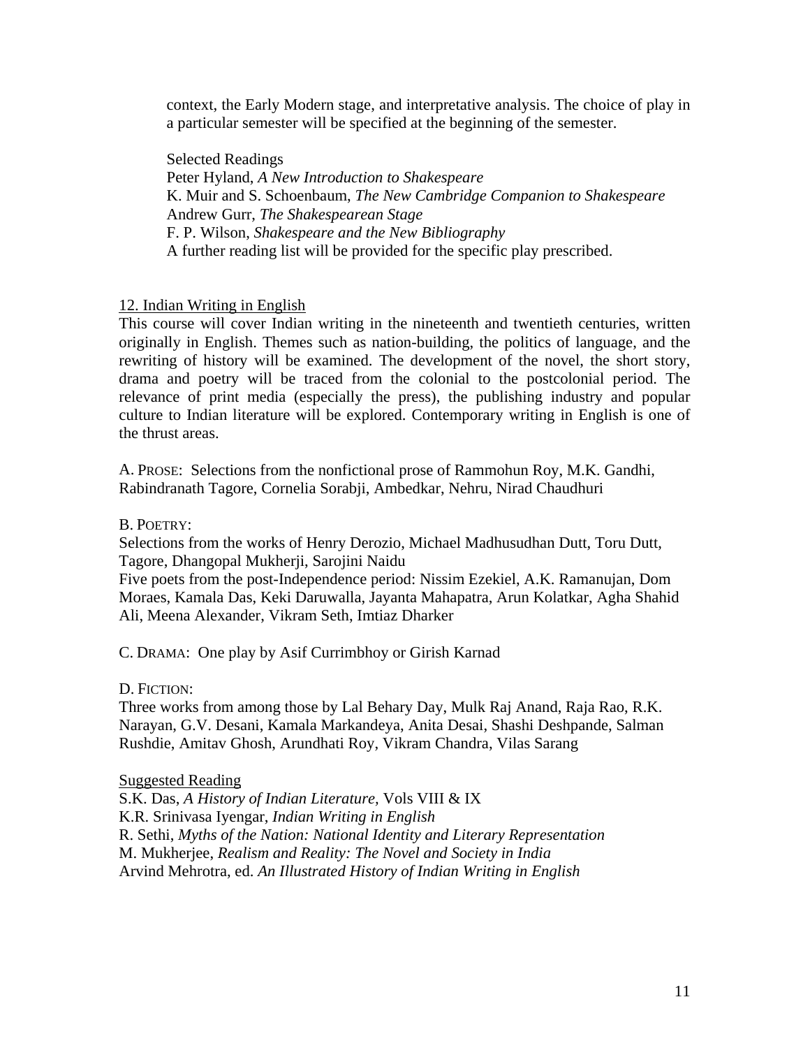context, the Early Modern stage, and interpretative analysis. The choice of play in a particular semester will be specified at the beginning of the semester.

Selected Readings
Peter Hyland, *A New Introduction to Shakespeare*
K. Muir and S. Schoenbaum, *The New Cambridge Companion to Shakespeare*
Andrew Gurr, *The Shakespearean Stage*
F. P. Wilson, *Shakespeare and the New Bibliography*
A further reading list will be provided for the specific play prescribed.

## 12. Indian Writing in English

This course will cover Indian writing in the nineteenth and twentieth centuries, written originally in English. Themes such as nation-building, the politics of language, and the rewriting of history will be examined. The development of the novel, the short story, drama and poetry will be traced from the colonial to the postcolonial period. The relevance of print media (especially the press), the publishing industry and popular culture to Indian literature will be explored. Contemporary writing in English is one of the thrust areas.

A. PROSE: Selections from the nonfictional prose of Rammohun Roy, M.K. Gandhi, Rabindranath Tagore, Cornelia Sorabji, Ambedkar, Nehru, Nirad Chaudhuri

B. POETRY:
Selections from the works of Henry Derozio, Michael Madhusudhan Dutt, Toru Dutt, Tagore, Dhangopal Mukherji, Sarojini Naidu
Five poets from the post-Independence period: Nissim Ezekiel, A.K. Ramanujan, Dom Moraes, Kamala Das, Keki Daruwalla, Jayanta Mahapatra, Arun Kolatkar, Agha Shahid Ali, Meena Alexander, Vikram Seth, Imtiaz Dharker

C. DRAMA: One play by Asif Currimbhoy or Girish Karnad

D. FICTION:
Three works from among those by Lal Behary Day, Mulk Raj Anand, Raja Rao, R.K. Narayan, G.V. Desani, Kamala Markandeya, Anita Desai, Shashi Deshpande, Salman Rushdie, Amitav Ghosh, Arundhati Roy, Vikram Chandra, Vilas Sarang

Suggested Reading
S.K. Das, *A History of Indian Literature,* Vols VIII & IX
K.R. Srinivasa Iyengar, *Indian Writing in English*
R. Sethi, *Myths of the Nation: National Identity and Literary Representation*
M. Mukherjee, *Realism and Reality: The Novel and Society in India*
Arvind Mehrotra, ed. *An Illustrated History of Indian Writing in English*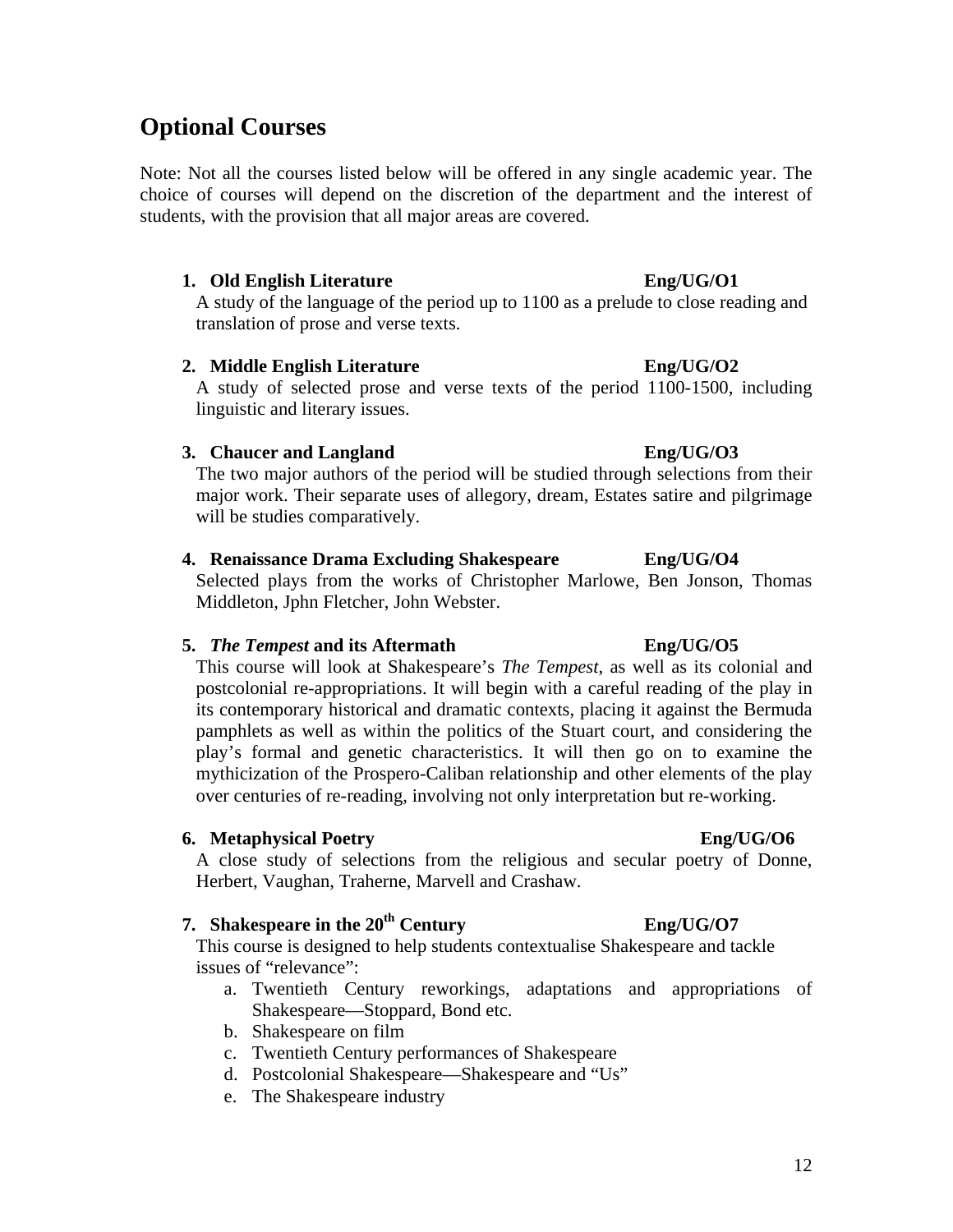## Optional Courses

Note: Not all the courses listed below will be offered in any single academic year. The choice of courses will depend on the discretion of the department and the interest of students, with the provision that all major areas are covered.

1. **Old English Literature** **Eng/UG/O1**
   A study of the language of the period up to 1100 as a prelude to close reading and translation of prose and verse texts.

2. **Middle English Literature** **Eng/UG/O2**
   A study of selected prose and verse texts of the period 1100-1500, including linguistic and literary issues.

3. **Chaucer and Langland** **Eng/UG/O3**
   The two major authors of the period will be studied through selections from their major work. Their separate uses of allegory, dream, Estates satire and pilgrimage will be studies comparatively.

4. **Renaissance Drama Excluding Shakespeare** **Eng/UG/O4**
   Selected plays from the works of Christopher Marlowe, Ben Jonson, Thomas Middleton, Jphn Fletcher, John Webster.

5. ***The Tempest* and its Aftermath** **Eng/UG/O5**
   This course will look at Shakespeare's *The Tempest*, as well as its colonial and postcolonial re-appropriations. It will begin with a careful reading of the play in its contemporary historical and dramatic contexts, placing it against the Bermuda pamphlets as well as within the politics of the Stuart court, and considering the play's formal and genetic characteristics. It will then go on to examine the mythicization of the Prospero-Caliban relationship and other elements of the play over centuries of re-reading, involving not only interpretation but re-working.

6. **Metaphysical Poetry** **Eng/UG/O6**
   A close study of selections from the religious and secular poetry of Donne, Herbert, Vaughan, Traherne, Marvell and Crashaw.

7. **Shakespeare in the 20th Century** **Eng/UG/O7**
   This course is designed to help students contextualise Shakespeare and tackle issues of "relevance":
   a. Twentieth Century reworkings, adaptations and appropriations of Shakespeare—Stoppard, Bond etc.
   b. Shakespeare on film
   c. Twentieth Century performances of Shakespeare
   d. Postcolonial Shakespeare—Shakespeare and "Us"
   e. The Shakespeare industry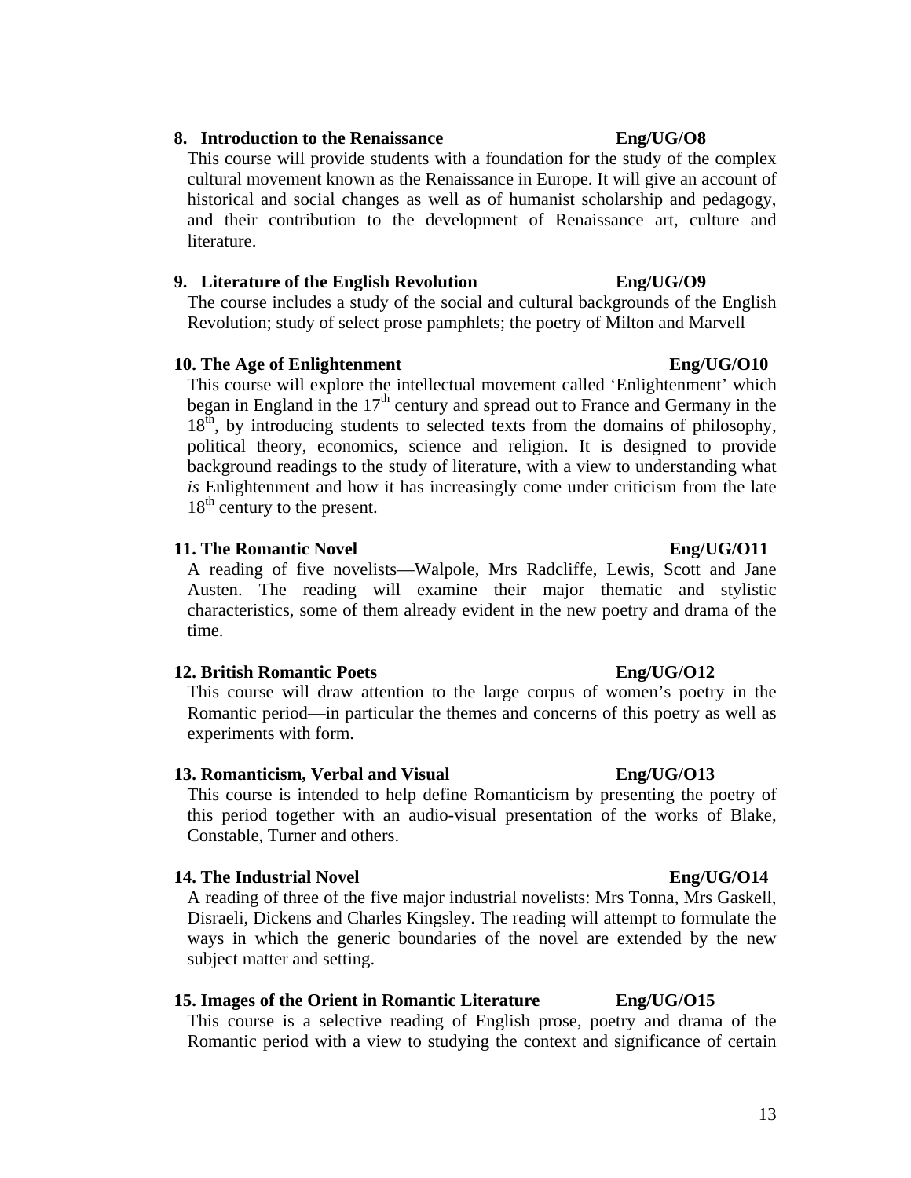### 8. Introduction to the Renaissance — Eng/UG/O8

This course will provide students with a foundation for the study of the complex cultural movement known as the Renaissance in Europe. It will give an account of historical and social changes as well as of humanist scholarship and pedagogy, and their contribution to the development of Renaissance art, culture and literature.

### 9. Literature of the English Revolution — Eng/UG/O9

The course includes a study of the social and cultural backgrounds of the English Revolution; study of select prose pamphlets; the poetry of Milton and Marvell

### 10. The Age of Enlightenment — Eng/UG/O10

This course will explore the intellectual movement called 'Enlightenment' which began in England in the 17th century and spread out to France and Germany in the 18th, by introducing students to selected texts from the domains of philosophy, political theory, economics, science and religion. It is designed to provide background readings to the study of literature, with a view to understanding what *is* Enlightenment and how it has increasingly come under criticism from the late 18th century to the present.

### 11. The Romantic Novel — Eng/UG/O11

A reading of five novelists—Walpole, Mrs Radcliffe, Lewis, Scott and Jane Austen. The reading will examine their major thematic and stylistic characteristics, some of them already evident in the new poetry and drama of the time.

### 12. British Romantic Poets — Eng/UG/O12

This course will draw attention to the large corpus of women's poetry in the Romantic period—in particular the themes and concerns of this poetry as well as experiments with form.

### 13. Romanticism, Verbal and Visual — Eng/UG/O13

This course is intended to help define Romanticism by presenting the poetry of this period together with an audio-visual presentation of the works of Blake, Constable, Turner and others.

### 14. The Industrial Novel — Eng/UG/O14

A reading of three of the five major industrial novelists: Mrs Tonna, Mrs Gaskell, Disraeli, Dickens and Charles Kingsley. The reading will attempt to formulate the ways in which the generic boundaries of the novel are extended by the new subject matter and setting.

### 15. Images of the Orient in Romantic Literature — Eng/UG/O15

This course is a selective reading of English prose, poetry and drama of the Romantic period with a view to studying the context and significance of certain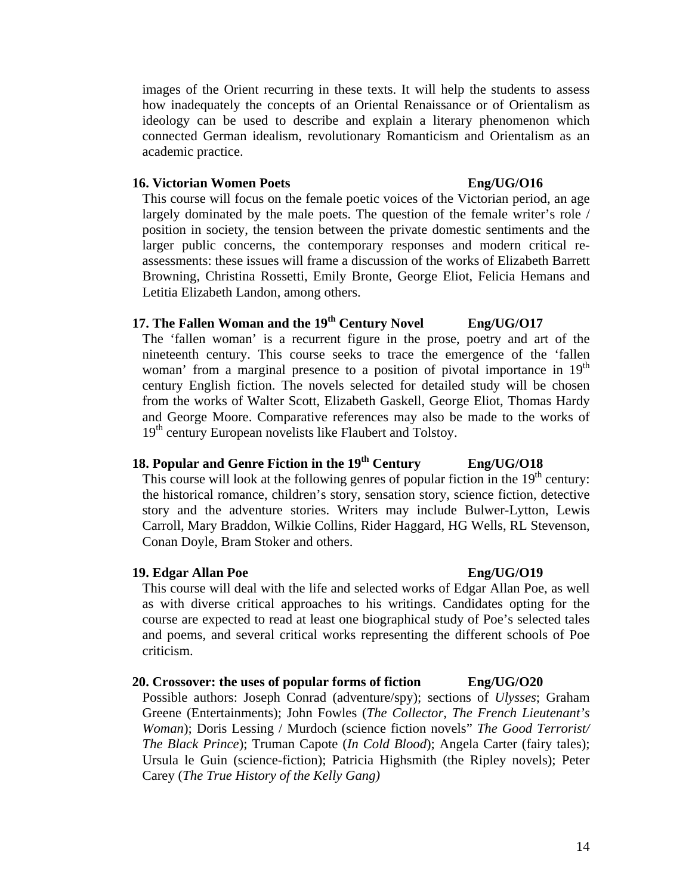images of the Orient recurring in these texts. It will help the students to assess how inadequately the concepts of an Oriental Renaissance or of Orientalism as ideology can be used to describe and explain a literary phenomenon which connected German idealism, revolutionary Romanticism and Orientalism as an academic practice.

### 16. Victorian Women Poets — Eng/UG/O16

This course will focus on the female poetic voices of the Victorian period, an age largely dominated by the male poets. The question of the female writer's role / position in society, the tension between the private domestic sentiments and the larger public concerns, the contemporary responses and modern critical re-assessments: these issues will frame a discussion of the works of Elizabeth Barrett Browning, Christina Rossetti, Emily Bronte, George Eliot, Felicia Hemans and Letitia Elizabeth Landon, among others.

### 17. The Fallen Woman and the 19th Century Novel — Eng/UG/O17

The 'fallen woman' is a recurrent figure in the prose, poetry and art of the nineteenth century. This course seeks to trace the emergence of the 'fallen woman' from a marginal presence to a position of pivotal importance in 19th century English fiction. The novels selected for detailed study will be chosen from the works of Walter Scott, Elizabeth Gaskell, George Eliot, Thomas Hardy and George Moore. Comparative references may also be made to the works of 19th century European novelists like Flaubert and Tolstoy.

### 18. Popular and Genre Fiction in the 19th Century — Eng/UG/O18

This course will look at the following genres of popular fiction in the 19th century: the historical romance, children's story, sensation story, science fiction, detective story and the adventure stories. Writers may include Bulwer-Lytton, Lewis Carroll, Mary Braddon, Wilkie Collins, Rider Haggard, HG Wells, RL Stevenson, Conan Doyle, Bram Stoker and others.

### 19. Edgar Allan Poe — Eng/UG/O19

This course will deal with the life and selected works of Edgar Allan Poe, as well as with diverse critical approaches to his writings. Candidates opting for the course are expected to read at least one biographical study of Poe's selected tales and poems, and several critical works representing the different schools of Poe criticism.

### 20. Crossover: the uses of popular forms of fiction — Eng/UG/O20

Possible authors: Joseph Conrad (adventure/spy); sections of *Ulysses*; Graham Greene (Entertainments); John Fowles (*The Collector, The French Lieutenant's Woman*); Doris Lessing / Murdoch (science fiction novels" *The Good Terrorist/ The Black Prince*); Truman Capote (*In Cold Blood*); Angela Carter (fairy tales); Ursula le Guin (science-fiction); Patricia Highsmith (the Ripley novels); Peter Carey (*The True History of the Kelly Gang)*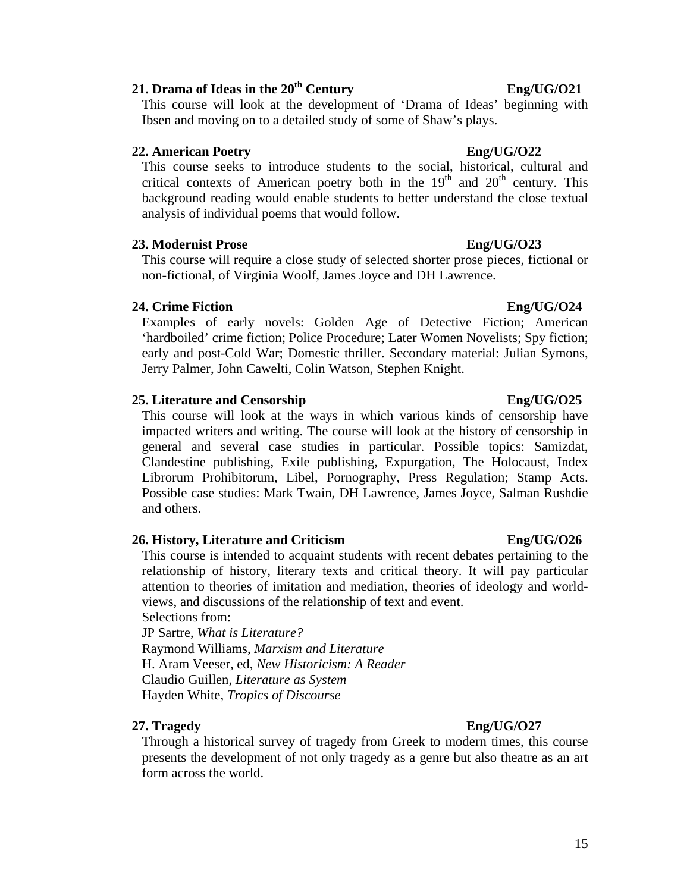**21. Drama of Ideas in the 20$^{th}$ Century** **Eng/UG/O21**

This course will look at the development of 'Drama of Ideas' beginning with Ibsen and moving on to a detailed study of some of Shaw's plays.

**22. American Poetry** **Eng/UG/O22**

This course seeks to introduce students to the social, historical, cultural and critical contexts of American poetry both in the 19$^{th}$ and 20$^{th}$ century. This background reading would enable students to better understand the close textual analysis of individual poems that would follow.

**23. Modernist Prose** **Eng/UG/O23**

This course will require a close study of selected shorter prose pieces, fictional or non-fictional, of Virginia Woolf, James Joyce and DH Lawrence.

**24. Crime Fiction** **Eng/UG/O24**

Examples of early novels: Golden Age of Detective Fiction; American 'hardboiled' crime fiction; Police Procedure; Later Women Novelists; Spy fiction; early and post-Cold War; Domestic thriller. Secondary material: Julian Symons, Jerry Palmer, John Cawelti, Colin Watson, Stephen Knight.

**25. Literature and Censorship** **Eng/UG/O25**

This course will look at the ways in which various kinds of censorship have impacted writers and writing. The course will look at the history of censorship in general and several case studies in particular. Possible topics: Samizdat, Clandestine publishing, Exile publishing, Expurgation, The Holocaust, Index Librorum Prohibitorum, Libel, Pornography, Press Regulation; Stamp Acts. Possible case studies: Mark Twain, DH Lawrence, James Joyce, Salman Rushdie and others.

**26. History, Literature and Criticism** **Eng/UG/O26**

This course is intended to acquaint students with recent debates pertaining to the relationship of history, literary texts and critical theory. It will pay particular attention to theories of imitation and mediation, theories of ideology and world-views, and discussions of the relationship of text and event.

Selections from:
JP Sartre, *What is Literature?*
Raymond Williams, *Marxism and Literature*
H. Aram Veeser, ed, *New Historicism: A Reader*
Claudio Guillen, *Literature as System*
Hayden White, *Tropics of Discourse*

**27. Tragedy** **Eng/UG/O27**

Through a historical survey of tragedy from Greek to modern times, this course presents the development of not only tragedy as a genre but also theatre as an art form across the world.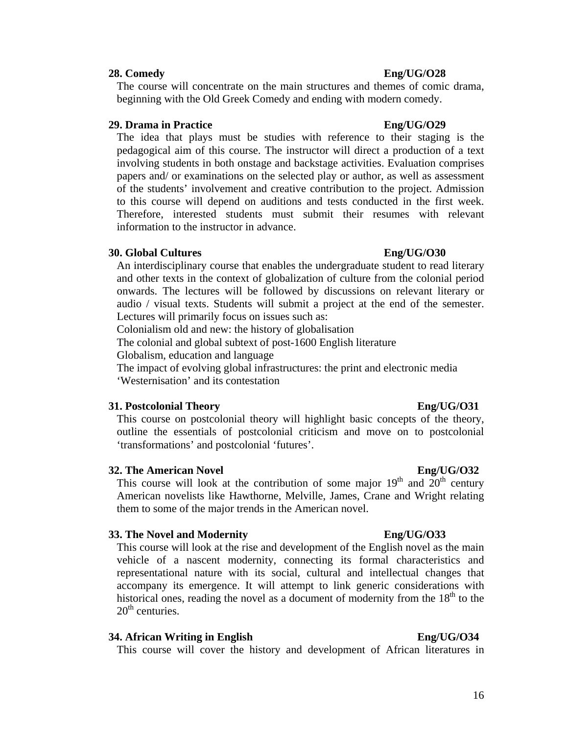**28. Comedy** **Eng/UG/O28**

The course will concentrate on the main structures and themes of comic drama, beginning with the Old Greek Comedy and ending with modern comedy.

**29. Drama in Practice** **Eng/UG/O29**

The idea that plays must be studies with reference to their staging is the pedagogical aim of this course. The instructor will direct a production of a text involving students in both onstage and backstage activities. Evaluation comprises papers and/ or examinations on the selected play or author, as well as assessment of the students' involvement and creative contribution to the project. Admission to this course will depend on auditions and tests conducted in the first week. Therefore, interested students must submit their resumes with relevant information to the instructor in advance.

**30. Global Cultures** **Eng/UG/O30**

An interdisciplinary course that enables the undergraduate student to read literary and other texts in the context of globalization of culture from the colonial period onwards. The lectures will be followed by discussions on relevant literary or audio / visual texts. Students will submit a project at the end of the semester. Lectures will primarily focus on issues such as:

Colonialism old and new: the history of globalisation

The colonial and global subtext of post-1600 English literature

Globalism, education and language

The impact of evolving global infrastructures: the print and electronic media

'Westernisation' and its contestation

**31. Postcolonial Theory** **Eng/UG/O31**

This course on postcolonial theory will highlight basic concepts of the theory, outline the essentials of postcolonial criticism and move on to postcolonial 'transformations' and postcolonial 'futures'.

**32. The American Novel** **Eng/UG/O32**

This course will look at the contribution of some major 19th and 20th century American novelists like Hawthorne, Melville, James, Crane and Wright relating them to some of the major trends in the American novel.

**33. The Novel and Modernity** **Eng/UG/O33**

This course will look at the rise and development of the English novel as the main vehicle of a nascent modernity, connecting its formal characteristics and representational nature with its social, cultural and intellectual changes that accompany its emergence. It will attempt to link generic considerations with historical ones, reading the novel as a document of modernity from the 18th to the 20th centuries.

**34. African Writing in English** **Eng/UG/O34**

This course will cover the history and development of African literatures in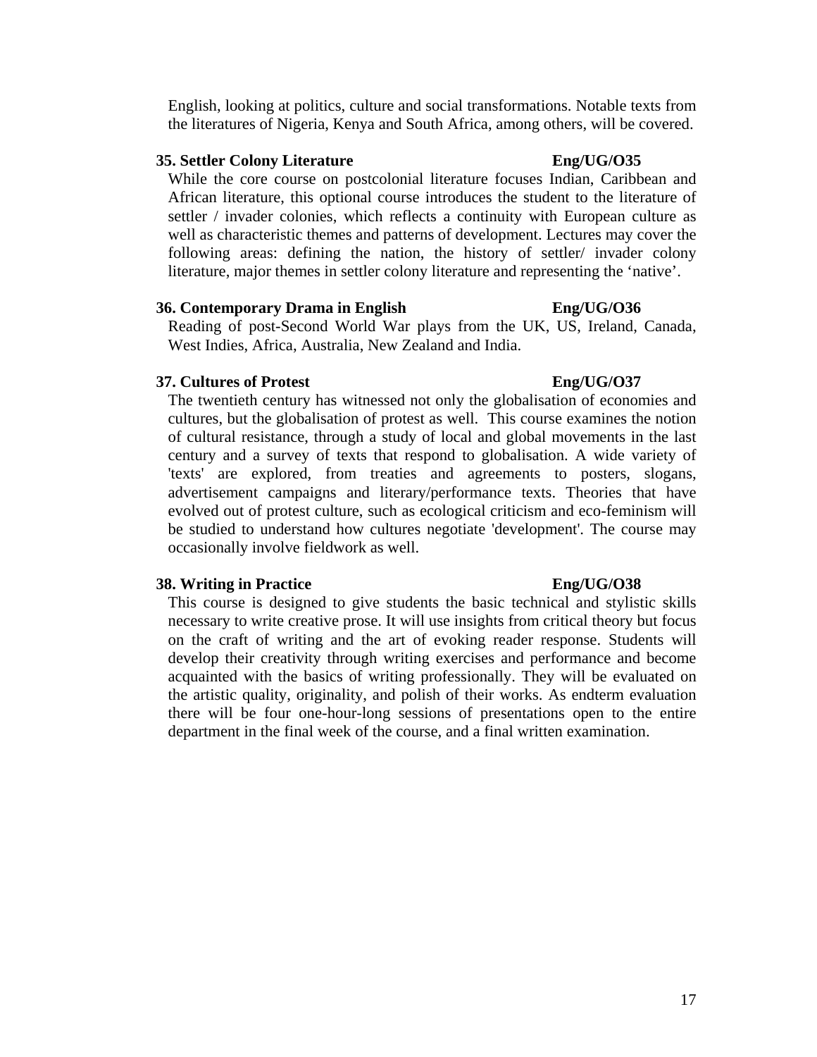English, looking at politics, culture and social transformations. Notable texts from the literatures of Nigeria, Kenya and South Africa, among others, will be covered.

**35. Settler Colony Literature** **Eng/UG/O35**

While the core course on postcolonial literature focuses Indian, Caribbean and African literature, this optional course introduces the student to the literature of settler / invader colonies, which reflects a continuity with European culture as well as characteristic themes and patterns of development. Lectures may cover the following areas: defining the nation, the history of settler/ invader colony literature, major themes in settler colony literature and representing the 'native'.

**36. Contemporary Drama in English** **Eng/UG/O36**

Reading of post-Second World War plays from the UK, US, Ireland, Canada, West Indies, Africa, Australia, New Zealand and India.

**37. Cultures of Protest** **Eng/UG/O37**

The twentieth century has witnessed not only the globalisation of economies and cultures, but the globalisation of protest as well. This course examines the notion of cultural resistance, through a study of local and global movements in the last century and a survey of texts that respond to globalisation. A wide variety of 'texts' are explored, from treaties and agreements to posters, slogans, advertisement campaigns and literary/performance texts. Theories that have evolved out of protest culture, such as ecological criticism and eco-feminism will be studied to understand how cultures negotiate 'development'. The course may occasionally involve fieldwork as well.

**38. Writing in Practice** **Eng/UG/O38**

This course is designed to give students the basic technical and stylistic skills necessary to write creative prose. It will use insights from critical theory but focus on the craft of writing and the art of evoking reader response. Students will develop their creativity through writing exercises and performance and become acquainted with the basics of writing professionally. They will be evaluated on the artistic quality, originality, and polish of their works. As endterm evaluation there will be four one-hour-long sessions of presentations open to the entire department in the final week of the course, and a final written examination.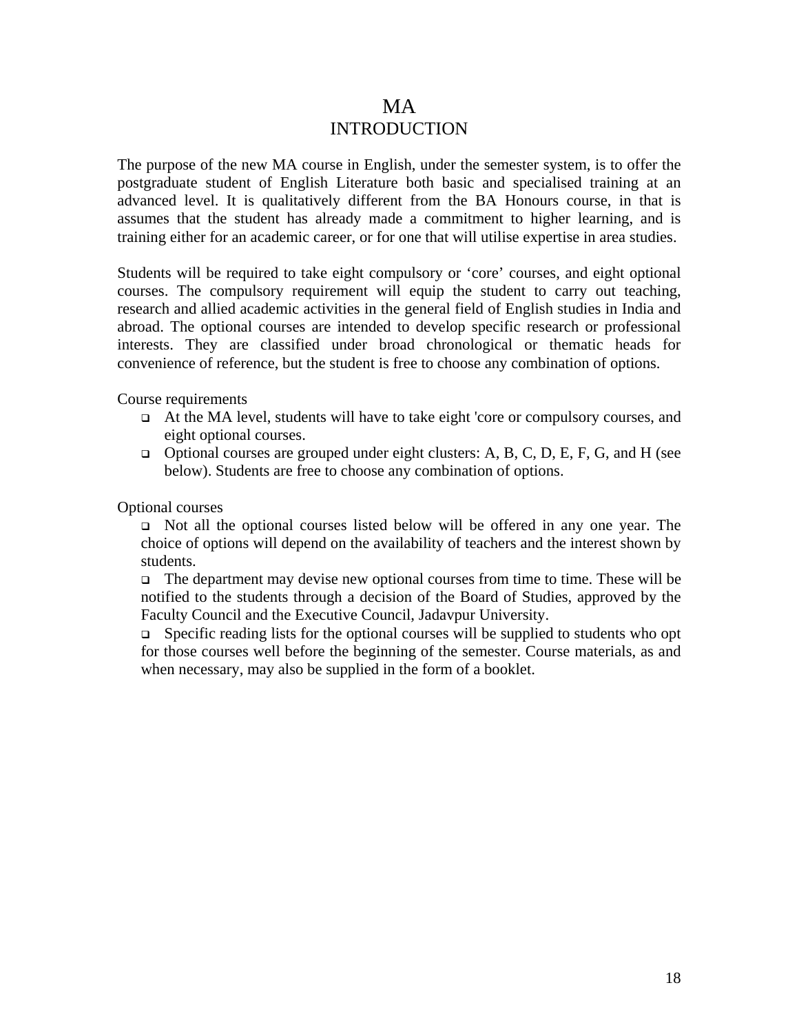# MA
## INTRODUCTION

The purpose of the new MA course in English, under the semester system, is to offer the postgraduate student of English Literature both basic and specialised training at an advanced level. It is qualitatively different from the BA Honours course, in that is assumes that the student has already made a commitment to higher learning, and is training either for an academic career, or for one that will utilise expertise in area studies.

Students will be required to take eight compulsory or 'core' courses, and eight optional courses. The compulsory requirement will equip the student to carry out teaching, research and allied academic activities in the general field of English studies in India and abroad. The optional courses are intended to develop specific research or professional interests. They are classified under broad chronological or thematic heads for convenience of reference, but the student is free to choose any combination of options.

Course requirements

- At the MA level, students will have to take eight 'core or compulsory courses, and eight optional courses.
- Optional courses are grouped under eight clusters: A, B, C, D, E, F, G, and H (see below). Students are free to choose any combination of options.

Optional courses

- Not all the optional courses listed below will be offered in any one year. The choice of options will depend on the availability of teachers and the interest shown by students.
- The department may devise new optional courses from time to time. These will be notified to the students through a decision of the Board of Studies, approved by the Faculty Council and the Executive Council, Jadavpur University.
- Specific reading lists for the optional courses will be supplied to students who opt for those courses well before the beginning of the semester. Course materials, as and when necessary, may also be supplied in the form of a booklet.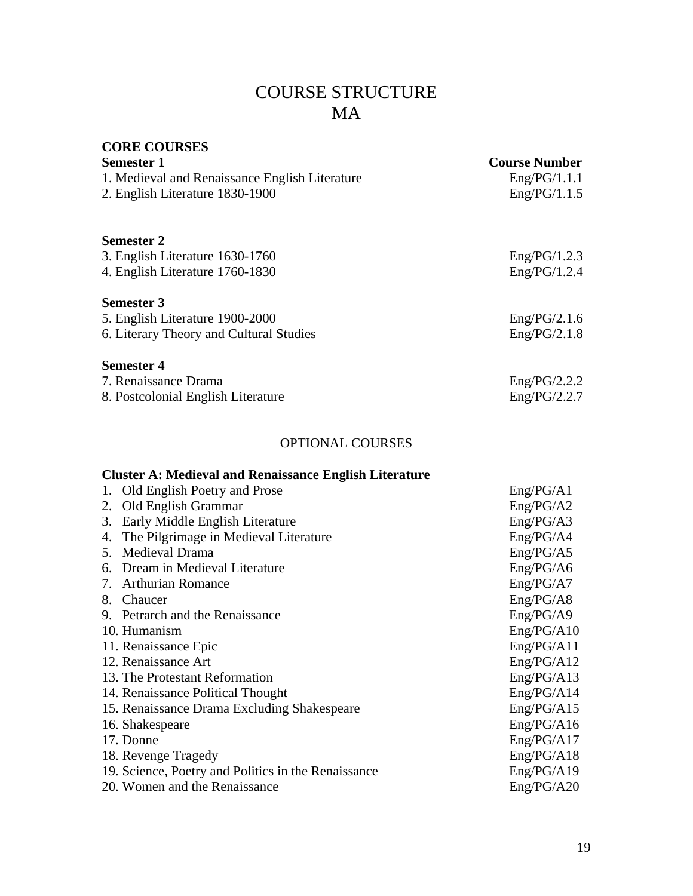# COURSE STRUCTURE
# MA

## CORE COURSES

| Semester 1 | Course Number |
|---|---|
| 1. Medieval and Renaissance English Literature | Eng/PG/1.1.1 |
| 2. English Literature 1830-1900 | Eng/PG/1.1.5 |

| Semester 2 | |
|---|---|
| 3. English Literature 1630-1760 | Eng/PG/1.2.3 |
| 4. English Literature 1760-1830 | Eng/PG/1.2.4 |

| Semester 3 | |
|---|---|
| 5. English Literature 1900-2000 | Eng/PG/2.1.6 |
| 6. Literary Theory and Cultural Studies | Eng/PG/2.1.8 |

| Semester 4 | |
|---|---|
| 7. Renaissance Drama | Eng/PG/2.2.2 |
| 8. Postcolonial English Literature | Eng/PG/2.2.7 |

## OPTIONAL COURSES

### Cluster A: Medieval and Renaissance English Literature

| Course | Course Number |
|---|---|
| 1. Old English Poetry and Prose | Eng/PG/A1 |
| 2. Old English Grammar | Eng/PG/A2 |
| 3. Early Middle English Literature | Eng/PG/A3 |
| 4. The Pilgrimage in Medieval Literature | Eng/PG/A4 |
| 5. Medieval Drama | Eng/PG/A5 |
| 6. Dream in Medieval Literature | Eng/PG/A6 |
| 7. Arthurian Romance | Eng/PG/A7 |
| 8. Chaucer | Eng/PG/A8 |
| 9. Petrarch and the Renaissance | Eng/PG/A9 |
| 10. Humanism | Eng/PG/A10 |
| 11. Renaissance Epic | Eng/PG/A11 |
| 12. Renaissance Art | Eng/PG/A12 |
| 13. The Protestant Reformation | Eng/PG/A13 |
| 14. Renaissance Political Thought | Eng/PG/A14 |
| 15. Renaissance Drama Excluding Shakespeare | Eng/PG/A15 |
| 16. Shakespeare | Eng/PG/A16 |
| 17. Donne | Eng/PG/A17 |
| 18. Revenge Tragedy | Eng/PG/A18 |
| 19. Science, Poetry and Politics in the Renaissance | Eng/PG/A19 |
| 20. Women and the Renaissance | Eng/PG/A20 |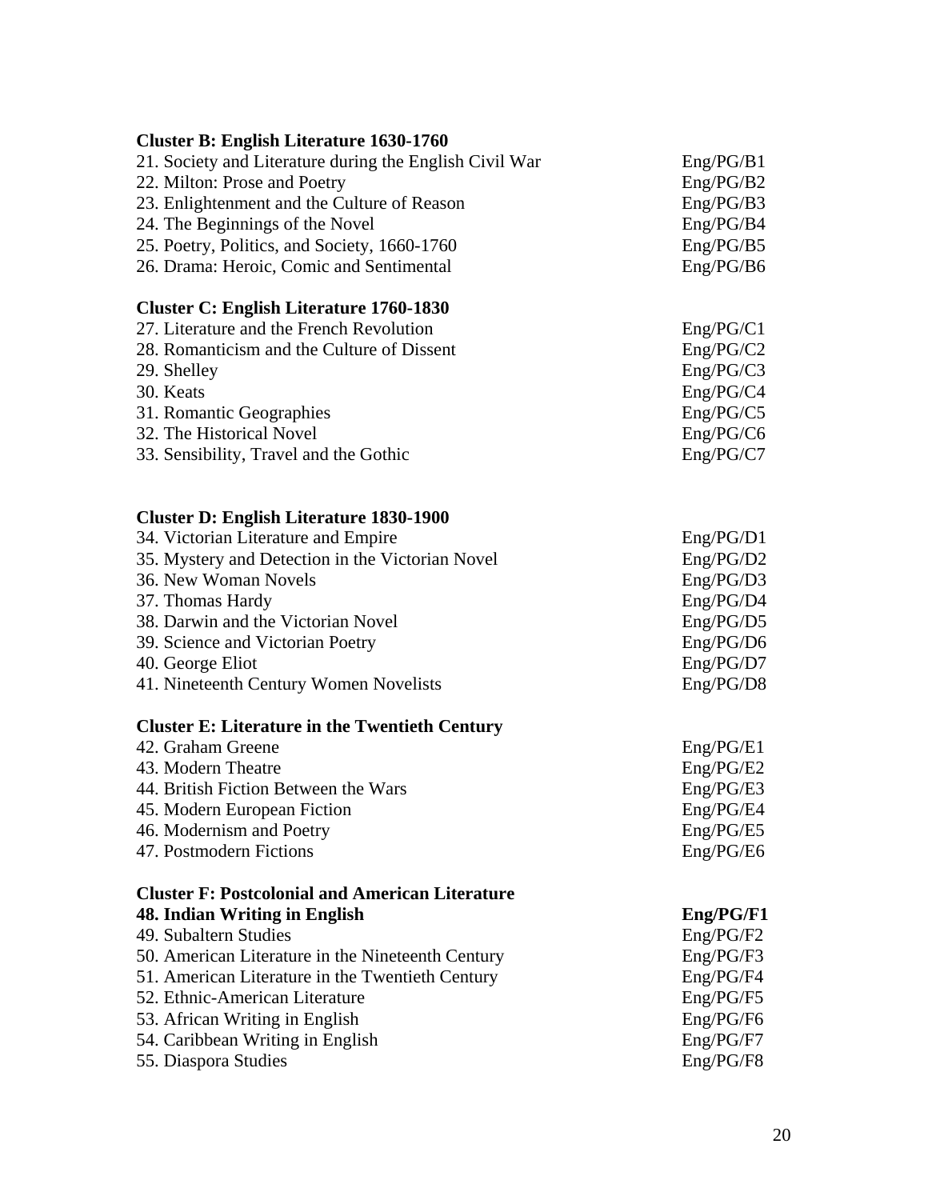**Cluster B: English Literature 1630-1760**

| | |
|---|---|
| 21. Society and Literature during the English Civil War | Eng/PG/B1 |
| 22. Milton: Prose and Poetry | Eng/PG/B2 |
| 23. Enlightenment and the Culture of Reason | Eng/PG/B3 |
| 24. The Beginnings of the Novel | Eng/PG/B4 |
| 25. Poetry, Politics, and Society, 1660-1760 | Eng/PG/B5 |
| 26. Drama: Heroic, Comic and Sentimental | Eng/PG/B6 |

**Cluster C: English Literature 1760-1830**

| | |
|---|---|
| 27. Literature and the French Revolution | Eng/PG/C1 |
| 28. Romanticism and the Culture of Dissent | Eng/PG/C2 |
| 29. Shelley | Eng/PG/C3 |
| 30. Keats | Eng/PG/C4 |
| 31. Romantic Geographies | Eng/PG/C5 |
| 32. The Historical Novel | Eng/PG/C6 |
| 33. Sensibility, Travel and the Gothic | Eng/PG/C7 |

**Cluster D: English Literature 1830-1900**

| | |
|---|---|
| 34. Victorian Literature and Empire | Eng/PG/D1 |
| 35. Mystery and Detection in the Victorian Novel | Eng/PG/D2 |
| 36. New Woman Novels | Eng/PG/D3 |
| 37. Thomas Hardy | Eng/PG/D4 |
| 38. Darwin and the Victorian Novel | Eng/PG/D5 |
| 39. Science and Victorian Poetry | Eng/PG/D6 |
| 40. George Eliot | Eng/PG/D7 |
| 41. Nineteenth Century Women Novelists | Eng/PG/D8 |

**Cluster E: Literature in the Twentieth Century**

| | |
|---|---|
| 42. Graham Greene | Eng/PG/E1 |
| 43. Modern Theatre | Eng/PG/E2 |
| 44. British Fiction Between the Wars | Eng/PG/E3 |
| 45. Modern European Fiction | Eng/PG/E4 |
| 46. Modernism and Poetry | Eng/PG/E5 |
| 47. Postmodern Fictions | Eng/PG/E6 |

**Cluster F: Postcolonial and American Literature**

| | |
|---|---|
| **48. Indian Writing in English** | **Eng/PG/F1** |
| 49. Subaltern Studies | Eng/PG/F2 |
| 50. American Literature in the Nineteenth Century | Eng/PG/F3 |
| 51. American Literature in the Twentieth Century | Eng/PG/F4 |
| 52. Ethnic-American Literature | Eng/PG/F5 |
| 53. African Writing in English | Eng/PG/F6 |
| 54. Caribbean Writing in English | Eng/PG/F7 |
| 55. Diaspora Studies | Eng/PG/F8 |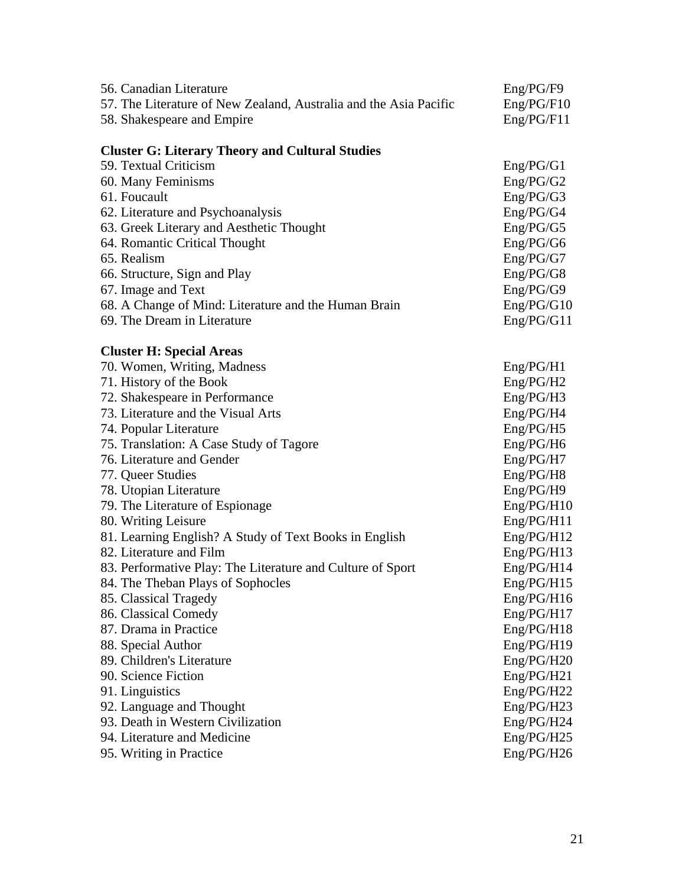56. Canadian Literature Eng/PG/F9
57. The Literature of New Zealand, Australia and the Asia Pacific Eng/PG/F10
58. Shakespeare and Empire Eng/PG/F11

**Cluster G: Literary Theory and Cultural Studies**

59. Textual Criticism Eng/PG/G1
60. Many Feminisms Eng/PG/G2
61. Foucault Eng/PG/G3
62. Literature and Psychoanalysis Eng/PG/G4
63. Greek Literary and Aesthetic Thought Eng/PG/G5
64. Romantic Critical Thought Eng/PG/G6
65. Realism Eng/PG/G7
66. Structure, Sign and Play Eng/PG/G8
67. Image and Text Eng/PG/G9
68. A Change of Mind: Literature and the Human Brain Eng/PG/G10
69. The Dream in Literature Eng/PG/G11

**Cluster H: Special Areas**

70. Women, Writing, Madness Eng/PG/H1
71. History of the Book Eng/PG/H2
72. Shakespeare in Performance Eng/PG/H3
73. Literature and the Visual Arts Eng/PG/H4
74. Popular Literature Eng/PG/H5
75. Translation: A Case Study of Tagore Eng/PG/H6
76. Literature and Gender Eng/PG/H7
77. Queer Studies Eng/PG/H8
78. Utopian Literature Eng/PG/H9
79. The Literature of Espionage Eng/PG/H10
80. Writing Leisure Eng/PG/H11
81. Learning English? A Study of Text Books in English Eng/PG/H12
82. Literature and Film Eng/PG/H13
83. Performative Play: The Literature and Culture of Sport Eng/PG/H14
84. The Theban Plays of Sophocles Eng/PG/H15
85. Classical Tragedy Eng/PG/H16
86. Classical Comedy Eng/PG/H17
87. Drama in Practice Eng/PG/H18
88. Special Author Eng/PG/H19
89. Children's Literature Eng/PG/H20
90. Science Fiction Eng/PG/H21
91. Linguistics Eng/PG/H22
92. Language and Thought Eng/PG/H23
93. Death in Western Civilization Eng/PG/H24
94. Literature and Medicine Eng/PG/H25
95. Writing in Practice Eng/PG/H26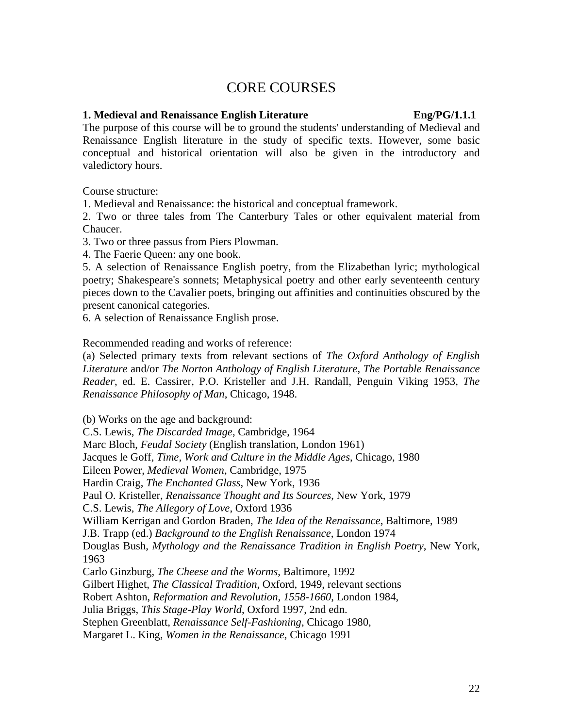# CORE COURSES

**1. Medieval and Renaissance English Literature** **Eng/PG/1.1.1**

The purpose of this course will be to ground the students' understanding of Medieval and Renaissance English literature in the study of specific texts. However, some basic conceptual and historical orientation will also be given in the introductory and valedictory hours.

Course structure:

1. Medieval and Renaissance: the historical and conceptual framework.
2. Two or three tales from The Canterbury Tales or other equivalent material from Chaucer.
3. Two or three passus from Piers Plowman.
4. The Faerie Queen: any one book.
5. A selection of Renaissance English poetry, from the Elizabethan lyric; mythological poetry; Shakespeare's sonnets; Metaphysical poetry and other early seventeenth century pieces down to the Cavalier poets, bringing out affinities and continuities obscured by the present canonical categories.
6. A selection of Renaissance English prose.

Recommended reading and works of reference:

(a) Selected primary texts from relevant sections of *The Oxford Anthology of English Literature* and/or *The Norton Anthology of English Literature*, *The Portable Renaissance Reader*, ed. E. Cassirer, P.O. Kristeller and J.H. Randall, Penguin Viking 1953, *The Renaissance Philosophy of Man*, Chicago, 1948.

(b) Works on the age and background:

C.S. Lewis, *The Discarded Image*, Cambridge, 1964
Marc Bloch, *Feudal Society* (English translation, London 1961)
Jacques le Goff, *Time, Work and Culture in the Middle Ages*, Chicago, 1980
Eileen Power, *Medieval Women*, Cambridge, 1975
Hardin Craig, *The Enchanted Glass*, New York, 1936
Paul O. Kristeller, *Renaissance Thought and Its Sources*, New York, 1979
C.S. Lewis, *The Allegory of Love*, Oxford 1936
William Kerrigan and Gordon Braden, *The Idea of the Renaissance*, Baltimore, 1989
J.B. Trapp (ed.) *Background to the English Renaissance*, London 1974
Douglas Bush, *Mythology and the Renaissance Tradition in English Poetry*, New York, 1963
Carlo Ginzburg, *The Cheese and the Worms*, Baltimore, 1992
Gilbert Highet, *The Classical Tradition*, Oxford, 1949, relevant sections
Robert Ashton, *Reformation and Revolution, 1558-1660*, London 1984,
Julia Briggs, *This Stage-Play World*, Oxford 1997, 2nd edn.
Stephen Greenblatt, *Renaissance Self-Fashioning*, Chicago 1980,
Margaret L. King, *Women in the Renaissance*, Chicago 1991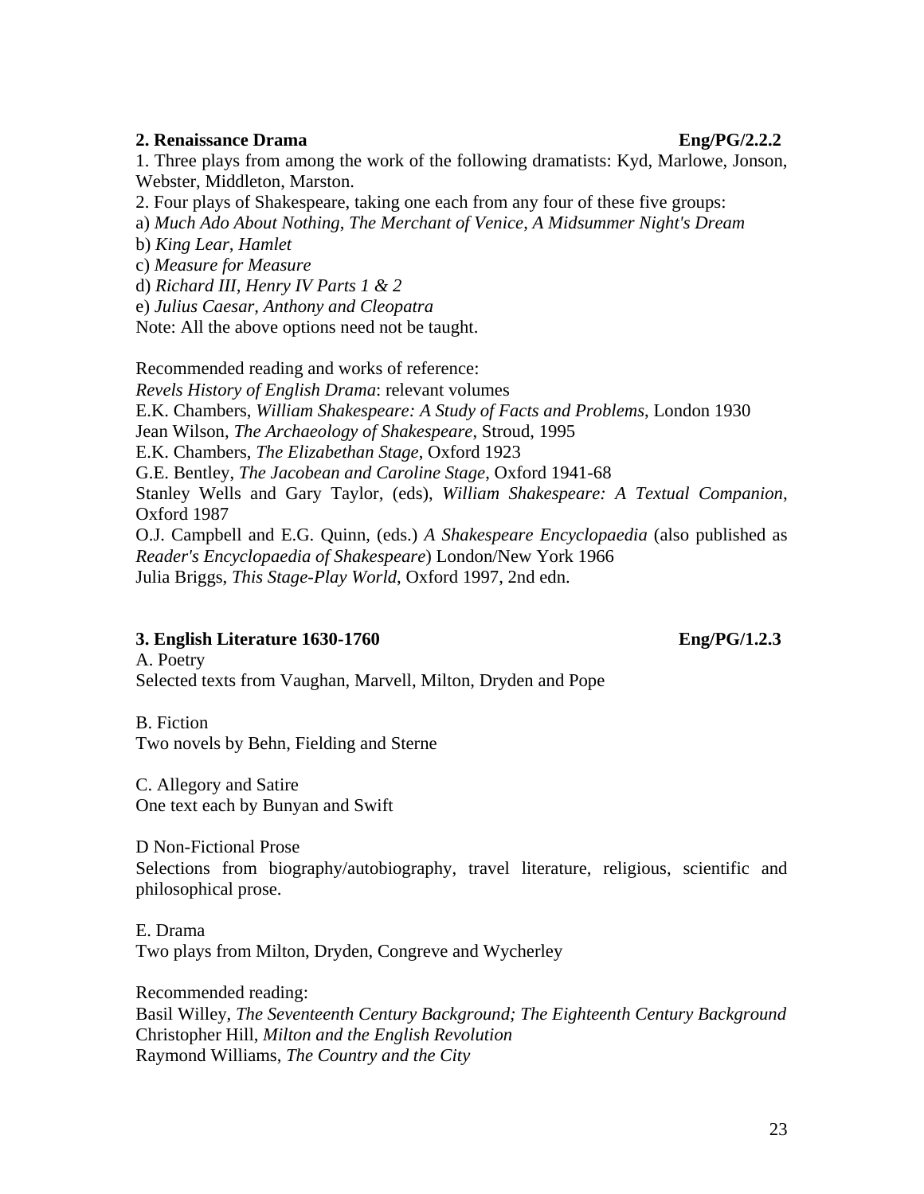### 2. Renaissance Drama — Eng/PG/2.2.2

1. Three plays from among the work of the following dramatists: Kyd, Marlowe, Jonson, Webster, Middleton, Marston.
2. Four plays of Shakespeare, taking one each from any four of these five groups:

a) *Much Ado About Nothing*, *The Merchant of Venice*, *A Midsummer Night's Dream*
b) *King Lear*, *Hamlet*
c) *Measure for Measure*
d) *Richard III*, *Henry IV Parts 1 & 2*
e) *Julius Caesar*, *Anthony and Cleopatra*

Note: All the above options need not be taught.

Recommended reading and works of reference:

*Revels History of English Drama*: relevant volumes
E.K. Chambers, *William Shakespeare: A Study of Facts and Problems*, London 1930
Jean Wilson, *The Archaeology of Shakespeare*, Stroud, 1995
E.K. Chambers, *The Elizabethan Stage*, Oxford 1923
G.E. Bentley, *The Jacobean and Caroline Stage*, Oxford 1941-68
Stanley Wells and Gary Taylor, (eds), *William Shakespeare: A Textual Companion*, Oxford 1987
O.J. Campbell and E.G. Quinn, (eds.) *A Shakespeare Encyclopaedia* (also published as *Reader's Encyclopaedia of Shakespeare*) London/New York 1966
Julia Briggs, *This Stage-Play World*, Oxford 1997, 2nd edn.

### 3. English Literature 1630-1760 — Eng/PG/1.2.3

A. Poetry
Selected texts from Vaughan, Marvell, Milton, Dryden and Pope

B. Fiction
Two novels by Behn, Fielding and Sterne

C. Allegory and Satire
One text each by Bunyan and Swift

D Non-Fictional Prose
Selections from biography/autobiography, travel literature, religious, scientific and philosophical prose.

E. Drama
Two plays from Milton, Dryden, Congreve and Wycherley

Recommended reading:

Basil Willey, *The Seventeenth Century Background; The Eighteenth Century Background*
Christopher Hill, *Milton and the English Revolution*
Raymond Williams, *The Country and the City*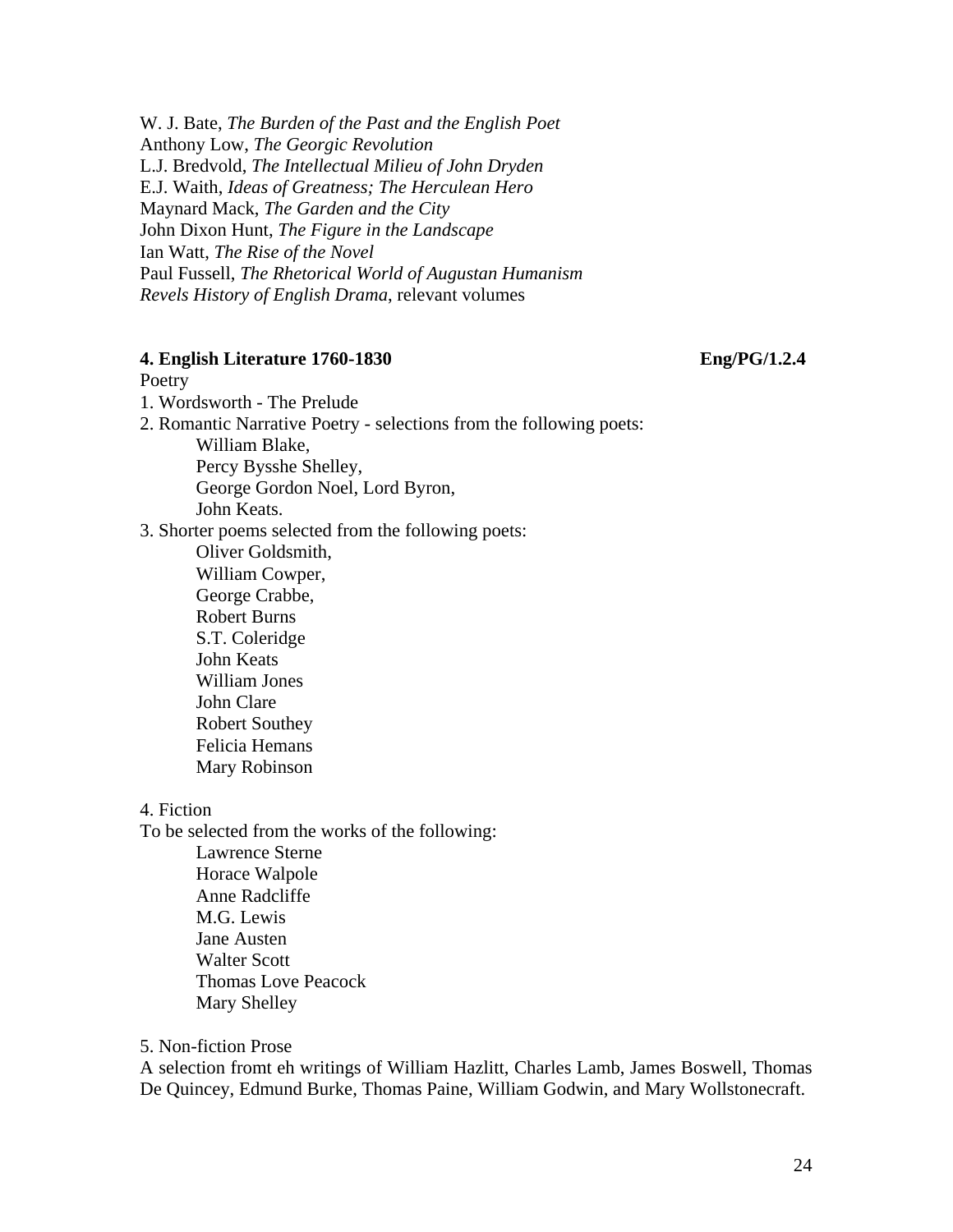W. J. Bate, *The Burden of the Past and the English Poet*
Anthony Low, *The Georgic Revolution*
L.J. Bredvold, *The Intellectual Milieu of John Dryden*
E.J. Waith, *Ideas of Greatness; The Herculean Hero*
Maynard Mack, *The Garden and the City*
John Dixon Hunt, *The Figure in the Landscape*
Ian Watt, *The Rise of the Novel*
Paul Fussell, *The Rhetorical World of Augustan Humanism*
*Revels History of English Drama*, relevant volumes

### 4. English Literature 1760-1830 — Eng/PG/1.2.4

Poetry

1. Wordsworth - The Prelude
2. Romantic Narrative Poetry - selections from the following poets:
   - William Blake,
   - Percy Bysshe Shelley,
   - George Gordon Noel, Lord Byron,
   - John Keats.
3. Shorter poems selected from the following poets:
   - Oliver Goldsmith,
   - William Cowper,
   - George Crabbe,
   - Robert Burns
   - S.T. Coleridge
   - John Keats
   - William Jones
   - John Clare
   - Robert Southey
   - Felicia Hemans
   - Mary Robinson

4. Fiction

To be selected from the works of the following:

- Lawrence Sterne
- Horace Walpole
- Anne Radcliffe
- M.G. Lewis
- Jane Austen
- Walter Scott
- Thomas Love Peacock
- Mary Shelley

5. Non-fiction Prose

A selection fromt eh writings of William Hazlitt, Charles Lamb, James Boswell, Thomas De Quincey, Edmund Burke, Thomas Paine, William Godwin, and Mary Wollstonecraft.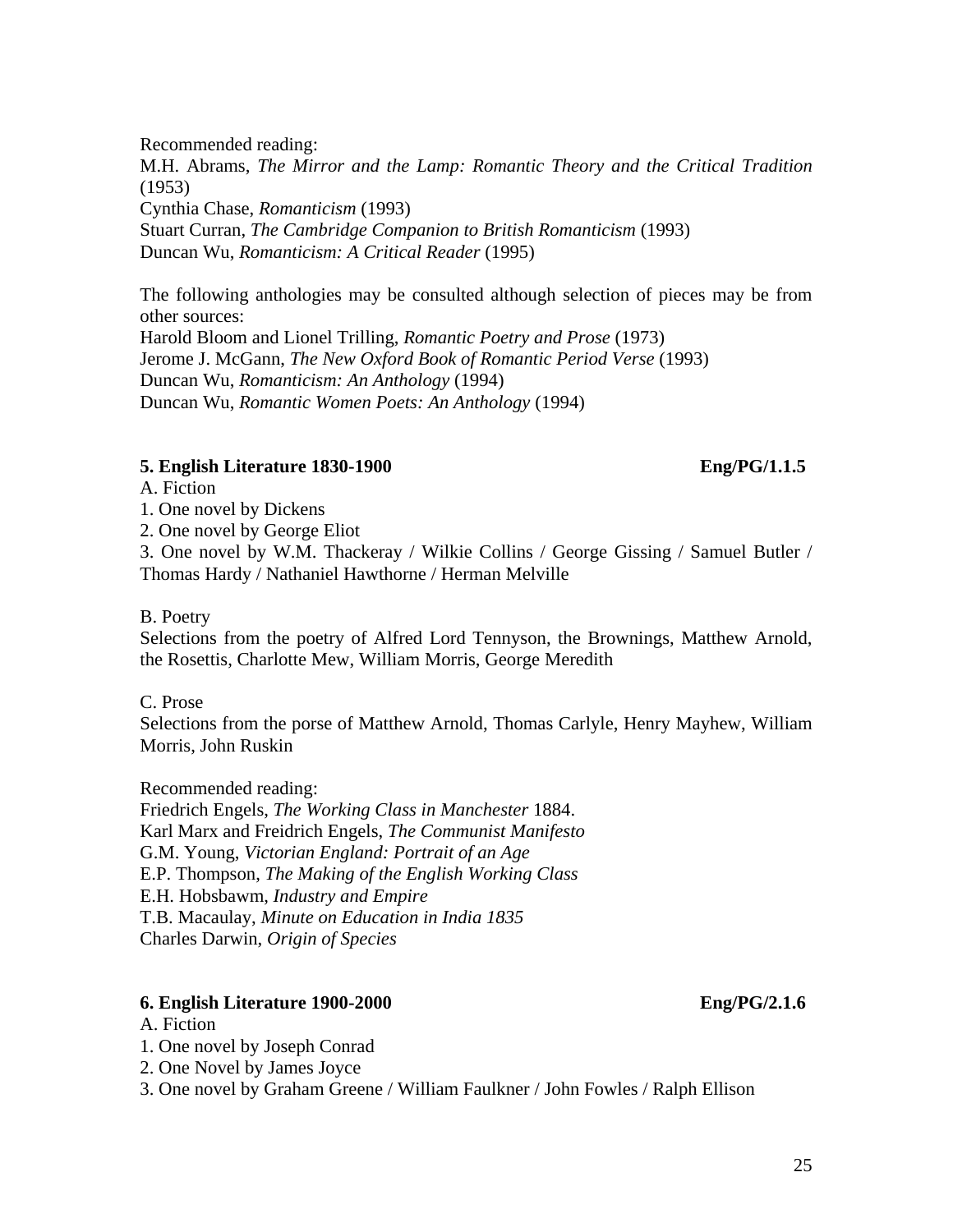Recommended reading:
M.H. Abrams, *The Mirror and the Lamp: Romantic Theory and the Critical Tradition* (1953)
Cynthia Chase, *Romanticism* (1993)
Stuart Curran, *The Cambridge Companion to British Romanticism* (1993)
Duncan Wu, *Romanticism: A Critical Reader* (1995)

The following anthologies may be consulted although selection of pieces may be from other sources:
Harold Bloom and Lionel Trilling, *Romantic Poetry and Prose* (1973)
Jerome J. McGann, *The New Oxford Book of Romantic Period Verse* (1993)
Duncan Wu, *Romanticism: An Anthology* (1994)
Duncan Wu, *Romantic Women Poets: An Anthology* (1994)

### 5. English Literature 1830-1900 — Eng/PG/1.1.5

A. Fiction
1. One novel by Dickens
2. One novel by George Eliot
3. One novel by W.M. Thackeray / Wilkie Collins / George Gissing / Samuel Butler / Thomas Hardy / Nathaniel Hawthorne / Herman Melville

B. Poetry
Selections from the poetry of Alfred Lord Tennyson, the Brownings, Matthew Arnold, the Rosettis, Charlotte Mew, William Morris, George Meredith

C. Prose
Selections from the porse of Matthew Arnold, Thomas Carlyle, Henry Mayhew, William Morris, John Ruskin

Recommended reading:
Friedrich Engels, *The Working Class in Manchester* 1884.
Karl Marx and Freidrich Engels, *The Communist Manifesto*
G.M. Young, *Victorian England: Portrait of an Age*
E.P. Thompson, *The Making of the English Working Class*
E.H. Hobsbawm, *Industry and Empire*
T.B. Macaulay, *Minute on Education in India 1835*
Charles Darwin, *Origin of Species*

### 6. English Literature 1900-2000 — Eng/PG/2.1.6

A. Fiction
1. One novel by Joseph Conrad
2. One Novel by James Joyce
3. One novel by Graham Greene / William Faulkner / John Fowles / Ralph Ellison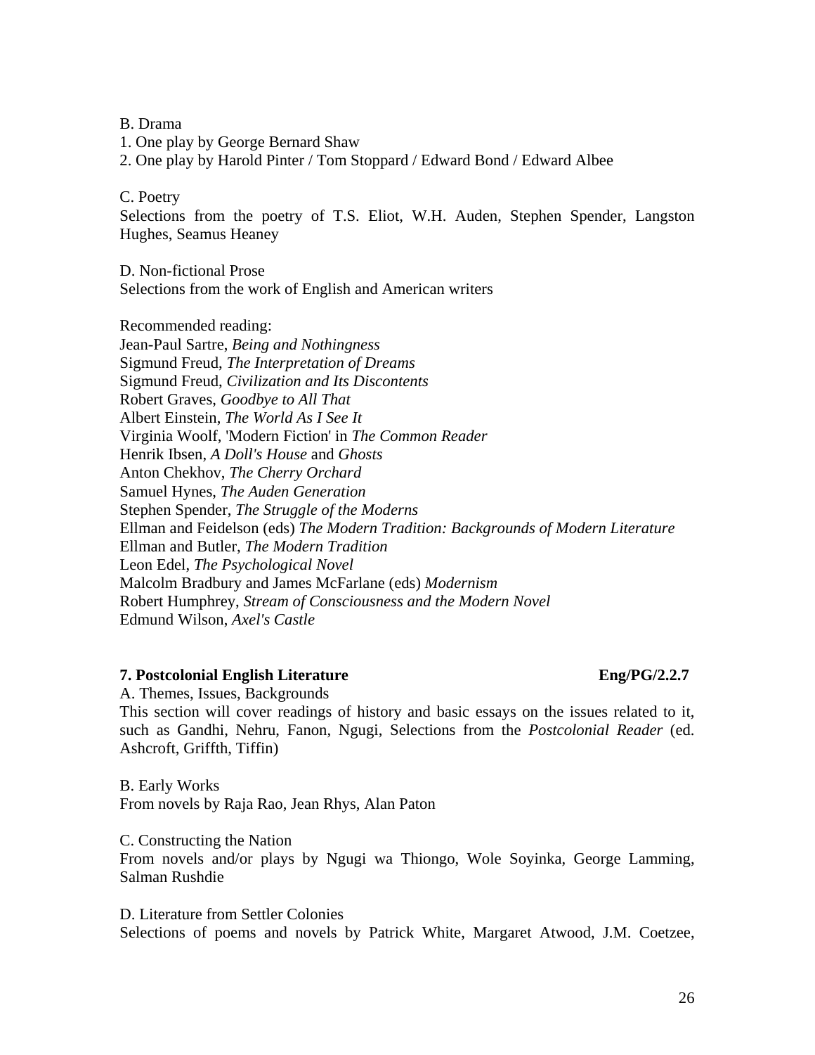B. Drama

1. One play by George Bernard Shaw
2. One play by Harold Pinter / Tom Stoppard / Edward Bond / Edward Albee

C. Poetry

Selections from the poetry of T.S. Eliot, W.H. Auden, Stephen Spender, Langston Hughes, Seamus Heaney

D. Non-fictional Prose

Selections from the work of English and American writers

Recommended reading:

Jean-Paul Sartre, *Being and Nothingness*  
Sigmund Freud, *The Interpretation of Dreams*  
Sigmund Freud, *Civilization and Its Discontents*  
Robert Graves, *Goodbye to All That*  
Albert Einstein, *The World As I See It*  
Virginia Woolf, 'Modern Fiction' in *The Common Reader*  
Henrik Ibsen, *A Doll's House* and *Ghosts*  
Anton Chekhov, *The Cherry Orchard*  
Samuel Hynes, *The Auden Generation*  
Stephen Spender, *The Struggle of the Moderns*  
Ellman and Feidelson (eds) *The Modern Tradition: Backgrounds of Modern Literature*  
Ellman and Butler, *The Modern Tradition*  
Leon Edel, *The Psychological Novel*  
Malcolm Bradbury and James McFarlane (eds) *Modernism*  
Robert Humphrey, *Stream of Consciousness and the Modern Novel*  
Edmund Wilson, *Axel's Castle*

### 7. Postcolonial English Literature — Eng/PG/2.2.7

A. Themes, Issues, Backgrounds

This section will cover readings of history and basic essays on the issues related to it, such as Gandhi, Nehru, Fanon, Ngugi, Selections from the *Postcolonial Reader* (ed. Ashcroft, Griffth, Tiffin)

B. Early Works

From novels by Raja Rao, Jean Rhys, Alan Paton

C. Constructing the Nation

From novels and/or plays by Ngugi wa Thiongo, Wole Soyinka, George Lamming, Salman Rushdie

D. Literature from Settler Colonies

Selections of poems and novels by Patrick White, Margaret Atwood, J.M. Coetzee,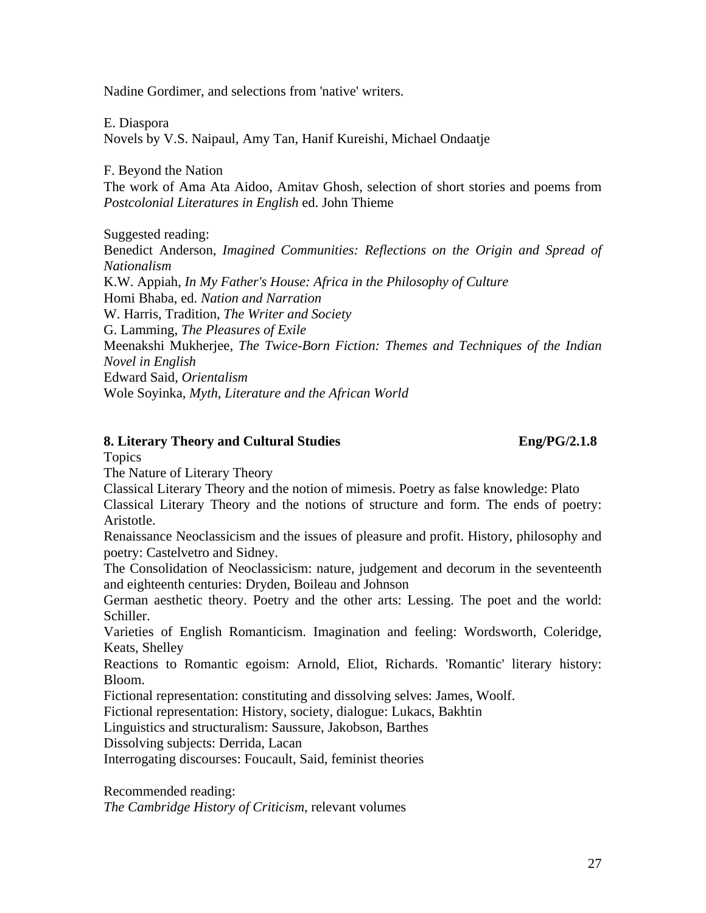Nadine Gordimer, and selections from 'native' writers.

E. Diaspora
Novels by V.S. Naipaul, Amy Tan, Hanif Kureishi, Michael Ondaatje

F. Beyond the Nation
The work of Ama Ata Aidoo, Amitav Ghosh, selection of short stories and poems from *Postcolonial Literatures in English* ed. John Thieme

Suggested reading:
Benedict Anderson, *Imagined Communities: Reflections on the Origin and Spread of Nationalism*
K.W. Appiah, *In My Father's House: Africa in the Philosophy of Culture*
Homi Bhaba, ed. *Nation and Narration*
W. Harris, Tradition, *The Writer and Society*
G. Lamming, *The Pleasures of Exile*
Meenakshi Mukherjee, *The Twice-Born Fiction: Themes and Techniques of the Indian Novel in English*
Edward Said, *Orientalism*
Wole Soyinka, *Myth, Literature and the African World*

**8. Literary Theory and Cultural Studies** **Eng/PG/2.1.8**

Topics
The Nature of Literary Theory
Classical Literary Theory and the notion of mimesis. Poetry as false knowledge: Plato
Classical Literary Theory and the notions of structure and form. The ends of poetry: Aristotle.
Renaissance Neoclassicism and the issues of pleasure and profit. History, philosophy and poetry: Castelvetro and Sidney.
The Consolidation of Neoclassicism: nature, judgement and decorum in the seventeenth and eighteenth centuries: Dryden, Boileau and Johnson
German aesthetic theory. Poetry and the other arts: Lessing. The poet and the world: Schiller.
Varieties of English Romanticism. Imagination and feeling: Wordsworth, Coleridge, Keats, Shelley
Reactions to Romantic egoism: Arnold, Eliot, Richards. 'Romantic' literary history: Bloom.
Fictional representation: constituting and dissolving selves: James, Woolf.
Fictional representation: History, society, dialogue: Lukacs, Bakhtin
Linguistics and structuralism: Saussure, Jakobson, Barthes
Dissolving subjects: Derrida, Lacan
Interrogating discourses: Foucault, Said, feminist theories

Recommended reading:
*The Cambridge History of Criticism*, relevant volumes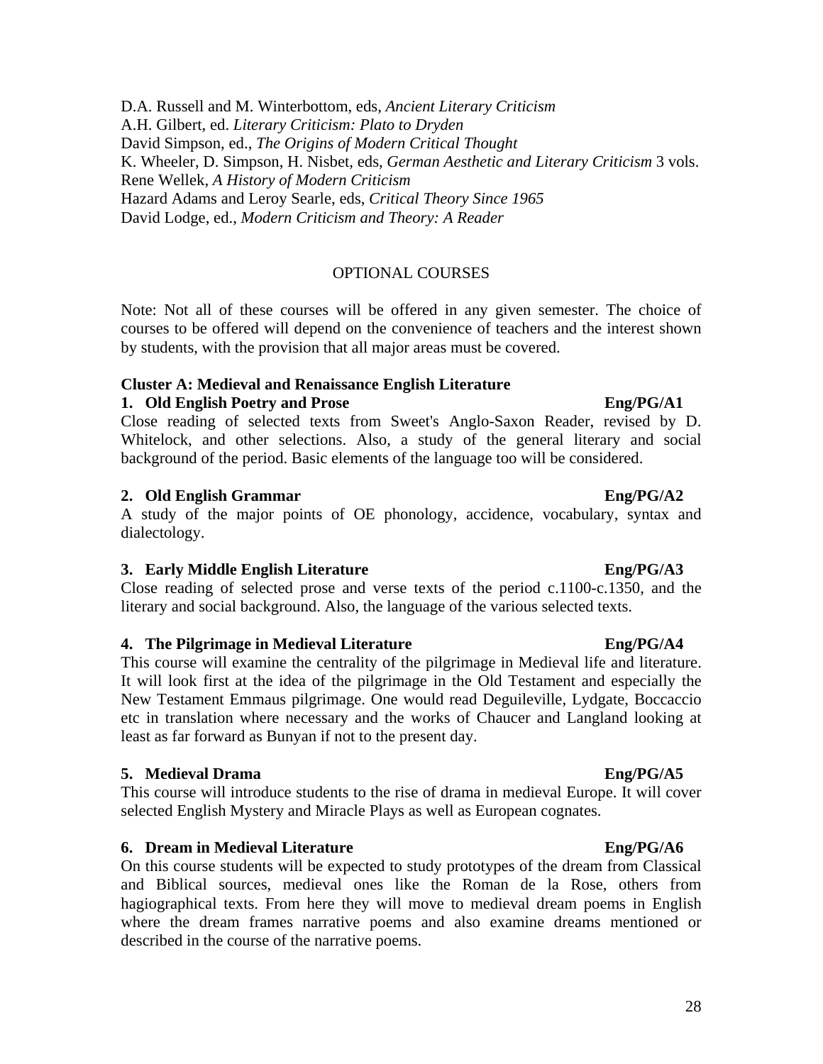D.A. Russell and M. Winterbottom, eds, *Ancient Literary Criticism*
A.H. Gilbert, ed. *Literary Criticism: Plato to Dryden*
David Simpson, ed., *The Origins of Modern Critical Thought*
K. Wheeler, D. Simpson, H. Nisbet, eds, *German Aesthetic and Literary Criticism* 3 vols.
Rene Wellek, *A History of Modern Criticism*
Hazard Adams and Leroy Searle, eds, *Critical Theory Since 1965*
David Lodge, ed., *Modern Criticism and Theory: A Reader*

## OPTIONAL COURSES

Note: Not all of these courses will be offered in any given semester. The choice of courses to be offered will depend on the convenience of teachers and the interest shown by students, with the provision that all major areas must be covered.

### Cluster A: Medieval and Renaissance English Literature

**1. Old English Poetry and Prose** **Eng/PG/A1**

Close reading of selected texts from Sweet's Anglo-Saxon Reader, revised by D. Whitelock, and other selections. Also, a study of the general literary and social background of the period. Basic elements of the language too will be considered.

**2. Old English Grammar** **Eng/PG/A2**

A study of the major points of OE phonology, accidence, vocabulary, syntax and dialectology.

**3. Early Middle English Literature** **Eng/PG/A3**

Close reading of selected prose and verse texts of the period c.1100-c.1350, and the literary and social background. Also, the language of the various selected texts.

**4. The Pilgrimage in Medieval Literature** **Eng/PG/A4**

This course will examine the centrality of the pilgrimage in Medieval life and literature. It will look first at the idea of the pilgrimage in the Old Testament and especially the New Testament Emmaus pilgrimage. One would read Deguileville, Lydgate, Boccaccio etc in translation where necessary and the works of Chaucer and Langland looking at least as far forward as Bunyan if not to the present day.

**5. Medieval Drama** **Eng/PG/A5**

This course will introduce students to the rise of drama in medieval Europe. It will cover selected English Mystery and Miracle Plays as well as European cognates.

**6. Dream in Medieval Literature** **Eng/PG/A6**

On this course students will be expected to study prototypes of the dream from Classical and Biblical sources, medieval ones like the Roman de la Rose, others from hagiographical texts. From here they will move to medieval dream poems in English where the dream frames narrative poems and also examine dreams mentioned or described in the course of the narrative poems.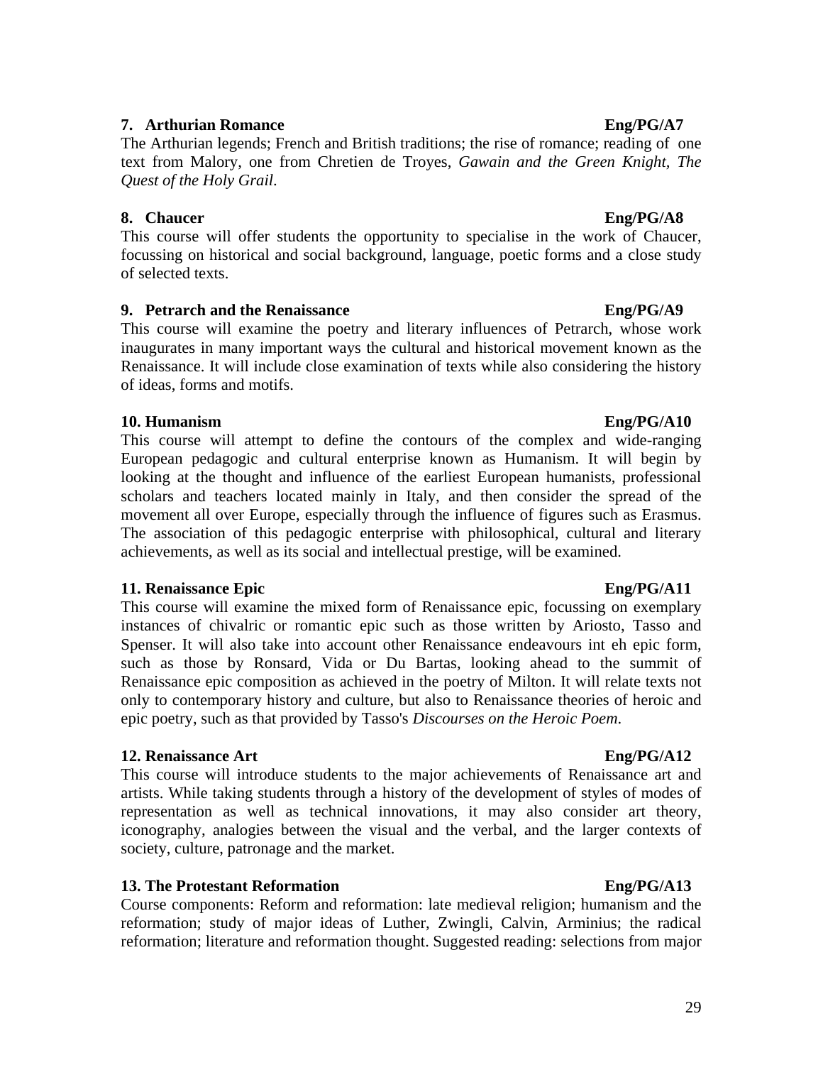**7. Arthurian Romance** **Eng/PG/A7**

The Arthurian legends; French and British traditions; the rise of romance; reading of one text from Malory, one from Chretien de Troyes, *Gawain and the Green Knight, The Quest of the Holy Grail*.

**8. Chaucer** **Eng/PG/A8**

This course will offer students the opportunity to specialise in the work of Chaucer, focussing on historical and social background, language, poetic forms and a close study of selected texts.

**9. Petrarch and the Renaissance** **Eng/PG/A9**

This course will examine the poetry and literary influences of Petrarch, whose work inaugurates in many important ways the cultural and historical movement known as the Renaissance. It will include close examination of texts while also considering the history of ideas, forms and motifs.

**10. Humanism** **Eng/PG/A10**

This course will attempt to define the contours of the complex and wide-ranging European pedagogic and cultural enterprise known as Humanism. It will begin by looking at the thought and influence of the earliest European humanists, professional scholars and teachers located mainly in Italy, and then consider the spread of the movement all over Europe, especially through the influence of figures such as Erasmus. The association of this pedagogic enterprise with philosophical, cultural and literary achievements, as well as its social and intellectual prestige, will be examined.

**11. Renaissance Epic** **Eng/PG/A11**

This course will examine the mixed form of Renaissance epic, focussing on exemplary instances of chivalric or romantic epic such as those written by Ariosto, Tasso and Spenser. It will also take into account other Renaissance endeavours int eh epic form, such as those by Ronsard, Vida or Du Bartas, looking ahead to the summit of Renaissance epic composition as achieved in the poetry of Milton. It will relate texts not only to contemporary history and culture, but also to Renaissance theories of heroic and epic poetry, such as that provided by Tasso's *Discourses on the Heroic Poem*.

**12. Renaissance Art** **Eng/PG/A12**

This course will introduce students to the major achievements of Renaissance art and artists. While taking students through a history of the development of styles of modes of representation as well as technical innovations, it may also consider art theory, iconography, analogies between the visual and the verbal, and the larger contexts of society, culture, patronage and the market.

**13. The Protestant Reformation** **Eng/PG/A13**

Course components: Reform and reformation: late medieval religion; humanism and the reformation; study of major ideas of Luther, Zwingli, Calvin, Arminius; the radical reformation; literature and reformation thought. Suggested reading: selections from major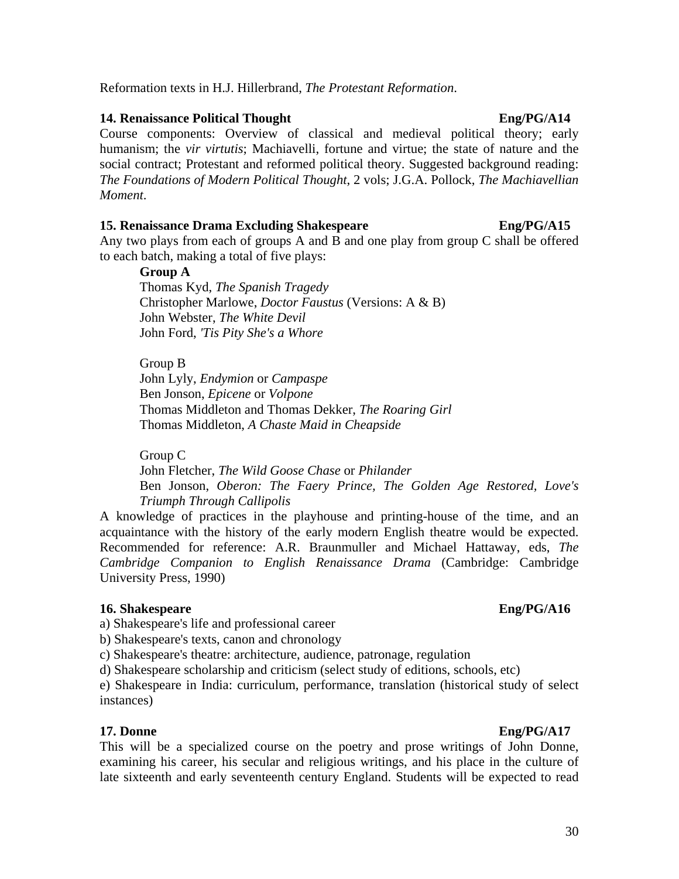Reformation texts in H.J. Hillerbrand, *The Protestant Reformation*.

**14. Renaissance Political Thought** **Eng/PG/A14**

Course components: Overview of classical and medieval political theory; early humanism; the *vir virtutis*; Machiavelli, fortune and virtue; the state of nature and the social contract; Protestant and reformed political theory. Suggested background reading: *The Foundations of Modern Political Thought*, 2 vols; J.G.A. Pollock, *The Machiavellian Moment*.

**15. Renaissance Drama Excluding Shakespeare** **Eng/PG/A15**

Any two plays from each of groups A and B and one play from group C shall be offered to each batch, making a total of five plays:

**Group A**

Thomas Kyd, *The Spanish Tragedy*
Christopher Marlowe, *Doctor Faustus* (Versions: A & B)
John Webster, *The White Devil*
John Ford, *'Tis Pity She's a Whore*

Group B

John Lyly, *Endymion* or *Campaspe*
Ben Jonson, *Epicene* or *Volpone*
Thomas Middleton and Thomas Dekker, *The Roaring Girl*
Thomas Middleton, *A Chaste Maid in Cheapside*

Group C

John Fletcher, *The Wild Goose Chase* or *Philander*
Ben Jonson, *Oberon: The Faery Prince, The Golden Age Restored, Love's Triumph Through Callipolis*

A knowledge of practices in the playhouse and printing-house of the time, and an acquaintance with the history of the early modern English theatre would be expected. Recommended for reference: A.R. Braunmuller and Michael Hattaway, eds, *The Cambridge Companion to English Renaissance Drama* (Cambridge: Cambridge University Press, 1990)

**16. Shakespeare** **Eng/PG/A16**

a) Shakespeare's life and professional career
b) Shakespeare's texts, canon and chronology
c) Shakespeare's theatre: architecture, audience, patronage, regulation
d) Shakespeare scholarship and criticism (select study of editions, schools, etc)
e) Shakespeare in India: curriculum, performance, translation (historical study of select instances)

**17. Donne** **Eng/PG/A17**

This will be a specialized course on the poetry and prose writings of John Donne, examining his career, his secular and religious writings, and his place in the culture of late sixteenth and early seventeenth century England. Students will be expected to read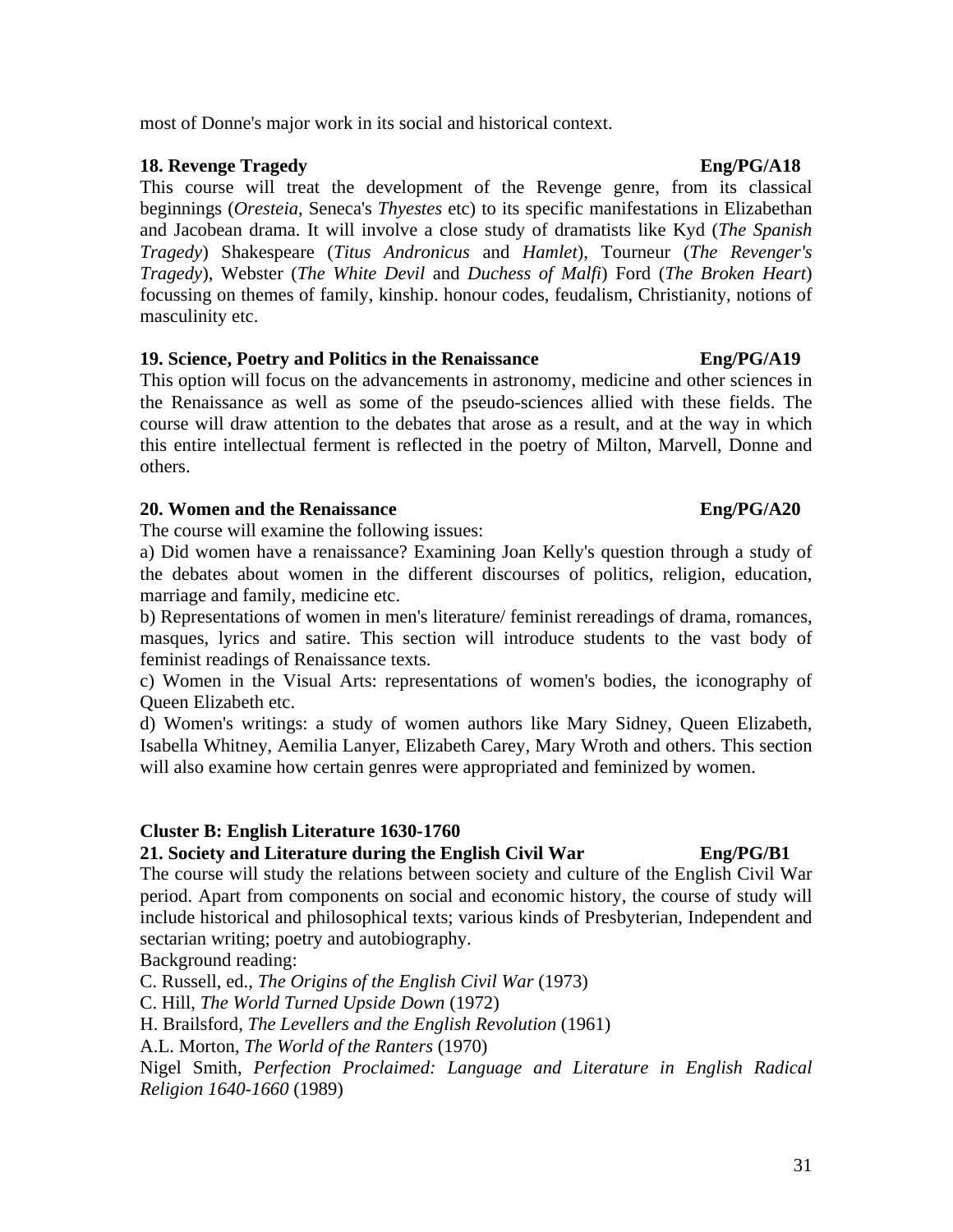most of Donne's major work in its social and historical context.

**18. Revenge Tragedy** **Eng/PG/A18**

This course will treat the development of the Revenge genre, from its classical beginnings (*Oresteia*, Seneca's *Thyestes* etc) to its specific manifestations in Elizabethan and Jacobean drama. It will involve a close study of dramatists like Kyd (*The Spanish Tragedy*) Shakespeare (*Titus Andronicus* and *Hamlet*), Tourneur (*The Revenger's Tragedy*), Webster (*The White Devil* and *Duchess of Malfi*) Ford (*The Broken Heart*) focussing on themes of family, kinship. honour codes, feudalism, Christianity, notions of masculinity etc.

**19. Science, Poetry and Politics in the Renaissance** **Eng/PG/A19**

This option will focus on the advancements in astronomy, medicine and other sciences in the Renaissance as well as some of the pseudo-sciences allied with these fields. The course will draw attention to the debates that arose as a result, and at the way in which this entire intellectual ferment is reflected in the poetry of Milton, Marvell, Donne and others.

**20. Women and the Renaissance** **Eng/PG/A20**

The course will examine the following issues:

a) Did women have a renaissance? Examining Joan Kelly's question through a study of the debates about women in the different discourses of politics, religion, education, marriage and family, medicine etc.

b) Representations of women in men's literature/ feminist rereadings of drama, romances, masques, lyrics and satire. This section will introduce students to the vast body of feminist readings of Renaissance texts.

c) Women in the Visual Arts: representations of women's bodies, the iconography of Queen Elizabeth etc.

d) Women's writings: a study of women authors like Mary Sidney, Queen Elizabeth, Isabella Whitney, Aemilia Lanyer, Elizabeth Carey, Mary Wroth and others. This section will also examine how certain genres were appropriated and feminized by women.

**Cluster B: English Literature 1630-1760**

**21. Society and Literature during the English Civil War** **Eng/PG/B1**

The course will study the relations between society and culture of the English Civil War period. Apart from components on social and economic history, the course of study will include historical and philosophical texts; various kinds of Presbyterian, Independent and sectarian writing; poetry and autobiography.

Background reading:

C. Russell, ed., *The Origins of the English Civil War* (1973)

C. Hill, *The World Turned Upside Down* (1972)

H. Brailsford, *The Levellers and the English Revolution* (1961)

A.L. Morton, *The World of the Ranters* (1970)

Nigel Smith, *Perfection Proclaimed: Language and Literature in English Radical Religion 1640-1660* (1989)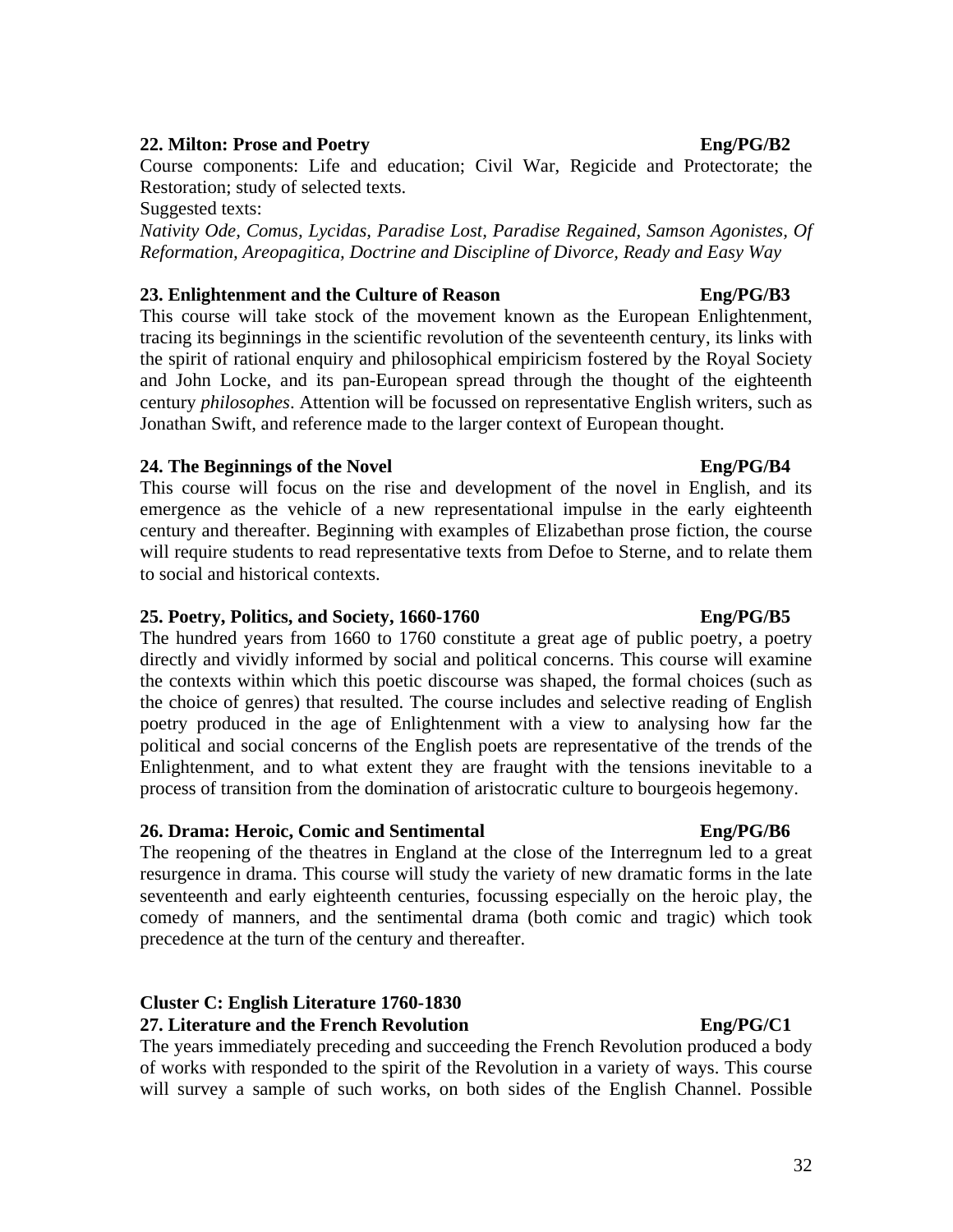**22. Milton: Prose and Poetry** **Eng/PG/B2**

Course components: Life and education; Civil War, Regicide and Protectorate; the Restoration; study of selected texts.

Suggested texts:

*Nativity Ode, Comus, Lycidas, Paradise Lost, Paradise Regained, Samson Agonistes, Of Reformation, Areopagitica, Doctrine and Discipline of Divorce, Ready and Easy Way*

**23. Enlightenment and the Culture of Reason** **Eng/PG/B3**

This course will take stock of the movement known as the European Enlightenment, tracing its beginnings in the scientific revolution of the seventeenth century, its links with the spirit of rational enquiry and philosophical empiricism fostered by the Royal Society and John Locke, and its pan-European spread through the thought of the eighteenth century *philosophes*. Attention will be focussed on representative English writers, such as Jonathan Swift, and reference made to the larger context of European thought.

**24. The Beginnings of the Novel** **Eng/PG/B4**

This course will focus on the rise and development of the novel in English, and its emergence as the vehicle of a new representational impulse in the early eighteenth century and thereafter. Beginning with examples of Elizabethan prose fiction, the course will require students to read representative texts from Defoe to Sterne, and to relate them to social and historical contexts.

**25. Poetry, Politics, and Society, 1660-1760** **Eng/PG/B5**

The hundred years from 1660 to 1760 constitute a great age of public poetry, a poetry directly and vividly informed by social and political concerns. This course will examine the contexts within which this poetic discourse was shaped, the formal choices (such as the choice of genres) that resulted. The course includes and selective reading of English poetry produced in the age of Enlightenment with a view to analysing how far the political and social concerns of the English poets are representative of the trends of the Enlightenment, and to what extent they are fraught with the tensions inevitable to a process of transition from the domination of aristocratic culture to bourgeois hegemony.

**26. Drama: Heroic, Comic and Sentimental** **Eng/PG/B6**

The reopening of the theatres in England at the close of the Interregnum led to a great resurgence in drama. This course will study the variety of new dramatic forms in the late seventeenth and early eighteenth centuries, focussing especially on the heroic play, the comedy of manners, and the sentimental drama (both comic and tragic) which took precedence at the turn of the century and thereafter.

**Cluster C: English Literature 1760-1830**

**27. Literature and the French Revolution** **Eng/PG/C1**

The years immediately preceding and succeeding the French Revolution produced a body of works with responded to the spirit of the Revolution in a variety of ways. This course will survey a sample of such works, on both sides of the English Channel. Possible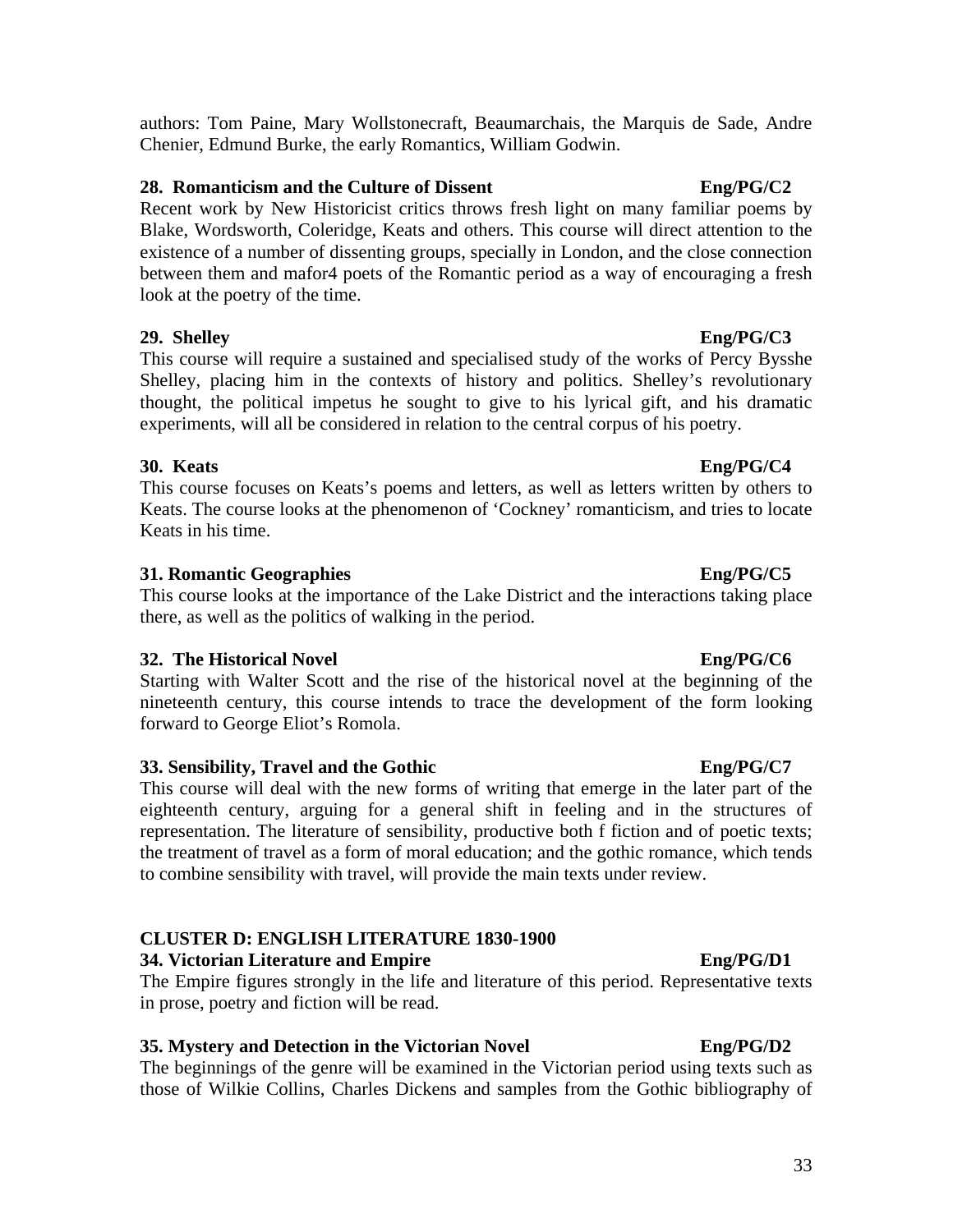authors: Tom Paine, Mary Wollstonecraft, Beaumarchais, the Marquis de Sade, Andre Chenier, Edmund Burke, the early Romantics, William Godwin.

**28. Romanticism and the Culture of Dissent** **Eng/PG/C2**

Recent work by New Historicist critics throws fresh light on many familiar poems by Blake, Wordsworth, Coleridge, Keats and others. This course will direct attention to the existence of a number of dissenting groups, specially in London, and the close connection between them and mafor4 poets of the Romantic period as a way of encouraging a fresh look at the poetry of the time.

**29. Shelley** **Eng/PG/C3**

This course will require a sustained and specialised study of the works of Percy Bysshe Shelley, placing him in the contexts of history and politics. Shelley's revolutionary thought, the political impetus he sought to give to his lyrical gift, and his dramatic experiments, will all be considered in relation to the central corpus of his poetry.

**30. Keats** **Eng/PG/C4**

This course focuses on Keats's poems and letters, as well as letters written by others to Keats. The course looks at the phenomenon of 'Cockney' romanticism, and tries to locate Keats in his time.

**31. Romantic Geographies** **Eng/PG/C5**

This course looks at the importance of the Lake District and the interactions taking place there, as well as the politics of walking in the period.

**32. The Historical Novel** **Eng/PG/C6**

Starting with Walter Scott and the rise of the historical novel at the beginning of the nineteenth century, this course intends to trace the development of the form looking forward to George Eliot's Romola.

**33. Sensibility, Travel and the Gothic** **Eng/PG/C7**

This course will deal with the new forms of writing that emerge in the later part of the eighteenth century, arguing for a general shift in feeling and in the structures of representation. The literature of sensibility, productive both f fiction and of poetic texts; the treatment of travel as a form of moral education; and the gothic romance, which tends to combine sensibility with travel, will provide the main texts under review.

## CLUSTER D: ENGLISH LITERATURE 1830-1900

**34. Victorian Literature and Empire** **Eng/PG/D1**

The Empire figures strongly in the life and literature of this period. Representative texts in prose, poetry and fiction will be read.

**35. Mystery and Detection in the Victorian Novel** **Eng/PG/D2**

The beginnings of the genre will be examined in the Victorian period using texts such as those of Wilkie Collins, Charles Dickens and samples from the Gothic bibliography of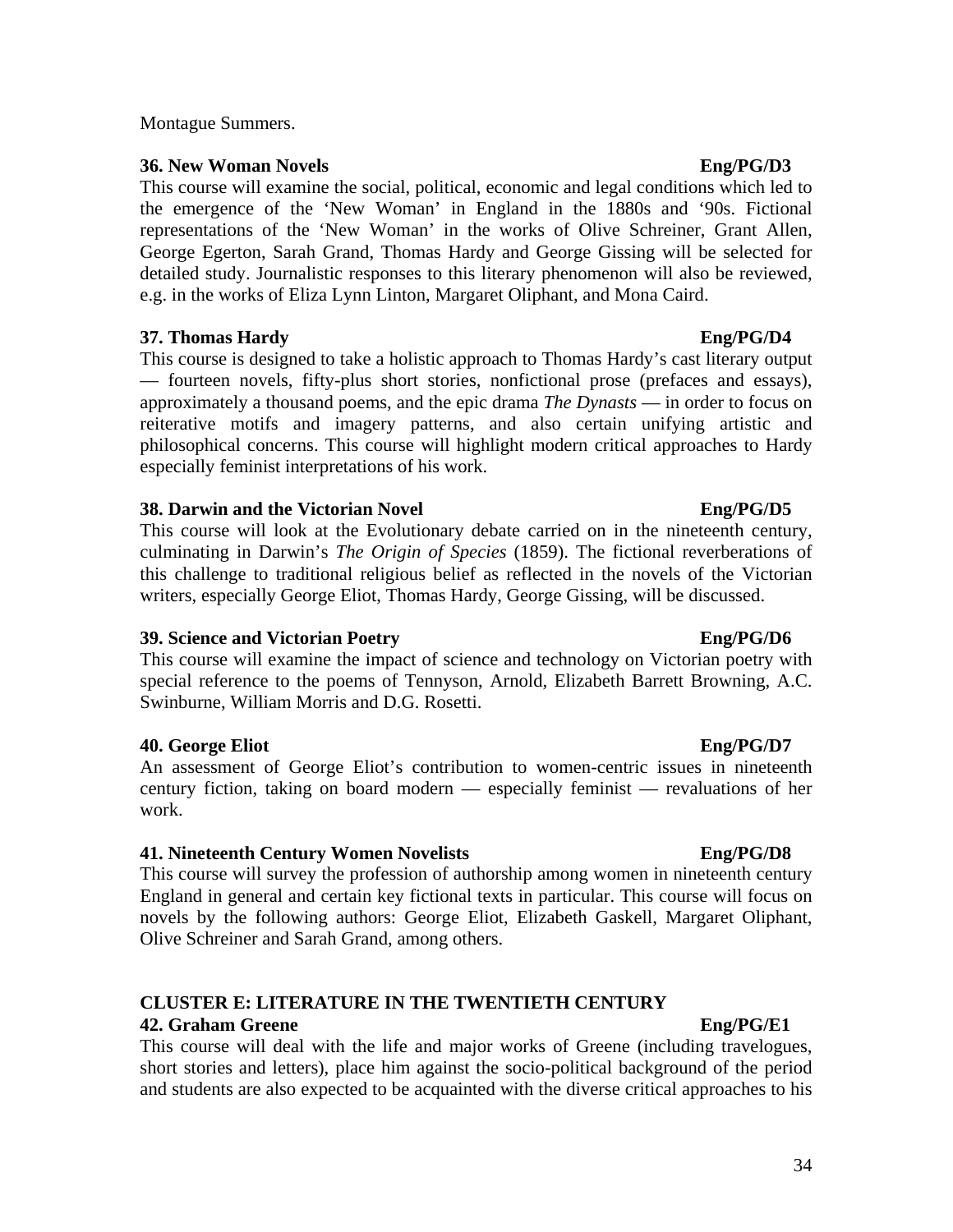Montague Summers.

**36. New Woman Novels** **Eng/PG/D3**

This course will examine the social, political, economic and legal conditions which led to the emergence of the 'New Woman' in England in the 1880s and '90s. Fictional representations of the 'New Woman' in the works of Olive Schreiner, Grant Allen, George Egerton, Sarah Grand, Thomas Hardy and George Gissing will be selected for detailed study. Journalistic responses to this literary phenomenon will also be reviewed, e.g. in the works of Eliza Lynn Linton, Margaret Oliphant, and Mona Caird.

**37. Thomas Hardy** **Eng/PG/D4**

This course is designed to take a holistic approach to Thomas Hardy's cast literary output — fourteen novels, fifty-plus short stories, nonfictional prose (prefaces and essays), approximately a thousand poems, and the epic drama *The Dynasts* — in order to focus on reiterative motifs and imagery patterns, and also certain unifying artistic and philosophical concerns. This course will highlight modern critical approaches to Hardy especially feminist interpretations of his work.

**38. Darwin and the Victorian Novel** **Eng/PG/D5**

This course will look at the Evolutionary debate carried on in the nineteenth century, culminating in Darwin's *The Origin of Species* (1859). The fictional reverberations of this challenge to traditional religious belief as reflected in the novels of the Victorian writers, especially George Eliot, Thomas Hardy, George Gissing, will be discussed.

**39. Science and Victorian Poetry** **Eng/PG/D6**

This course will examine the impact of science and technology on Victorian poetry with special reference to the poems of Tennyson, Arnold, Elizabeth Barrett Browning, A.C. Swinburne, William Morris and D.G. Rosetti.

**40. George Eliot** **Eng/PG/D7**

An assessment of George Eliot's contribution to women-centric issues in nineteenth century fiction, taking on board modern — especially feminist — revaluations of her work.

**41. Nineteenth Century Women Novelists** **Eng/PG/D8**

This course will survey the profession of authorship among women in nineteenth century England in general and certain key fictional texts in particular. This course will focus on novels by the following authors: George Eliot, Elizabeth Gaskell, Margaret Oliphant, Olive Schreiner and Sarah Grand, among others.

## CLUSTER E: LITERATURE IN THE TWENTIETH CENTURY

**42. Graham Greene** **Eng/PG/E1**

This course will deal with the life and major works of Greene (including travelogues, short stories and letters), place him against the socio-political background of the period and students are also expected to be acquainted with the diverse critical approaches to his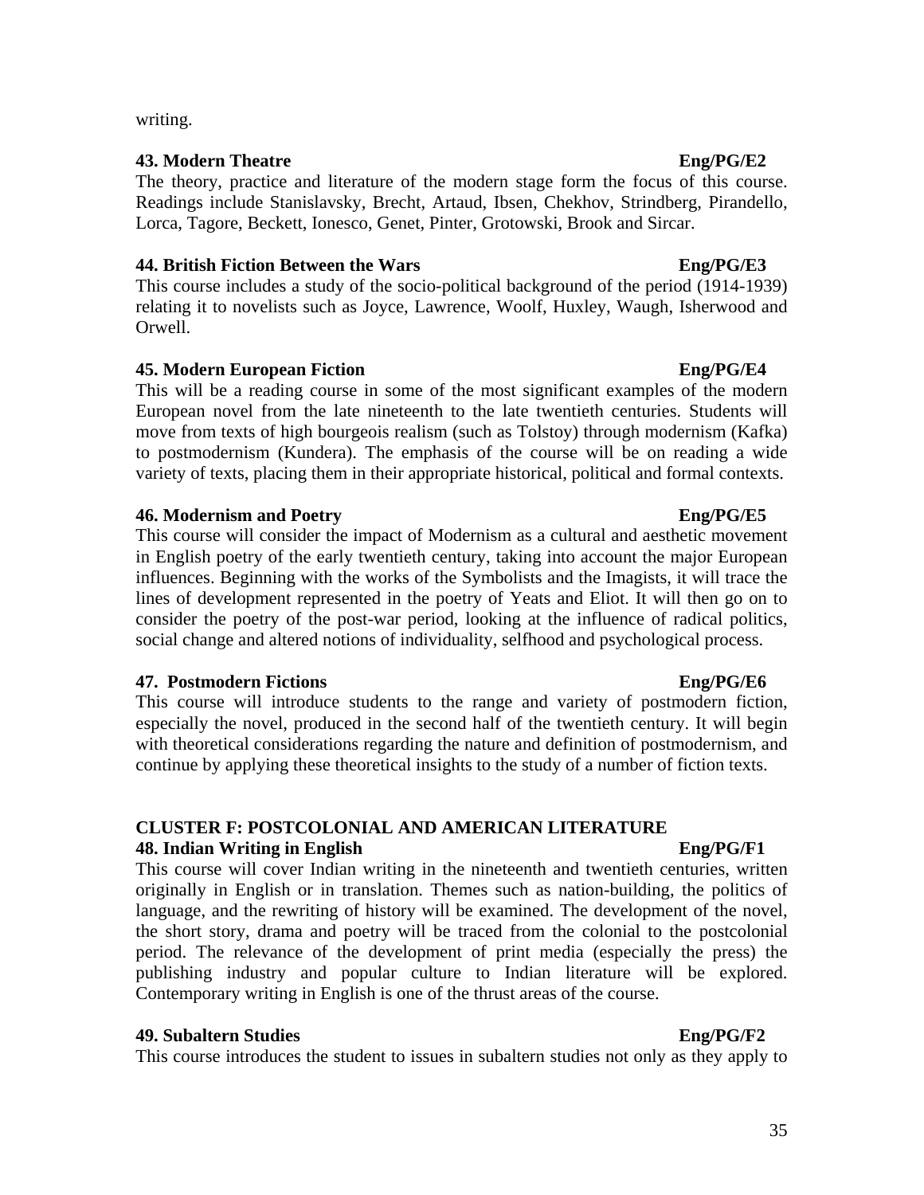writing.

**43. Modern Theatre** **Eng/PG/E2**

The theory, practice and literature of the modern stage form the focus of this course. Readings include Stanislavsky, Brecht, Artaud, Ibsen, Chekhov, Strindberg, Pirandello, Lorca, Tagore, Beckett, Ionesco, Genet, Pinter, Grotowski, Brook and Sircar.

**44. British Fiction Between the Wars** **Eng/PG/E3**

This course includes a study of the socio-political background of the period (1914-1939) relating it to novelists such as Joyce, Lawrence, Woolf, Huxley, Waugh, Isherwood and Orwell.

**45. Modern European Fiction** **Eng/PG/E4**

This will be a reading course in some of the most significant examples of the modern European novel from the late nineteenth to the late twentieth centuries. Students will move from texts of high bourgeois realism (such as Tolstoy) through modernism (Kafka) to postmodernism (Kundera). The emphasis of the course will be on reading a wide variety of texts, placing them in their appropriate historical, political and formal contexts.

**46. Modernism and Poetry** **Eng/PG/E5**

This course will consider the impact of Modernism as a cultural and aesthetic movement in English poetry of the early twentieth century, taking into account the major European influences. Beginning with the works of the Symbolists and the Imagists, it will trace the lines of development represented in the poetry of Yeats and Eliot. It will then go on to consider the poetry of the post-war period, looking at the influence of radical politics, social change and altered notions of individuality, selfhood and psychological process.

**47. Postmodern Fictions** **Eng/PG/E6**

This course will introduce students to the range and variety of postmodern fiction, especially the novel, produced in the second half of the twentieth century. It will begin with theoretical considerations regarding the nature and definition of postmodernism, and continue by applying these theoretical insights to the study of a number of fiction texts.

**CLUSTER F: POSTCOLONIAL AND AMERICAN LITERATURE**

**48. Indian Writing in English** **Eng/PG/F1**

This course will cover Indian writing in the nineteenth and twentieth centuries, written originally in English or in translation. Themes such as nation-building, the politics of language, and the rewriting of history will be examined. The development of the novel, the short story, drama and poetry will be traced from the colonial to the postcolonial period. The relevance of the development of print media (especially the press) the publishing industry and popular culture to Indian literature will be explored. Contemporary writing in English is one of the thrust areas of the course.

**49. Subaltern Studies** **Eng/PG/F2**

This course introduces the student to issues in subaltern studies not only as they apply to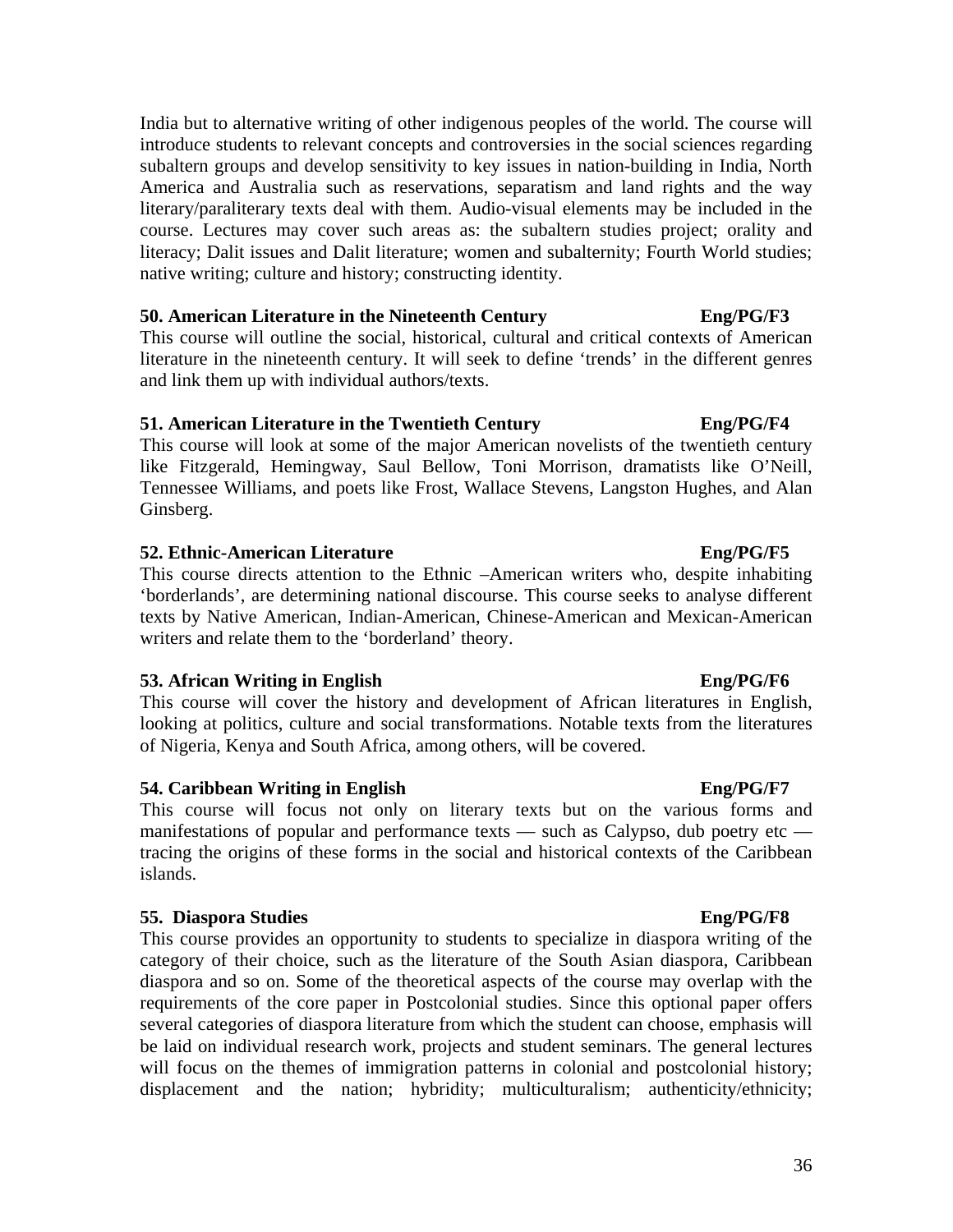India but to alternative writing of other indigenous peoples of the world. The course will introduce students to relevant concepts and controversies in the social sciences regarding subaltern groups and develop sensitivity to key issues in nation-building in India, North America and Australia such as reservations, separatism and land rights and the way literary/paraliterary texts deal with them. Audio-visual elements may be included in the course. Lectures may cover such areas as: the subaltern studies project; orality and literacy; Dalit issues and Dalit literature; women and subalternity; Fourth World studies; native writing; culture and history; constructing identity.

**50. American Literature in the Nineteenth Century** **Eng/PG/F3**

This course will outline the social, historical, cultural and critical contexts of American literature in the nineteenth century. It will seek to define 'trends' in the different genres and link them up with individual authors/texts.

**51. American Literature in the Twentieth Century** **Eng/PG/F4**

This course will look at some of the major American novelists of the twentieth century like Fitzgerald, Hemingway, Saul Bellow, Toni Morrison, dramatists like O'Neill, Tennessee Williams, and poets like Frost, Wallace Stevens, Langston Hughes, and Alan Ginsberg.

**52. Ethnic-American Literature** **Eng/PG/F5**

This course directs attention to the Ethnic –American writers who, despite inhabiting 'borderlands', are determining national discourse. This course seeks to analyse different texts by Native American, Indian-American, Chinese-American and Mexican-American writers and relate them to the 'borderland' theory.

**53. African Writing in English** **Eng/PG/F6**

This course will cover the history and development of African literatures in English, looking at politics, culture and social transformations. Notable texts from the literatures of Nigeria, Kenya and South Africa, among others, will be covered.

**54. Caribbean Writing in English** **Eng/PG/F7**

This course will focus not only on literary texts but on the various forms and manifestations of popular and performance texts — such as Calypso, dub poetry etc — tracing the origins of these forms in the social and historical contexts of the Caribbean islands.

**55. Diaspora Studies** **Eng/PG/F8**

This course provides an opportunity to students to specialize in diaspora writing of the category of their choice, such as the literature of the South Asian diaspora, Caribbean diaspora and so on. Some of the theoretical aspects of the course may overlap with the requirements of the core paper in Postcolonial studies. Since this optional paper offers several categories of diaspora literature from which the student can choose, emphasis will be laid on individual research work, projects and student seminars. The general lectures will focus on the themes of immigration patterns in colonial and postcolonial history; displacement and the nation; hybridity; multiculturalism; authenticity/ethnicity;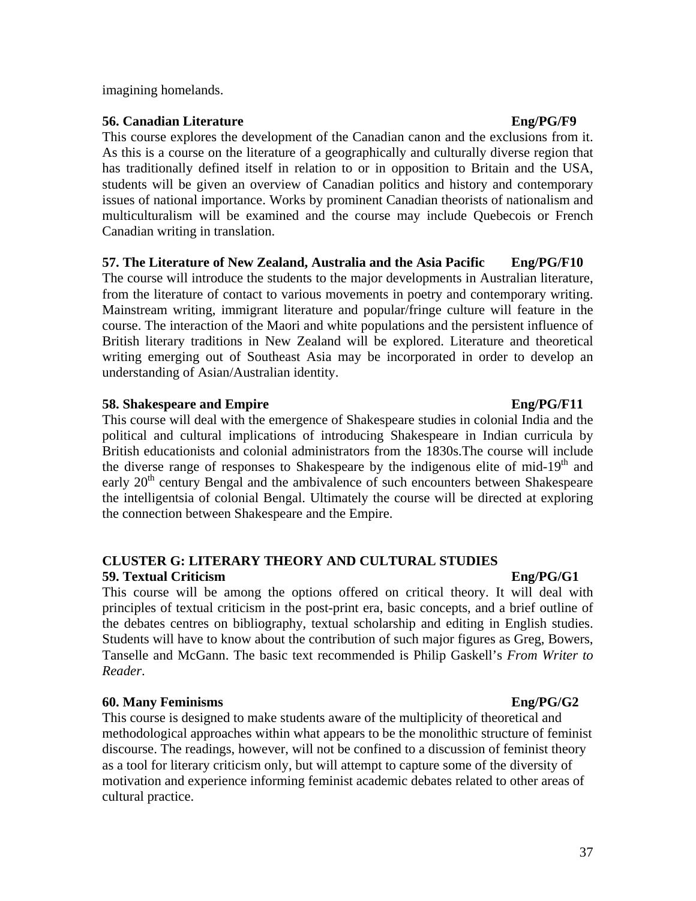imagining homelands.

**56. Canadian Literature** **Eng/PG/F9**

This course explores the development of the Canadian canon and the exclusions from it. As this is a course on the literature of a geographically and culturally diverse region that has traditionally defined itself in relation to or in opposition to Britain and the USA, students will be given an overview of Canadian politics and history and contemporary issues of national importance. Works by prominent Canadian theorists of nationalism and multiculturalism will be examined and the course may include Quebecois or French Canadian writing in translation.

**57. The Literature of New Zealand, Australia and the Asia Pacific** **Eng/PG/F10**

The course will introduce the students to the major developments in Australian literature, from the literature of contact to various movements in poetry and contemporary writing. Mainstream writing, immigrant literature and popular/fringe culture will feature in the course. The interaction of the Maori and white populations and the persistent influence of British literary traditions in New Zealand will be explored. Literature and theoretical writing emerging out of Southeast Asia may be incorporated in order to develop an understanding of Asian/Australian identity.

**58. Shakespeare and Empire** **Eng/PG/F11**

This course will deal with the emergence of Shakespeare studies in colonial India and the political and cultural implications of introducing Shakespeare in Indian curricula by British educationists and colonial administrators from the 1830s.The course will include the diverse range of responses to Shakespeare by the indigenous elite of mid-19th and early 20th century Bengal and the ambivalence of such encounters between Shakespeare the intelligentsia of colonial Bengal. Ultimately the course will be directed at exploring the connection between Shakespeare and the Empire.

## CLUSTER G: LITERARY THEORY AND CULTURAL STUDIES

**59. Textual Criticism** **Eng/PG/G1**

This course will be among the options offered on critical theory. It will deal with principles of textual criticism in the post-print era, basic concepts, and a brief outline of the debates centres on bibliography, textual scholarship and editing in English studies. Students will have to know about the contribution of such major figures as Greg, Bowers, Tanselle and McGann. The basic text recommended is Philip Gaskell's *From Writer to Reader*.

**60. Many Feminisms** **Eng/PG/G2**

This course is designed to make students aware of the multiplicity of theoretical and methodological approaches within what appears to be the monolithic structure of feminist discourse. The readings, however, will not be confined to a discussion of feminist theory as a tool for literary criticism only, but will attempt to capture some of the diversity of motivation and experience informing feminist academic debates related to other areas of cultural practice.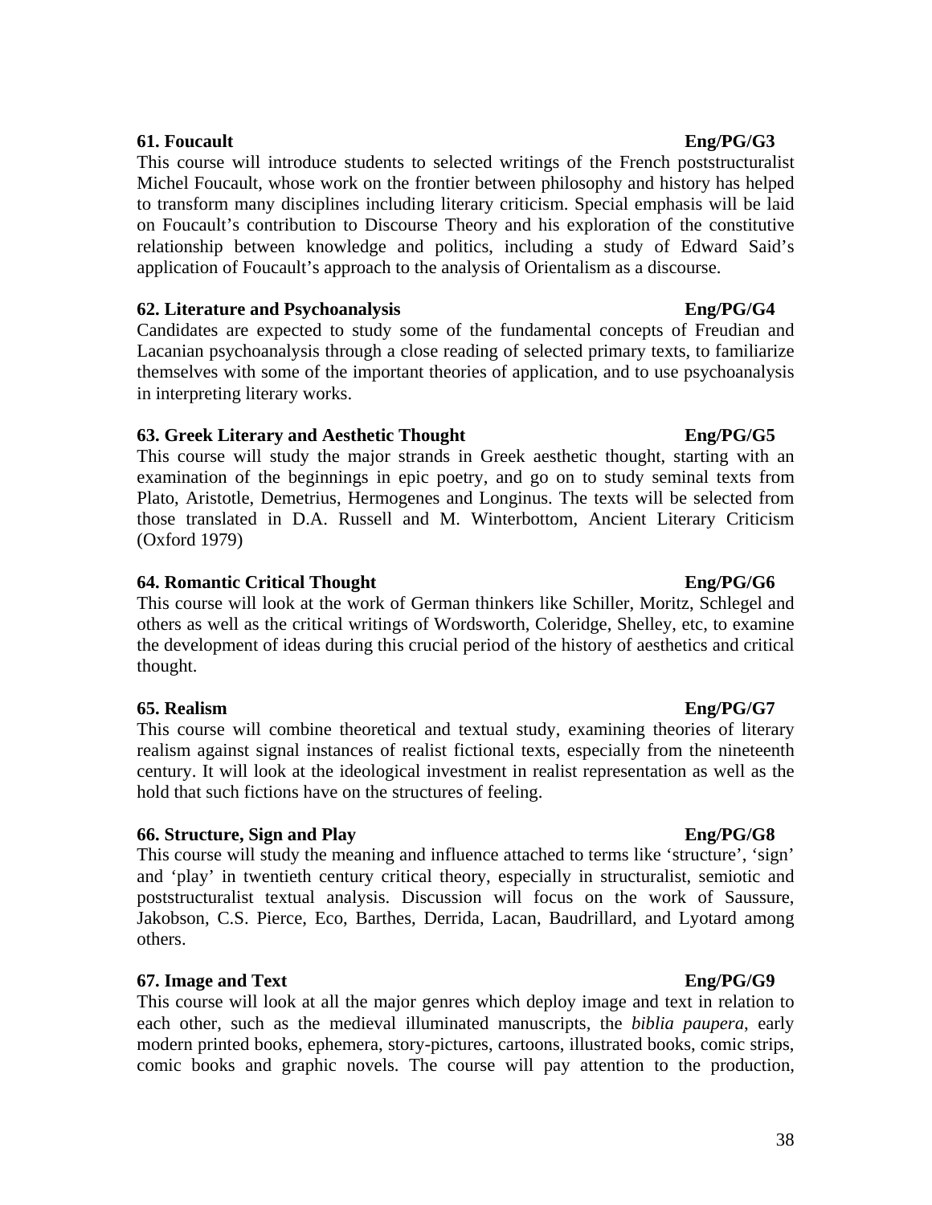**61. Foucault** **Eng/PG/G3**

This course will introduce students to selected writings of the French poststructuralist Michel Foucault, whose work on the frontier between philosophy and history has helped to transform many disciplines including literary criticism. Special emphasis will be laid on Foucault's contribution to Discourse Theory and his exploration of the constitutive relationship between knowledge and politics, including a study of Edward Said's application of Foucault's approach to the analysis of Orientalism as a discourse.

**62. Literature and Psychoanalysis** **Eng/PG/G4**

Candidates are expected to study some of the fundamental concepts of Freudian and Lacanian psychoanalysis through a close reading of selected primary texts, to familiarize themselves with some of the important theories of application, and to use psychoanalysis in interpreting literary works.

**63. Greek Literary and Aesthetic Thought** **Eng/PG/G5**

This course will study the major strands in Greek aesthetic thought, starting with an examination of the beginnings in epic poetry, and go on to study seminal texts from Plato, Aristotle, Demetrius, Hermogenes and Longinus. The texts will be selected from those translated in D.A. Russell and M. Winterbottom, Ancient Literary Criticism (Oxford 1979)

**64. Romantic Critical Thought** **Eng/PG/G6**

This course will look at the work of German thinkers like Schiller, Moritz, Schlegel and others as well as the critical writings of Wordsworth, Coleridge, Shelley, etc, to examine the development of ideas during this crucial period of the history of aesthetics and critical thought.

**65. Realism** **Eng/PG/G7**

This course will combine theoretical and textual study, examining theories of literary realism against signal instances of realist fictional texts, especially from the nineteenth century. It will look at the ideological investment in realist representation as well as the hold that such fictions have on the structures of feeling.

**66. Structure, Sign and Play** **Eng/PG/G8**

This course will study the meaning and influence attached to terms like 'structure', 'sign' and 'play' in twentieth century critical theory, especially in structuralist, semiotic and poststructuralist textual analysis. Discussion will focus on the work of Saussure, Jakobson, C.S. Pierce, Eco, Barthes, Derrida, Lacan, Baudrillard, and Lyotard among others.

**67. Image and Text** **Eng/PG/G9**

This course will look at all the major genres which deploy image and text in relation to each other, such as the medieval illuminated manuscripts, the *biblia paupera*, early modern printed books, ephemera, story-pictures, cartoons, illustrated books, comic strips, comic books and graphic novels. The course will pay attention to the production,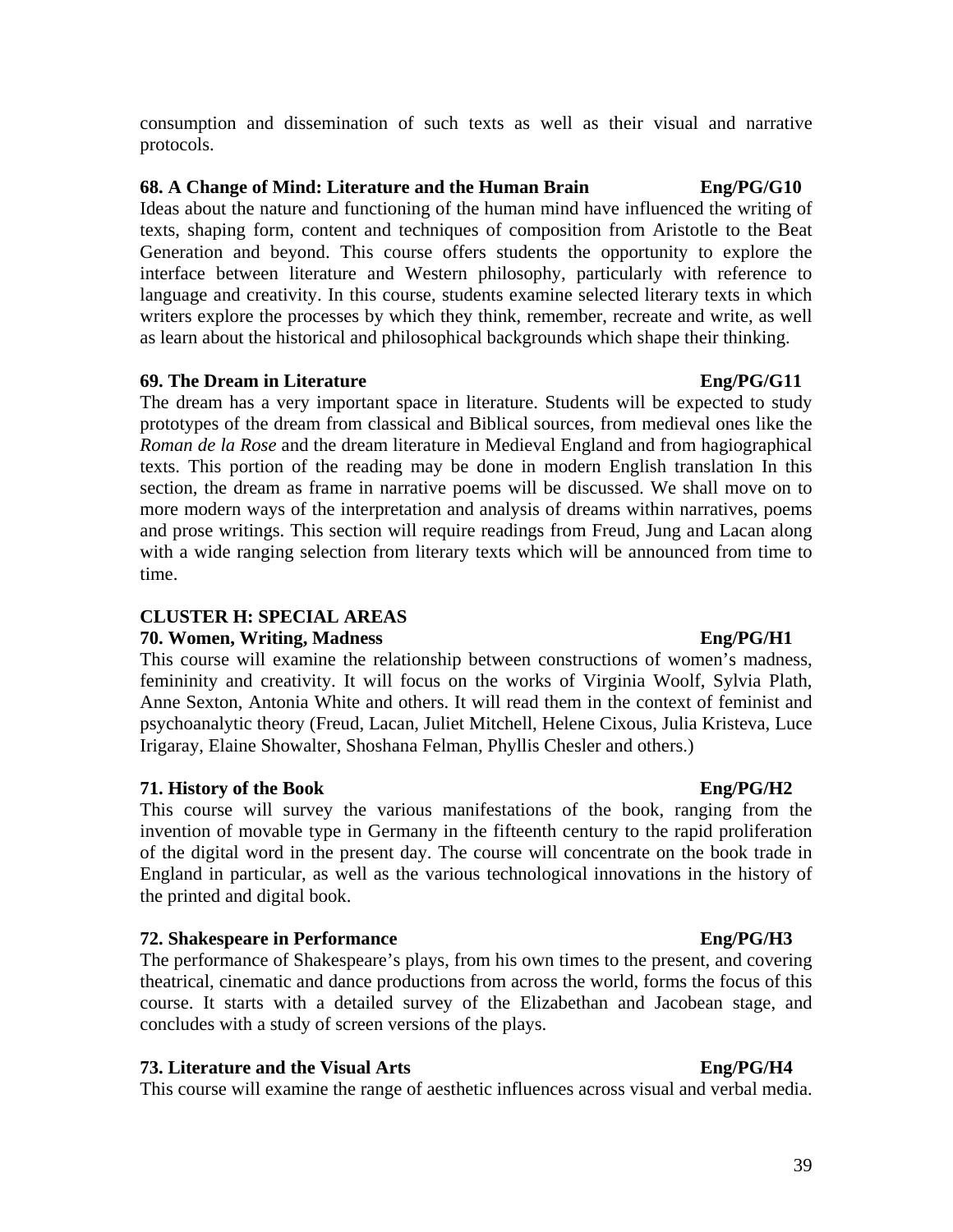consumption and dissemination of such texts as well as their visual and narrative protocols.

**68. A Change of Mind: Literature and the Human Brain** **Eng/PG/G10**

Ideas about the nature and functioning of the human mind have influenced the writing of texts, shaping form, content and techniques of composition from Aristotle to the Beat Generation and beyond. This course offers students the opportunity to explore the interface between literature and Western philosophy, particularly with reference to language and creativity. In this course, students examine selected literary texts in which writers explore the processes by which they think, remember, recreate and write, as well as learn about the historical and philosophical backgrounds which shape their thinking.

**69. The Dream in Literature** **Eng/PG/G11**

The dream has a very important space in literature. Students will be expected to study prototypes of the dream from classical and Biblical sources, from medieval ones like the *Roman de la Rose* and the dream literature in Medieval England and from hagiographical texts. This portion of the reading may be done in modern English translation In this section, the dream as frame in narrative poems will be discussed. We shall move on to more modern ways of the interpretation and analysis of dreams within narratives, poems and prose writings. This section will require readings from Freud, Jung and Lacan along with a wide ranging selection from literary texts which will be announced from time to time.

## CLUSTER H: SPECIAL AREAS

**70. Women, Writing, Madness** **Eng/PG/H1**

This course will examine the relationship between constructions of women's madness, femininity and creativity. It will focus on the works of Virginia Woolf, Sylvia Plath, Anne Sexton, Antonia White and others. It will read them in the context of feminist and psychoanalytic theory (Freud, Lacan, Juliet Mitchell, Helene Cixous, Julia Kristeva, Luce Irigaray, Elaine Showalter, Shoshana Felman, Phyllis Chesler and others.)

**71. History of the Book** **Eng/PG/H2**

This course will survey the various manifestations of the book, ranging from the invention of movable type in Germany in the fifteenth century to the rapid proliferation of the digital word in the present day. The course will concentrate on the book trade in England in particular, as well as the various technological innovations in the history of the printed and digital book.

**72. Shakespeare in Performance** **Eng/PG/H3**

The performance of Shakespeare's plays, from his own times to the present, and covering theatrical, cinematic and dance productions from across the world, forms the focus of this course. It starts with a detailed survey of the Elizabethan and Jacobean stage, and concludes with a study of screen versions of the plays.

**73. Literature and the Visual Arts** **Eng/PG/H4**

This course will examine the range of aesthetic influences across visual and verbal media.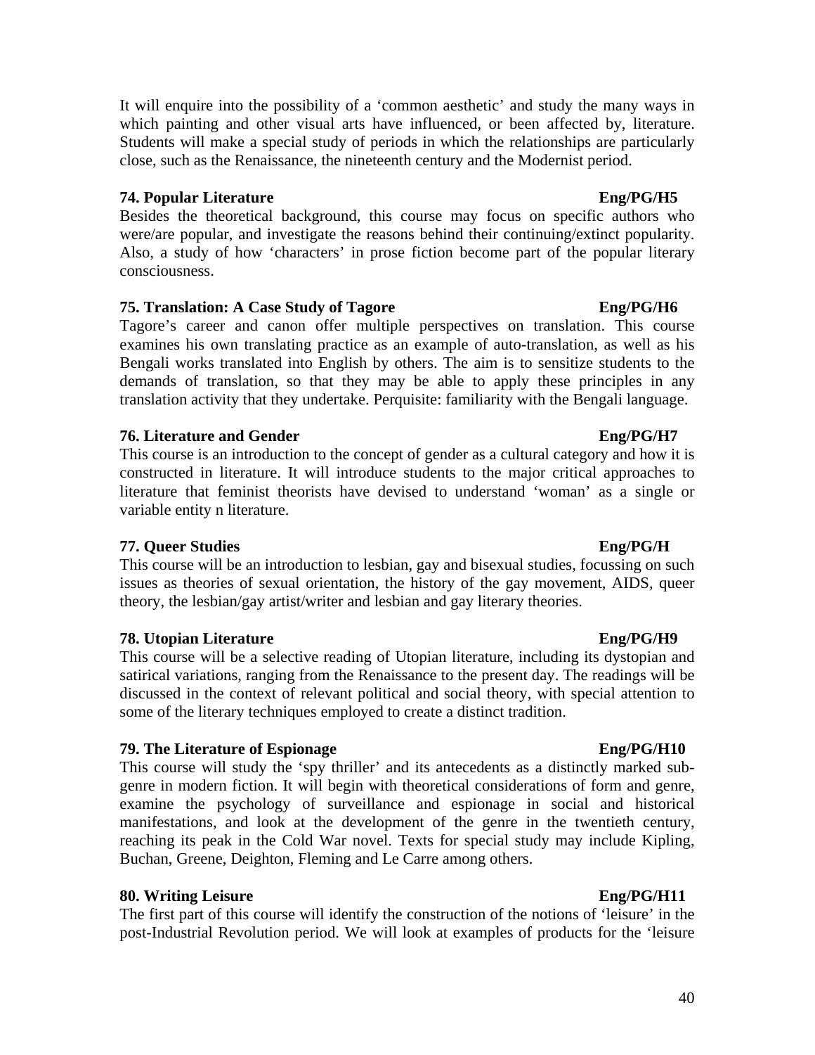It will enquire into the possibility of a 'common aesthetic' and study the many ways in which painting and other visual arts have influenced, or been affected by, literature. Students will make a special study of periods in which the relationships are particularly close, such as the Renaissance, the nineteenth century and the Modernist period.

**74. Popular Literature** **Eng/PG/H5**

Besides the theoretical background, this course may focus on specific authors who were/are popular, and investigate the reasons behind their continuing/extinct popularity. Also, a study of how 'characters' in prose fiction become part of the popular literary consciousness.

**75. Translation: A Case Study of Tagore** **Eng/PG/H6**

Tagore's career and canon offer multiple perspectives on translation. This course examines his own translating practice as an example of auto-translation, as well as his Bengali works translated into English by others. The aim is to sensitize students to the demands of translation, so that they may be able to apply these principles in any translation activity that they undertake. Perquisite: familiarity with the Bengali language.

**76. Literature and Gender** **Eng/PG/H7**

This course is an introduction to the concept of gender as a cultural category and how it is constructed in literature. It will introduce students to the major critical approaches to literature that feminist theorists have devised to understand 'woman' as a single or variable entity n literature.

**77. Queer Studies** **Eng/PG/H**

This course will be an introduction to lesbian, gay and bisexual studies, focussing on such issues as theories of sexual orientation, the history of the gay movement, AIDS, queer theory, the lesbian/gay artist/writer and lesbian and gay literary theories.

**78. Utopian Literature** **Eng/PG/H9**

This course will be a selective reading of Utopian literature, including its dystopian and satirical variations, ranging from the Renaissance to the present day. The readings will be discussed in the context of relevant political and social theory, with special attention to some of the literary techniques employed to create a distinct tradition.

**79. The Literature of Espionage** **Eng/PG/H10**

This course will study the 'spy thriller' and its antecedents as a distinctly marked sub-genre in modern fiction. It will begin with theoretical considerations of form and genre, examine the psychology of surveillance and espionage in social and historical manifestations, and look at the development of the genre in the twentieth century, reaching its peak in the Cold War novel. Texts for special study may include Kipling, Buchan, Greene, Deighton, Fleming and Le Carre among others.

**80. Writing Leisure** **Eng/PG/H11**

The first part of this course will identify the construction of the notions of 'leisure' in the post-Industrial Revolution period. We will look at examples of products for the 'leisure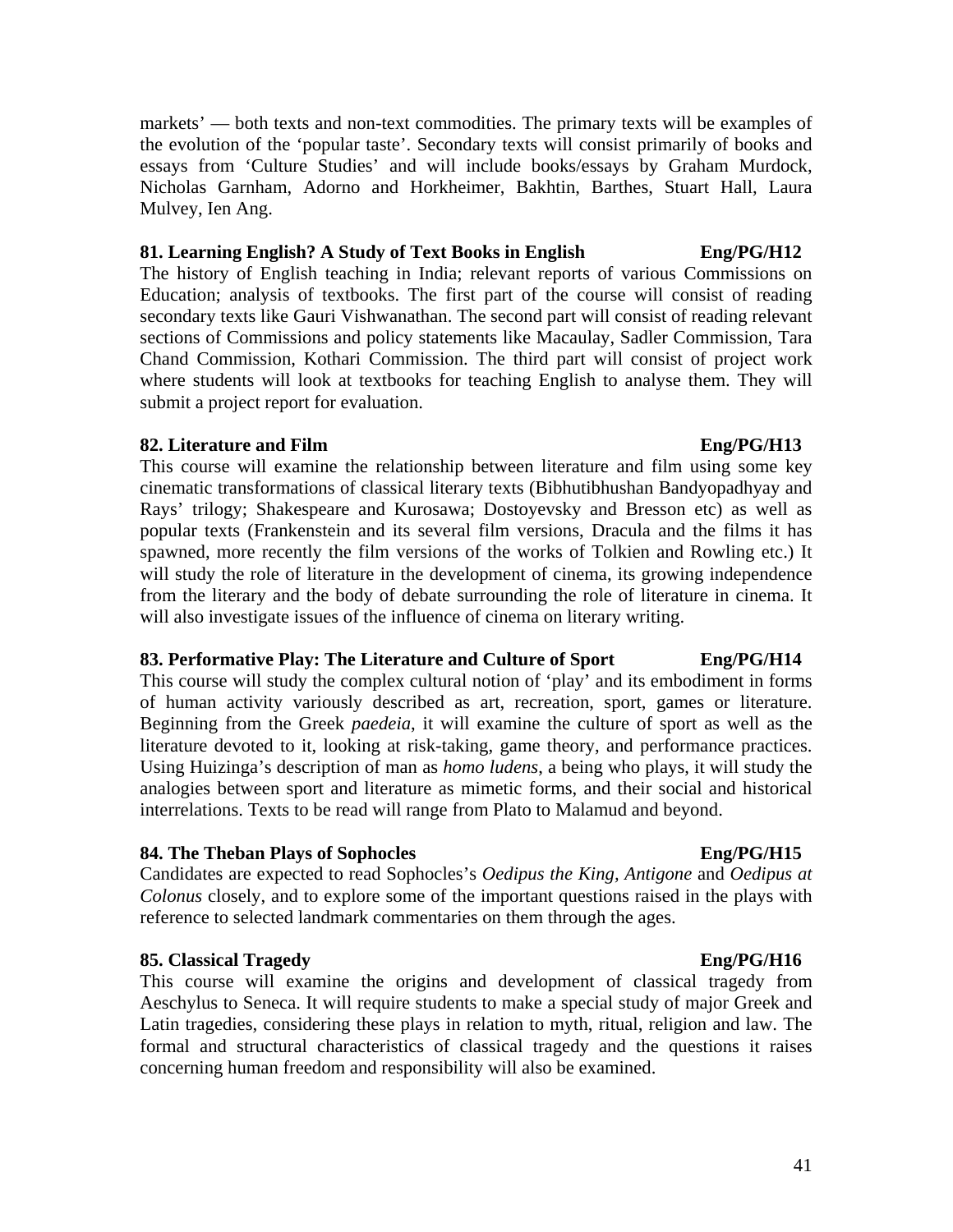markets' — both texts and non-text commodities. The primary texts will be examples of the evolution of the 'popular taste'. Secondary texts will consist primarily of books and essays from 'Culture Studies' and will include books/essays by Graham Murdock, Nicholas Garnham, Adorno and Horkheimer, Bakhtin, Barthes, Stuart Hall, Laura Mulvey, Ien Ang.

**81. Learning English? A Study of Text Books in English Eng/PG/H12**

The history of English teaching in India; relevant reports of various Commissions on Education; analysis of textbooks. The first part of the course will consist of reading secondary texts like Gauri Vishwanathan. The second part will consist of reading relevant sections of Commissions and policy statements like Macaulay, Sadler Commission, Tara Chand Commission, Kothari Commission. The third part will consist of project work where students will look at textbooks for teaching English to analyse them. They will submit a project report for evaluation.

**82. Literature and Film Eng/PG/H13**

This course will examine the relationship between literature and film using some key cinematic transformations of classical literary texts (Bibhutibhushan Bandyopadhyay and Rays' trilogy; Shakespeare and Kurosawa; Dostoyevsky and Bresson etc) as well as popular texts (Frankenstein and its several film versions, Dracula and the films it has spawned, more recently the film versions of the works of Tolkien and Rowling etc.) It will study the role of literature in the development of cinema, its growing independence from the literary and the body of debate surrounding the role of literature in cinema. It will also investigate issues of the influence of cinema on literary writing.

**83. Performative Play: The Literature and Culture of Sport Eng/PG/H14**

This course will study the complex cultural notion of 'play' and its embodiment in forms of human activity variously described as art, recreation, sport, games or literature. Beginning from the Greek *paedeia*, it will examine the culture of sport as well as the literature devoted to it, looking at risk-taking, game theory, and performance practices. Using Huizinga's description of man as *homo ludens*, a being who plays, it will study the analogies between sport and literature as mimetic forms, and their social and historical interrelations. Texts to be read will range from Plato to Malamud and beyond.

**84. The Theban Plays of Sophocles Eng/PG/H15**

Candidates are expected to read Sophocles's *Oedipus the King*, *Antigone* and *Oedipus at Colonus* closely, and to explore some of the important questions raised in the plays with reference to selected landmark commentaries on them through the ages.

**85. Classical Tragedy Eng/PG/H16**

This course will examine the origins and development of classical tragedy from Aeschylus to Seneca. It will require students to make a special study of major Greek and Latin tragedies, considering these plays in relation to myth, ritual, religion and law. The formal and structural characteristics of classical tragedy and the questions it raises concerning human freedom and responsibility will also be examined.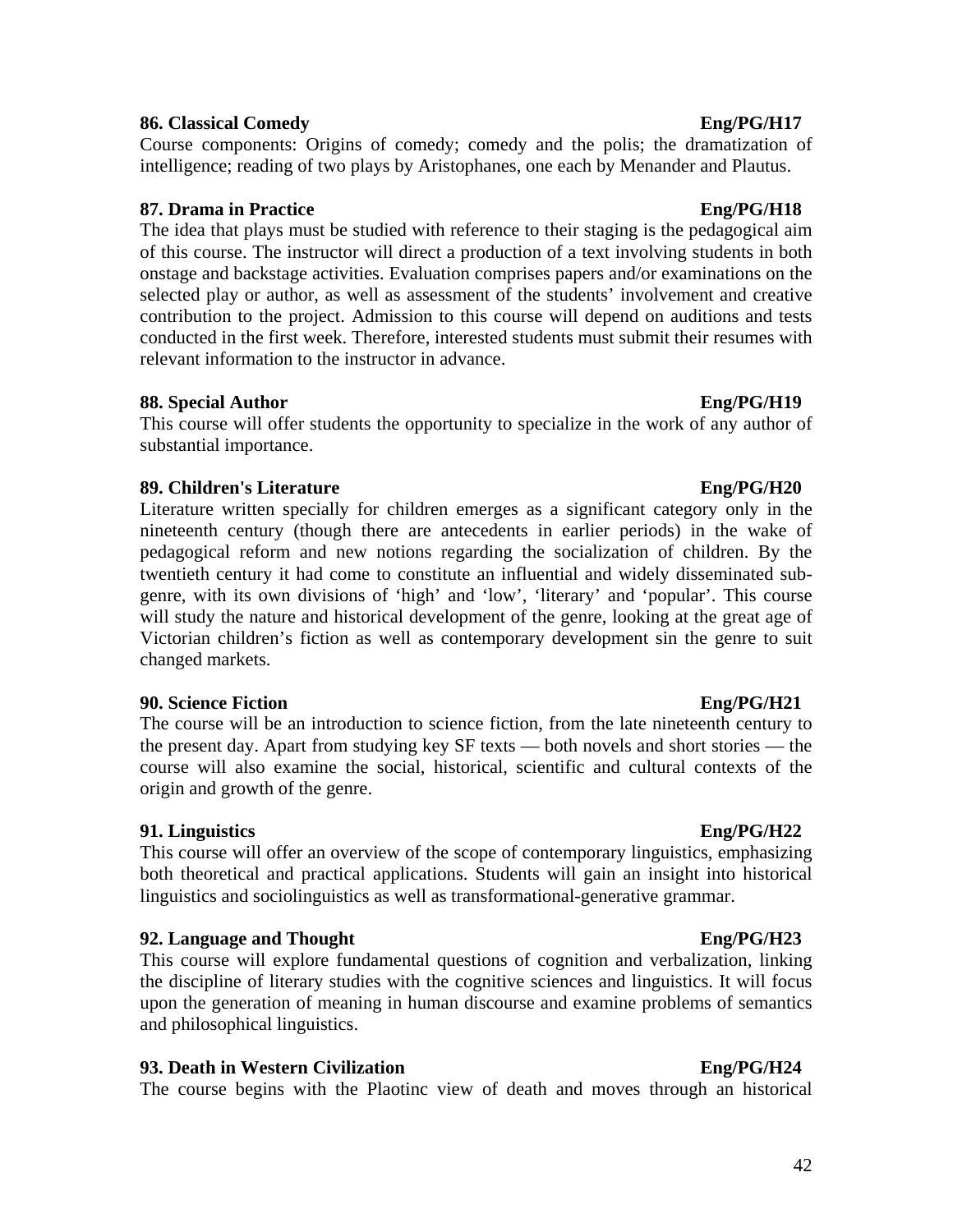**86. Classical Comedy** **Eng/PG/H17**

Course components: Origins of comedy; comedy and the polis; the dramatization of intelligence; reading of two plays by Aristophanes, one each by Menander and Plautus.

**87. Drama in Practice** **Eng/PG/H18**

The idea that plays must be studied with reference to their staging is the pedagogical aim of this course. The instructor will direct a production of a text involving students in both onstage and backstage activities. Evaluation comprises papers and/or examinations on the selected play or author, as well as assessment of the students' involvement and creative contribution to the project. Admission to this course will depend on auditions and tests conducted in the first week. Therefore, interested students must submit their resumes with relevant information to the instructor in advance.

**88. Special Author** **Eng/PG/H19**

This course will offer students the opportunity to specialize in the work of any author of substantial importance.

**89. Children's Literature** **Eng/PG/H20**

Literature written specially for children emerges as a significant category only in the nineteenth century (though there are antecedents in earlier periods) in the wake of pedagogical reform and new notions regarding the socialization of children. By the twentieth century it had come to constitute an influential and widely disseminated sub-genre, with its own divisions of 'high' and 'low', 'literary' and 'popular'. This course will study the nature and historical development of the genre, looking at the great age of Victorian children's fiction as well as contemporary development sin the genre to suit changed markets.

**90. Science Fiction** **Eng/PG/H21**

The course will be an introduction to science fiction, from the late nineteenth century to the present day. Apart from studying key SF texts — both novels and short stories — the course will also examine the social, historical, scientific and cultural contexts of the origin and growth of the genre.

**91. Linguistics** **Eng/PG/H22**

This course will offer an overview of the scope of contemporary linguistics, emphasizing both theoretical and practical applications. Students will gain an insight into historical linguistics and sociolinguistics as well as transformational-generative grammar.

**92. Language and Thought** **Eng/PG/H23**

This course will explore fundamental questions of cognition and verbalization, linking the discipline of literary studies with the cognitive sciences and linguistics. It will focus upon the generation of meaning in human discourse and examine problems of semantics and philosophical linguistics.

**93. Death in Western Civilization** **Eng/PG/H24**

The course begins with the Plaotinc view of death and moves through an historical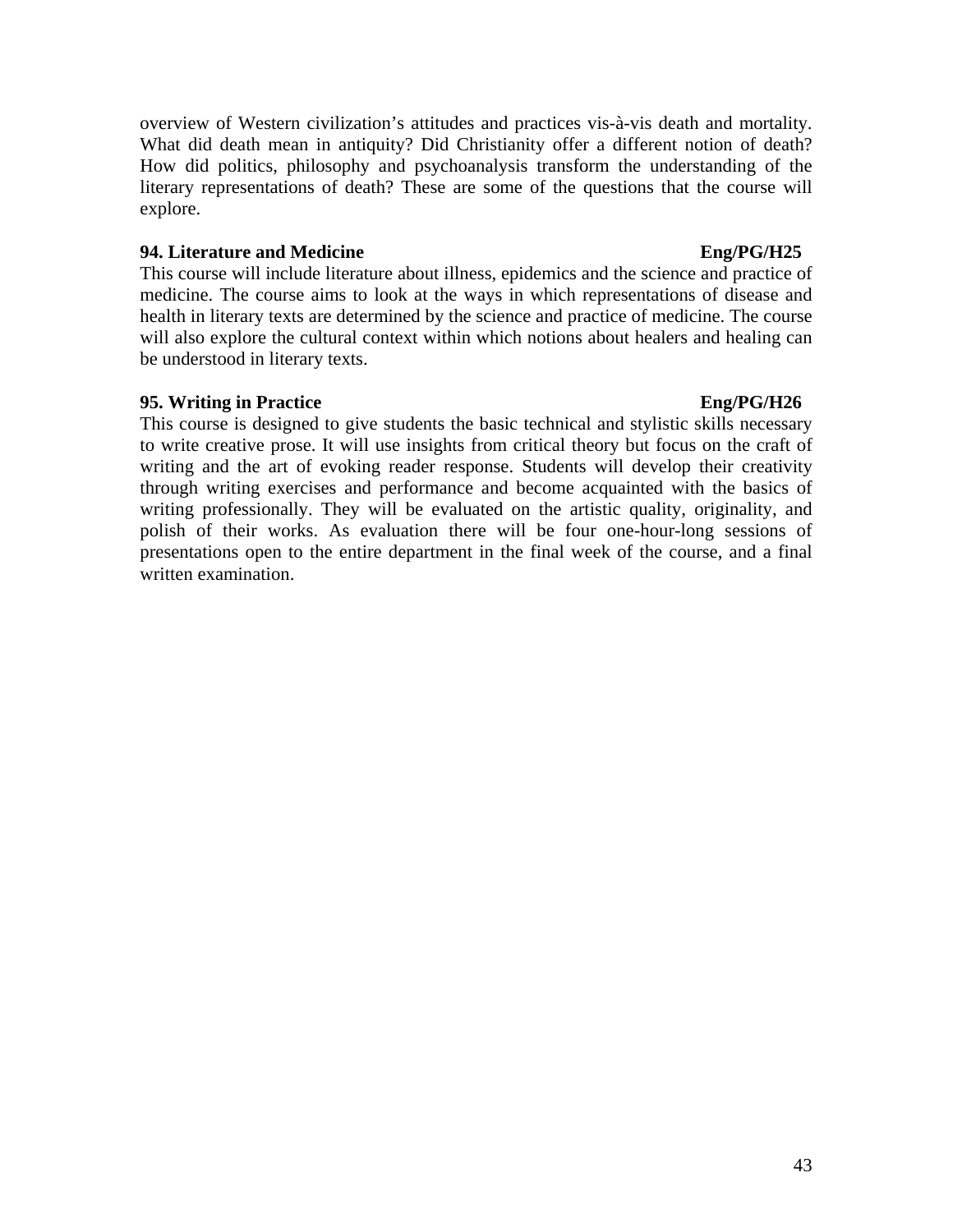overview of Western civilization's attitudes and practices vis-à-vis death and mortality. What did death mean in antiquity? Did Christianity offer a different notion of death? How did politics, philosophy and psychoanalysis transform the understanding of the literary representations of death? These are some of the questions that the course will explore.

**94. Literature and Medicine** **Eng/PG/H25**

This course will include literature about illness, epidemics and the science and practice of medicine. The course aims to look at the ways in which representations of disease and health in literary texts are determined by the science and practice of medicine. The course will also explore the cultural context within which notions about healers and healing can be understood in literary texts.

**95. Writing in Practice** **Eng/PG/H26**

This course is designed to give students the basic technical and stylistic skills necessary to write creative prose. It will use insights from critical theory but focus on the craft of writing and the art of evoking reader response. Students will develop their creativity through writing exercises and performance and become acquainted with the basics of writing professionally. They will be evaluated on the artistic quality, originality, and polish of their works. As evaluation there will be four one-hour-long sessions of presentations open to the entire department in the final week of the course, and a final written examination.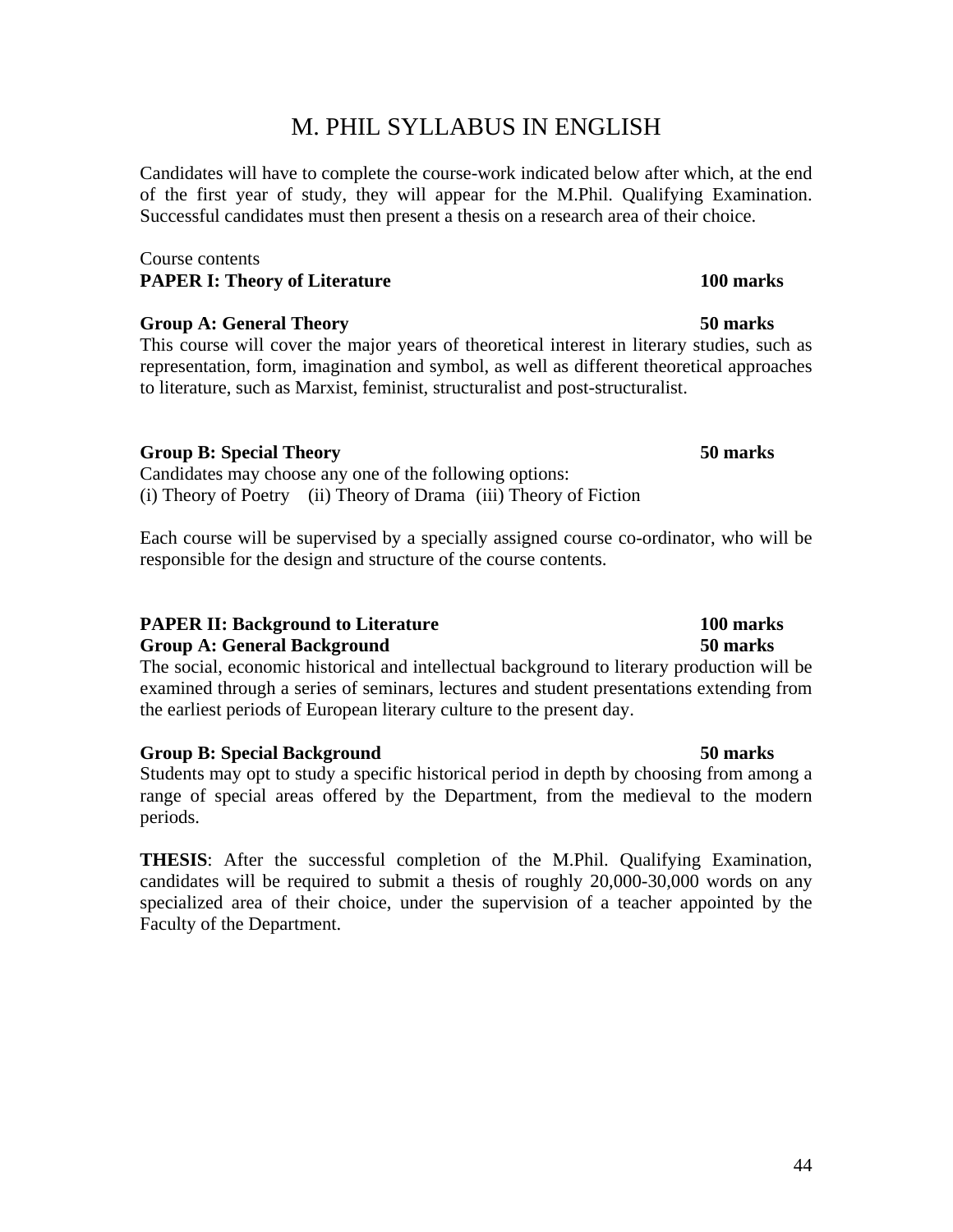# M. PHIL SYLLABUS IN ENGLISH

Candidates will have to complete the course-work indicated below after which, at the end of the first year of study, they will appear for the M.Phil. Qualifying Examination. Successful candidates must then present a thesis on a research area of their choice.

Course contents

**PAPER I: Theory of Literature** **100 marks**

**Group A: General Theory** **50 marks**

This course will cover the major years of theoretical interest in literary studies, such as representation, form, imagination and symbol, as well as different theoretical approaches to literature, such as Marxist, feminist, structuralist and post-structuralist.

**Group B: Special Theory** **50 marks**

Candidates may choose any one of the following options:
(i) Theory of Poetry (ii) Theory of Drama (iii) Theory of Fiction

Each course will be supervised by a specially assigned course co-ordinator, who will be responsible for the design and structure of the course contents.

**PAPER II: Background to Literature** **100 marks**

**Group A: General Background** **50 marks**

The social, economic historical and intellectual background to literary production will be examined through a series of seminars, lectures and student presentations extending from the earliest periods of European literary culture to the present day.

**Group B: Special Background** **50 marks**

Students may opt to study a specific historical period in depth by choosing from among a range of special areas offered by the Department, from the medieval to the modern periods.

**THESIS**: After the successful completion of the M.Phil. Qualifying Examination, candidates will be required to submit a thesis of roughly 20,000-30,000 words on any specialized area of their choice, under the supervision of a teacher appointed by the Faculty of the Department.